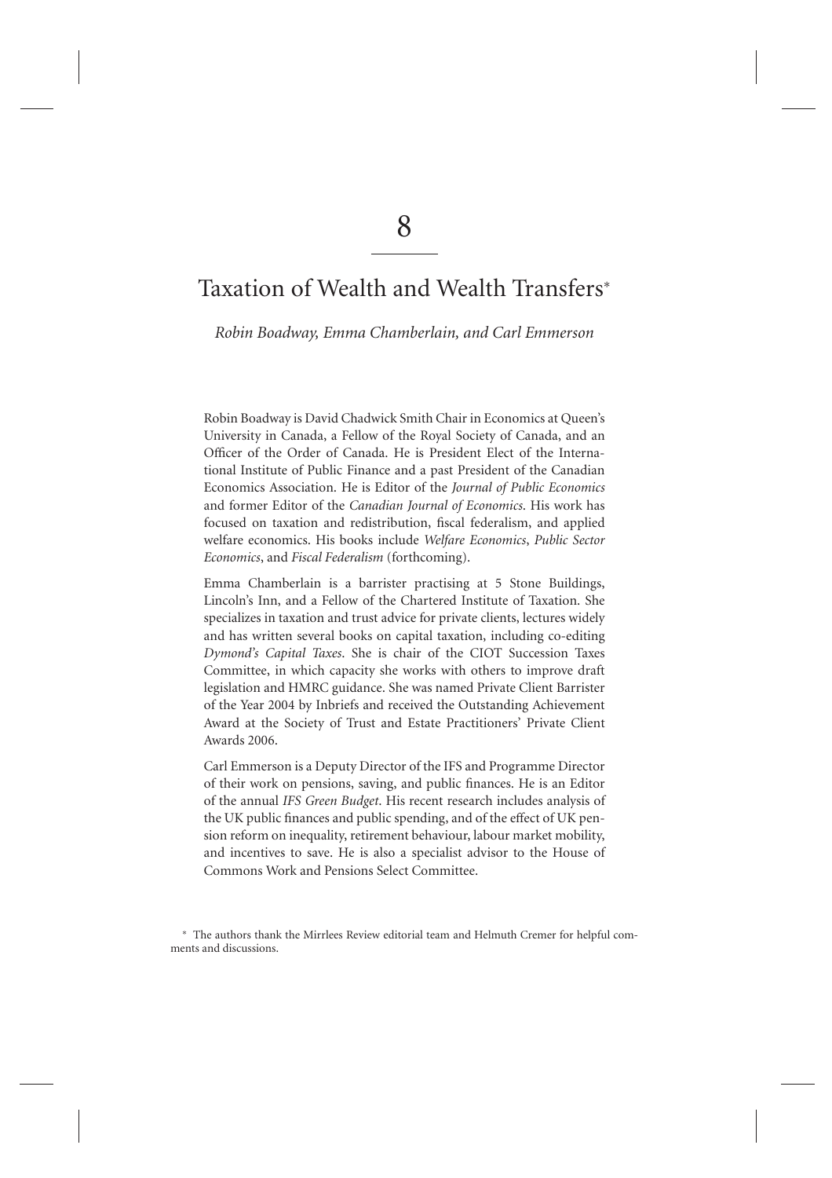# 8

# Taxation of Wealth and Wealth Transfers*

*Robin Boadway, Emma Chamberlain, and Carl Emmerson*

Robin Boadway is David Chadwick Smith Chair in Economics at Queen's University in Canada, a Fellow of the Royal Society of Canada, and an Officer of the Order of Canada. He is President Elect of the International Institute of Public Finance and a past President of the Canadian Economics Association. He is Editor of the *Journal of Public Economics* and former Editor of the *Canadian Journal of Economics*. His work has focused on taxation and redistribution, fiscal federalism, and applied welfare economics. His books include *Welfare Economics*, *Public Sector Economics*, and *Fiscal Federalism* (forthcoming).

Emma Chamberlain is a barrister practising at 5 Stone Buildings, Lincoln's Inn, and a Fellow of the Chartered Institute of Taxation. She specializes in taxation and trust advice for private clients, lectures widely and has written several books on capital taxation, including co-editing *Dymond's Capital Taxes*. She is chair of the CIOT Succession Taxes Committee, in which capacity she works with others to improve draft legislation and HMRC guidance. She was named Private Client Barrister of the Year 2004 by Inbriefs and received the Outstanding Achievement Award at the Society of Trust and Estate Practitioners' Private Client Awards 2006.

Carl Emmerson is a Deputy Director of the IFS and Programme Director of their work on pensions, saving, and public finances. He is an Editor of the annual *IFS Green Budget*. His recent research includes analysis of the UK public finances and public spending, and of the effect of UK pension reform on inequality, retirement behaviour, labour market mobility, and incentives to save. He is also a specialist advisor to the House of Commons Work and Pensions Select Committee.

* The authors thank the Mirrlees Review editorial team and Helmuth Cremer for helpful comments and discussions.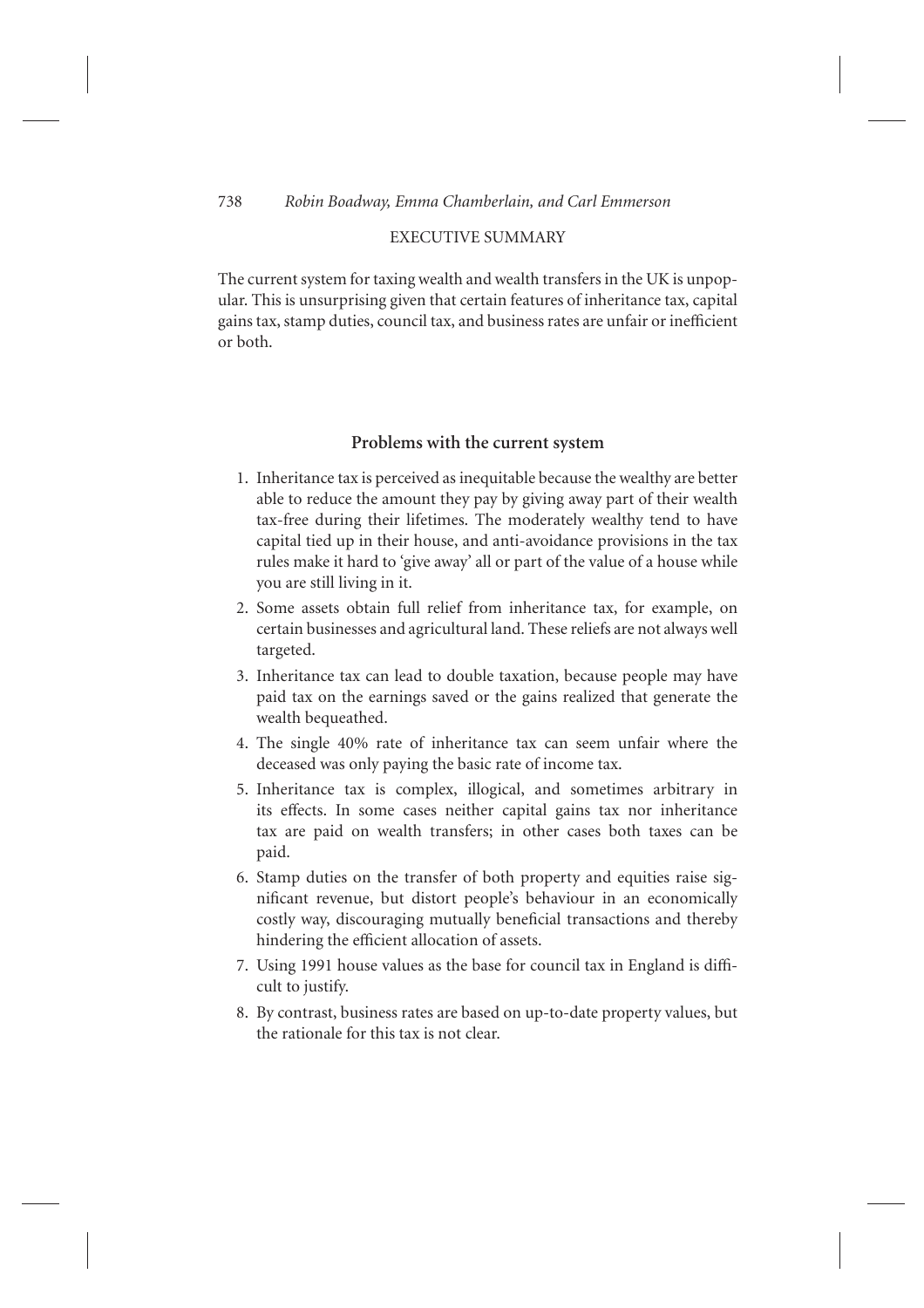## EXECUTIVE SUMMARY

The current system for taxing wealth and wealth transfers in the UK is unpopular. This is unsurprising given that certain features of inheritance tax, capital gains tax, stamp duties, council tax, and business rates are unfair or inefficient or both.

### Problems with the current system

1. Inheritance tax is perceived as inequitable because the wealthy are better able to reduce the amount they pay by giving away part of their wealth tax-free during their lifetimes. The moderately wealthy tend to have capital tied up in their house, and anti-avoidance provisions in the tax rules make it hard to 'give away' all or part of the value of a house while you are still living in it.
2. Some assets obtain full relief from inheritance tax, for example, on certain businesses and agricultural land. These reliefs are not always well targeted.
3. Inheritance tax can lead to double taxation, because people may have paid tax on the earnings saved or the gains realized that generate the wealth bequeathed.
4. The single 40% rate of inheritance tax can seem unfair where the deceased was only paying the basic rate of income tax.
5. Inheritance tax is complex, illogical, and sometimes arbitrary in its effects. In some cases neither capital gains tax nor inheritance tax are paid on wealth transfers; in other cases both taxes can be paid.
6. Stamp duties on the transfer of both property and equities raise significant revenue, but distort people's behaviour in an economically costly way, discouraging mutually beneficial transactions and thereby hindering the efficient allocation of assets.
7. Using 1991 house values as the base for council tax in England is difficult to justify.
8. By contrast, business rates are based on up-to-date property values, but the rationale for this tax is not clear.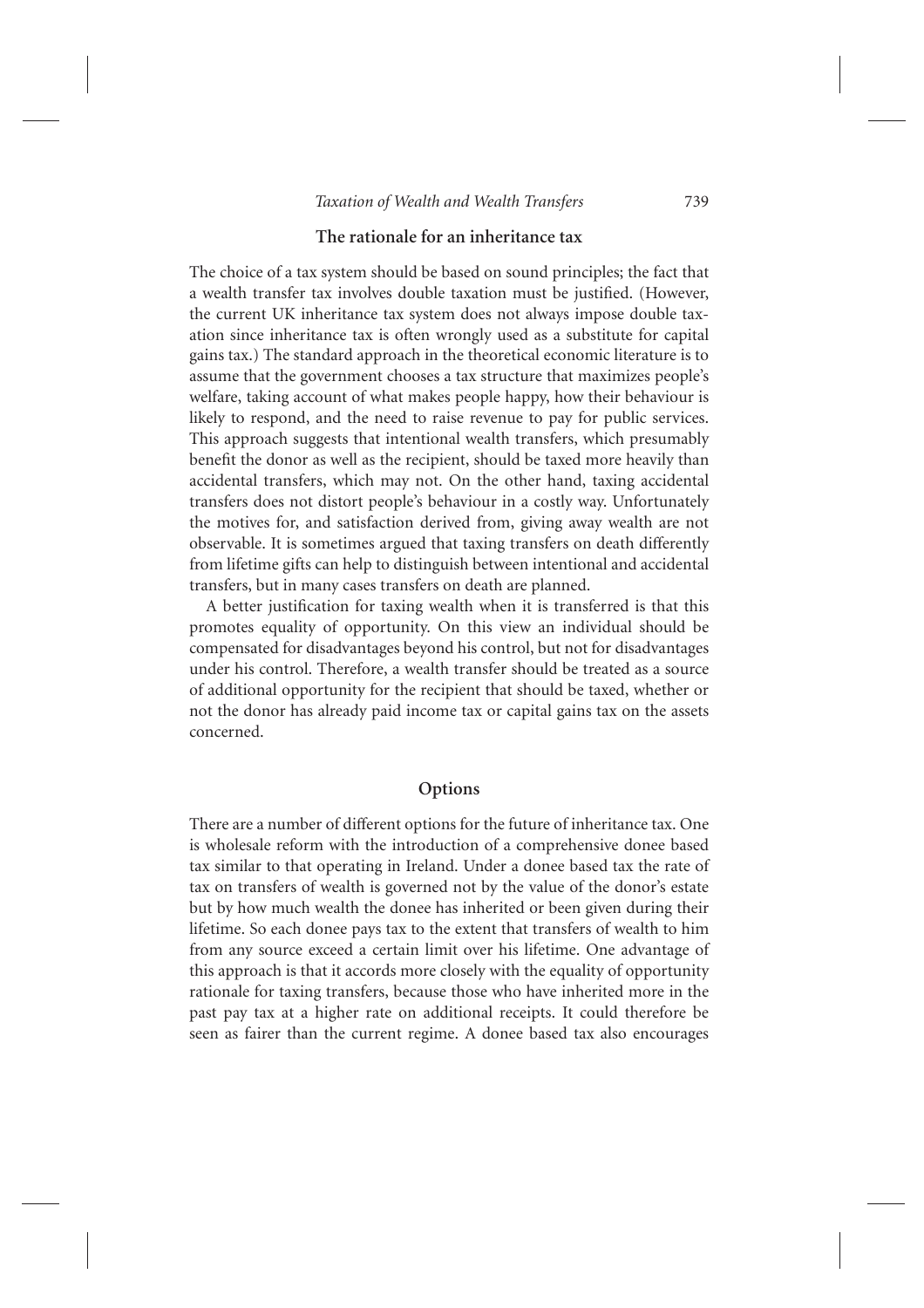## The rationale for an inheritance tax

The choice of a tax system should be based on sound principles; the fact that a wealth transfer tax involves double taxation must be justified. (However, the current UK inheritance tax system does not always impose double taxation since inheritance tax is often wrongly used as a substitute for capital gains tax.) The standard approach in the theoretical economic literature is to assume that the government chooses a tax structure that maximizes people's welfare, taking account of what makes people happy, how their behaviour is likely to respond, and the need to raise revenue to pay for public services. This approach suggests that intentional wealth transfers, which presumably benefit the donor as well as the recipient, should be taxed more heavily than accidental transfers, which may not. On the other hand, taxing accidental transfers does not distort people's behaviour in a costly way. Unfortunately the motives for, and satisfaction derived from, giving away wealth are not observable. It is sometimes argued that taxing transfers on death differently from lifetime gifts can help to distinguish between intentional and accidental transfers, but in many cases transfers on death are planned.

A better justification for taxing wealth when it is transferred is that this promotes equality of opportunity. On this view an individual should be compensated for disadvantages beyond his control, but not for disadvantages under his control. Therefore, a wealth transfer should be treated as a source of additional opportunity for the recipient that should be taxed, whether or not the donor has already paid income tax or capital gains tax on the assets concerned.

## Options

There are a number of different options for the future of inheritance tax. One is wholesale reform with the introduction of a comprehensive donee based tax similar to that operating in Ireland. Under a donee based tax the rate of tax on transfers of wealth is governed not by the value of the donor's estate but by how much wealth the donee has inherited or been given during their lifetime. So each donee pays tax to the extent that transfers of wealth to him from any source exceed a certain limit over his lifetime. One advantage of this approach is that it accords more closely with the equality of opportunity rationale for taxing transfers, because those who have inherited more in the past pay tax at a higher rate on additional receipts. It could therefore be seen as fairer than the current regime. A donee based tax also encourages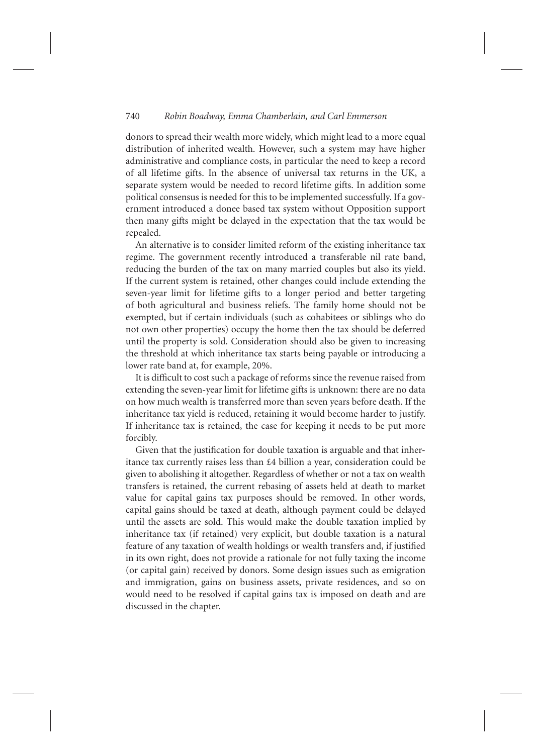donors to spread their wealth more widely, which might lead to a more equal distribution of inherited wealth. However, such a system may have higher administrative and compliance costs, in particular the need to keep a record of all lifetime gifts. In the absence of universal tax returns in the UK, a separate system would be needed to record lifetime gifts. In addition some political consensus is needed for this to be implemented successfully. If a government introduced a donee based tax system without Opposition support then many gifts might be delayed in the expectation that the tax would be repealed.

An alternative is to consider limited reform of the existing inheritance tax regime. The government recently introduced a transferable nil rate band, reducing the burden of the tax on many married couples but also its yield. If the current system is retained, other changes could include extending the seven-year limit for lifetime gifts to a longer period and better targeting of both agricultural and business reliefs. The family home should not be exempted, but if certain individuals (such as cohabitees or siblings who do not own other properties) occupy the home then the tax should be deferred until the property is sold. Consideration should also be given to increasing the threshold at which inheritance tax starts being payable or introducing a lower rate band at, for example, 20%.

It is difficult to cost such a package of reforms since the revenue raised from extending the seven-year limit for lifetime gifts is unknown: there are no data on how much wealth is transferred more than seven years before death. If the inheritance tax yield is reduced, retaining it would become harder to justify. If inheritance tax is retained, the case for keeping it needs to be put more forcibly.

Given that the justification for double taxation is arguable and that inheritance tax currently raises less than £4 billion a year, consideration could be given to abolishing it altogether. Regardless of whether or not a tax on wealth transfers is retained, the current rebasing of assets held at death to market value for capital gains tax purposes should be removed. In other words, capital gains should be taxed at death, although payment could be delayed until the assets are sold. This would make the double taxation implied by inheritance tax (if retained) very explicit, but double taxation is a natural feature of any taxation of wealth holdings or wealth transfers and, if justified in its own right, does not provide a rationale for not fully taxing the income (or capital gain) received by donors. Some design issues such as emigration and immigration, gains on business assets, private residences, and so on would need to be resolved if capital gains tax is imposed on death and are discussed in the chapter.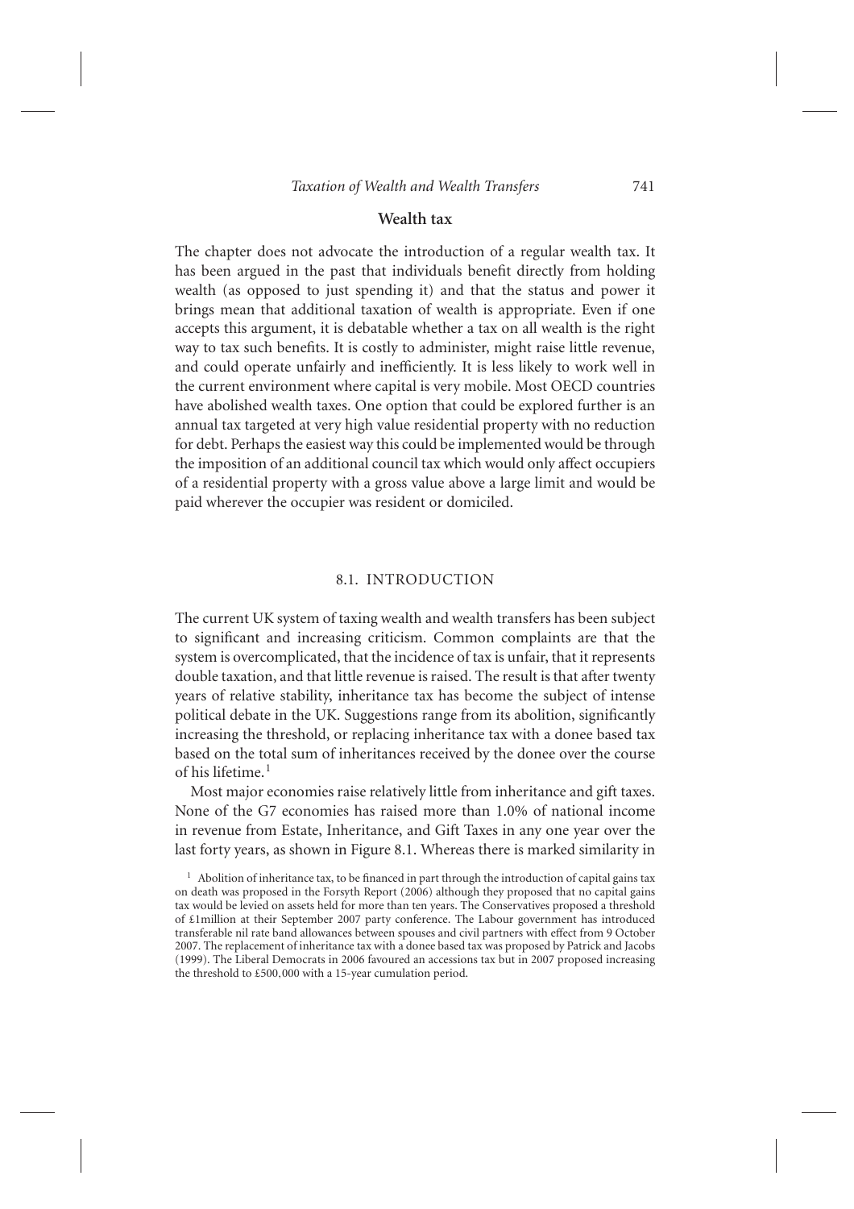### Wealth tax

The chapter does not advocate the introduction of a regular wealth tax. It has been argued in the past that individuals benefit directly from holding wealth (as opposed to just spending it) and that the status and power it brings mean that additional taxation of wealth is appropriate. Even if one accepts this argument, it is debatable whether a tax on all wealth is the right way to tax such benefits. It is costly to administer, might raise little revenue, and could operate unfairly and inefficiently. It is less likely to work well in the current environment where capital is very mobile. Most OECD countries have abolished wealth taxes. One option that could be explored further is an annual tax targeted at very high value residential property with no reduction for debt. Perhaps the easiest way this could be implemented would be through the imposition of an additional council tax which would only affect occupiers of a residential property with a gross value above a large limit and would be paid wherever the occupier was resident or domiciled.

## 8.1. INTRODUCTION

The current UK system of taxing wealth and wealth transfers has been subject to significant and increasing criticism. Common complaints are that the system is overcomplicated, that the incidence of tax is unfair, that it represents double taxation, and that little revenue is raised. The result is that after twenty years of relative stability, inheritance tax has become the subject of intense political debate in the UK. Suggestions range from its abolition, significantly increasing the threshold, or replacing inheritance tax with a donee based tax based on the total sum of inheritances received by the donee over the course of his lifetime.[1]

Most major economies raise relatively little from inheritance and gift taxes. None of the G7 economies has raised more than 1.0% of national income in revenue from Estate, Inheritance, and Gift Taxes in any one year over the last forty years, as shown in Figure 8.1. Whereas there is marked similarity in

[1] Abolition of inheritance tax, to be financed in part through the introduction of capital gains tax on death was proposed in the Forsyth Report (2006) although they proposed that no capital gains tax would be levied on assets held for more than ten years. The Conservatives proposed a threshold of £1million at their September 2007 party conference. The Labour government has introduced transferable nil rate band allowances between spouses and civil partners with effect from 9 October 2007. The replacement of inheritance tax with a donee based tax was proposed by Patrick and Jacobs (1999). The Liberal Democrats in 2006 favoured an accessions tax but in 2007 proposed increasing the threshold to £500,000 with a 15-year cumulation period.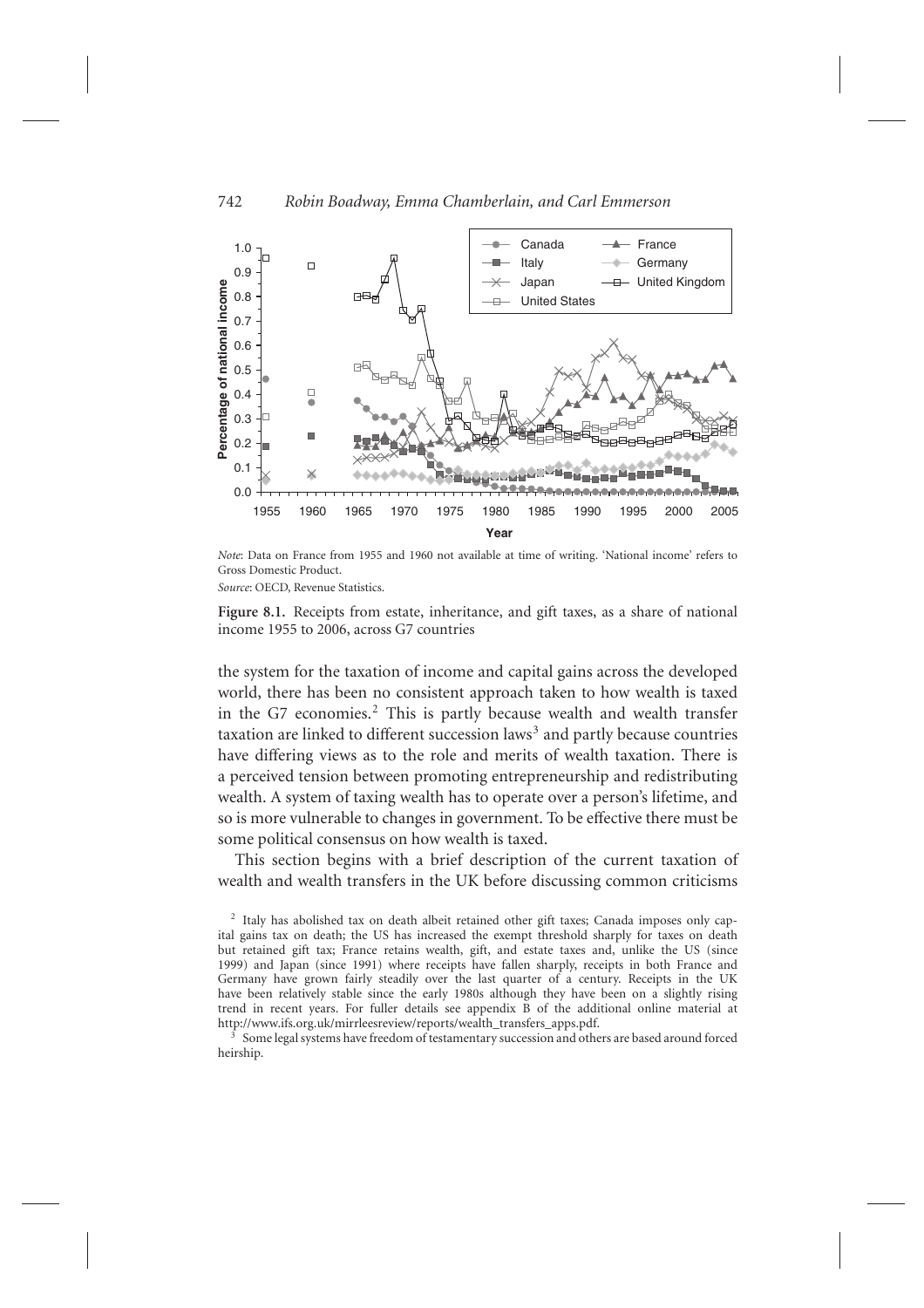*Note*: Data on France from 1955 and 1960 not available at time of writing. 'National income' refers to Gross Domestic Product.

*Source*: OECD, Revenue Statistics.

**Figure 8.1.** Receipts from estate, inheritance, and gift taxes, as a share of national income 1955 to 2006, across G7 countries

the system for the taxation of income and capital gains across the developed world, there has been no consistent approach taken to how wealth is taxed in the G7 economies.[2] This is partly because wealth and wealth transfer taxation are linked to different succession laws[3] and partly because countries have differing views as to the role and merits of wealth taxation. There is a perceived tension between promoting entrepreneurship and redistributing wealth. A system of taxing wealth has to operate over a person's lifetime, and so is more vulnerable to changes in government. To be effective there must be some political consensus on how wealth is taxed.

This section begins with a brief description of the current taxation of wealth and wealth transfers in the UK before discussing common criticisms

[2] Italy has abolished tax on death albeit retained other gift taxes; Canada imposes only capital gains tax on death; the US has increased the exempt threshold sharply for taxes on death but retained gift tax; France retains wealth, gift, and estate taxes and, unlike the US (since 1999) and Japan (since 1991) where receipts have fallen sharply, receipts in both France and Germany have grown fairly steadily over the last quarter of a century. Receipts in the UK have been relatively stable since the early 1980s although they have been on a slightly rising trend in recent years. For fuller details see appendix B of the additional online material at http://www.ifs.org.uk/mirrleesreview/reports/wealth_transfers_apps.pdf.

[3] Some legal systems have freedom of testamentary succession and others are based around forced heirship.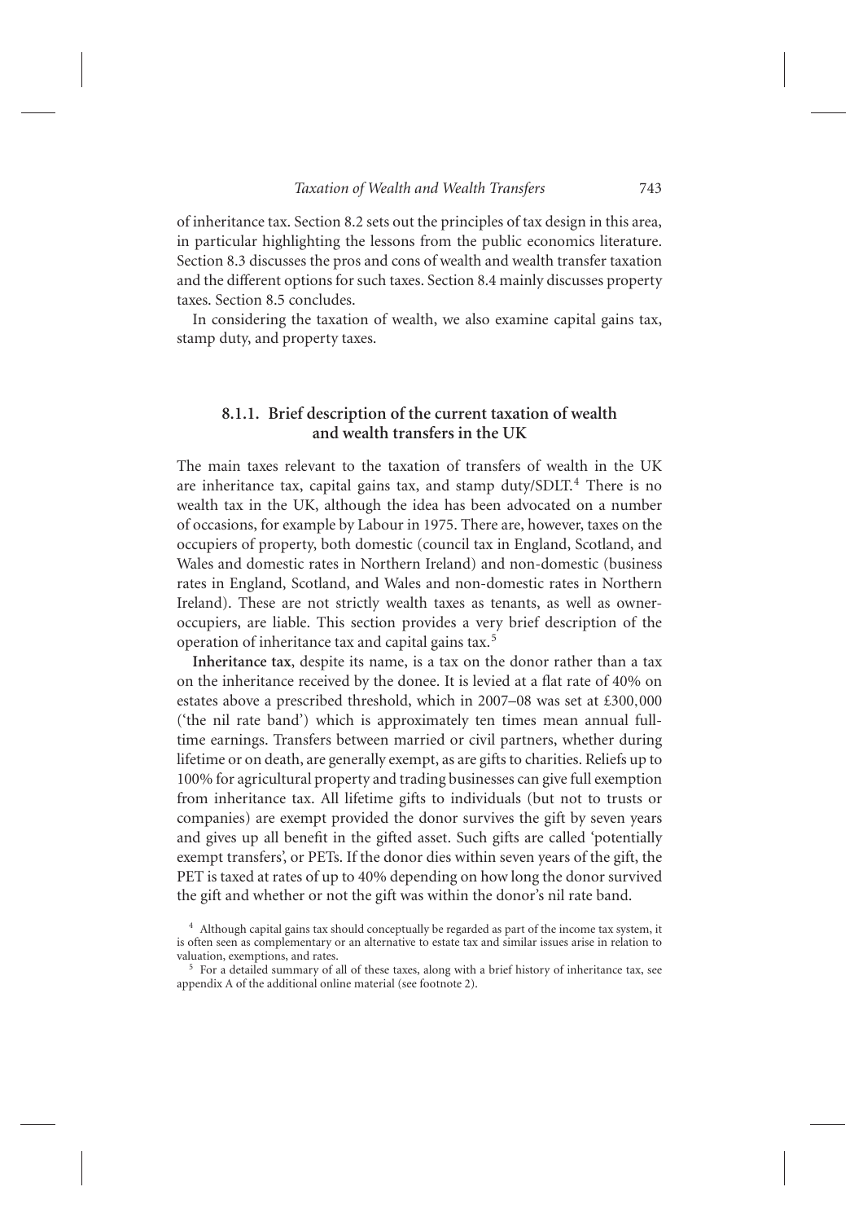of inheritance tax. Section 8.2 sets out the principles of tax design in this area, in particular highlighting the lessons from the public economics literature. Section 8.3 discusses the pros and cons of wealth and wealth transfer taxation and the different options for such taxes. Section 8.4 mainly discusses property taxes. Section 8.5 concludes.

In considering the taxation of wealth, we also examine capital gains tax, stamp duty, and property taxes.

### 8.1.1. Brief description of the current taxation of wealth and wealth transfers in the UK

The main taxes relevant to the taxation of transfers of wealth in the UK are inheritance tax, capital gains tax, and stamp duty/SDLT.[4] There is no wealth tax in the UK, although the idea has been advocated on a number of occasions, for example by Labour in 1975. There are, however, taxes on the occupiers of property, both domestic (council tax in England, Scotland, and Wales and domestic rates in Northern Ireland) and non-domestic (business rates in England, Scotland, and Wales and non-domestic rates in Northern Ireland). These are not strictly wealth taxes as tenants, as well as owner-occupiers, are liable. This section provides a very brief description of the operation of inheritance tax and capital gains tax.[5]

**Inheritance tax**, despite its name, is a tax on the donor rather than a tax on the inheritance received by the donee. It is levied at a flat rate of 40% on estates above a prescribed threshold, which in 2007–08 was set at £300,000 ('the nil rate band') which is approximately ten times mean annual full-time earnings. Transfers between married or civil partners, whether during lifetime or on death, are generally exempt, as are gifts to charities. Reliefs up to 100% for agricultural property and trading businesses can give full exemption from inheritance tax. All lifetime gifts to individuals (but not to trusts or companies) are exempt provided the donor survives the gift by seven years and gives up all benefit in the gifted asset. Such gifts are called 'potentially exempt transfers', or PETs. If the donor dies within seven years of the gift, the PET is taxed at rates of up to 40% depending on how long the donor survived the gift and whether or not the gift was within the donor's nil rate band.

[4] Although capital gains tax should conceptually be regarded as part of the income tax system, it is often seen as complementary or an alternative to estate tax and similar issues arise in relation to valuation, exemptions, and rates.

[5] For a detailed summary of all of these taxes, along with a brief history of inheritance tax, see appendix A of the additional online material (see footnote 2).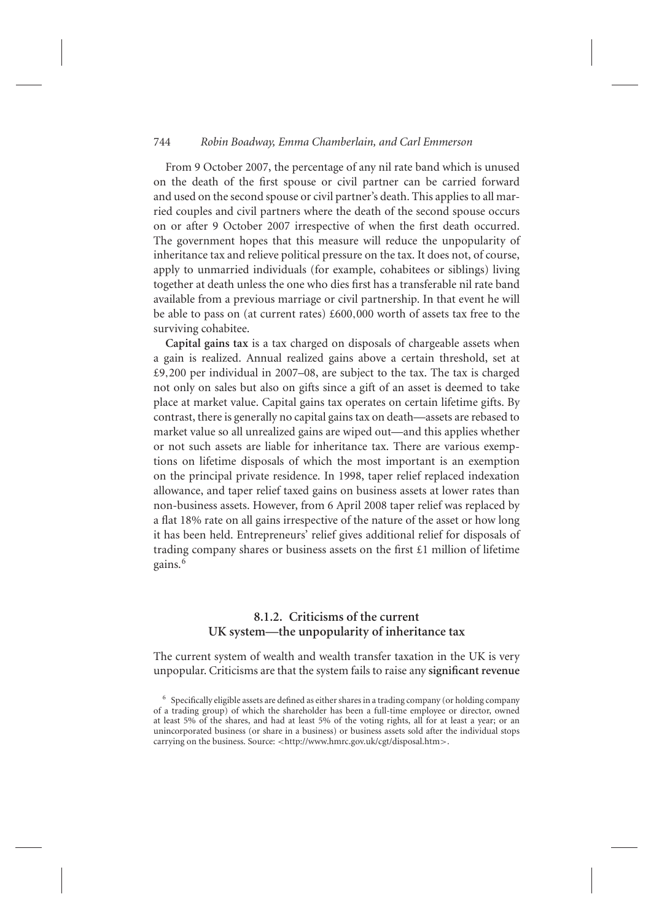From 9 October 2007, the percentage of any nil rate band which is unused on the death of the first spouse or civil partner can be carried forward and used on the second spouse or civil partner's death. This applies to all married couples and civil partners where the death of the second spouse occurs on or after 9 October 2007 irrespective of when the first death occurred. The government hopes that this measure will reduce the unpopularity of inheritance tax and relieve political pressure on the tax. It does not, of course, apply to unmarried individuals (for example, cohabitees or siblings) living together at death unless the one who dies first has a transferable nil rate band available from a previous marriage or civil partnership. In that event he will be able to pass on (at current rates) £600,000 worth of assets tax free to the surviving cohabitee.

**Capital gains tax** is a tax charged on disposals of chargeable assets when a gain is realized. Annual realized gains above a certain threshold, set at £9,200 per individual in 2007–08, are subject to the tax. The tax is charged not only on sales but also on gifts since a gift of an asset is deemed to take place at market value. Capital gains tax operates on certain lifetime gifts. By contrast, there is generally no capital gains tax on death—assets are rebased to market value so all unrealized gains are wiped out—and this applies whether or not such assets are liable for inheritance tax. There are various exemptions on lifetime disposals of which the most important is an exemption on the principal private residence. In 1998, taper relief replaced indexation allowance, and taper relief taxed gains on business assets at lower rates than non-business assets. However, from 6 April 2008 taper relief was replaced by a flat 18% rate on all gains irrespective of the nature of the asset or how long it has been held. Entrepreneurs' relief gives additional relief for disposals of trading company shares or business assets on the first £1 million of lifetime gains.[6]

### 8.1.2. Criticisms of the current UK system—the unpopularity of inheritance tax

The current system of wealth and wealth transfer taxation in the UK is very unpopular. Criticisms are that the system fails to raise any **significant revenue**

[6] Specifically eligible assets are defined as either shares in a trading company (or holding company of a trading group) of which the shareholder has been a full-time employee or director, owned at least 5% of the shares, and had at least 5% of the voting rights, all for at least a year; or an unincorporated business (or share in a business) or business assets sold after the individual stops carrying on the business. Source: <http://www.hmrc.gov.uk/cgt/disposal.htm>.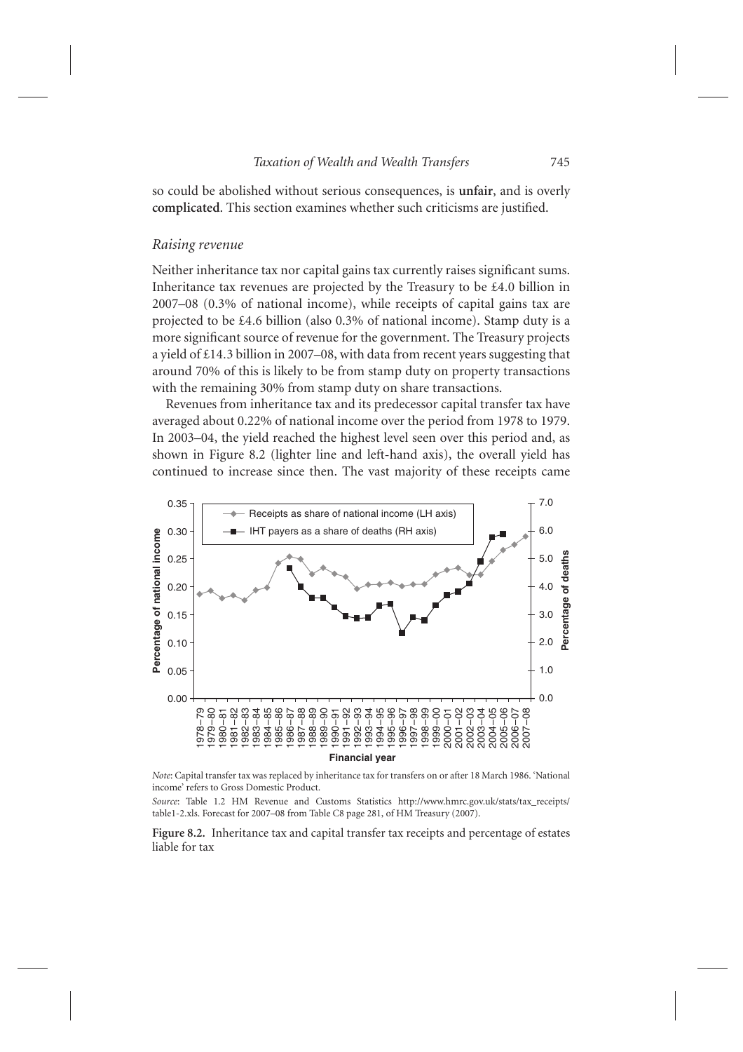so could be abolished without serious consequences, is **unfair**, and is overly **complicated**. This section examines whether such criticisms are justified.

### *Raising revenue*

Neither inheritance tax nor capital gains tax currently raises significant sums. Inheritance tax revenues are projected by the Treasury to be £4.0 billion in 2007–08 (0.3% of national income), while receipts of capital gains tax are projected to be £4.6 billion (also 0.3% of national income). Stamp duty is a more significant source of revenue for the government. The Treasury projects a yield of £14.3 billion in 2007–08, with data from recent years suggesting that around 70% of this is likely to be from stamp duty on property transactions with the remaining 30% from stamp duty on share transactions.

Revenues from inheritance tax and its predecessor capital transfer tax have averaged about 0.22% of national income over the period from 1978 to 1979. In 2003–04, the yield reached the highest level seen over this period and, as shown in Figure 8.2 (lighter line and left-hand axis), the overall yield has continued to increase since then. The vast majority of these receipts came

*Note*: Capital transfer tax was replaced by inheritance tax for transfers on or after 18 March 1986. 'National income' refers to Gross Domestic Product.

*Source*: Table 1.2 HM Revenue and Customs Statistics http://www.hmrc.gov.uk/stats/tax_receipts/table1-2.xls. Forecast for 2007–08 from Table C8 page 281, of HM Treasury (2007).

**Figure 8.2.** Inheritance tax and capital transfer tax receipts and percentage of estates liable for tax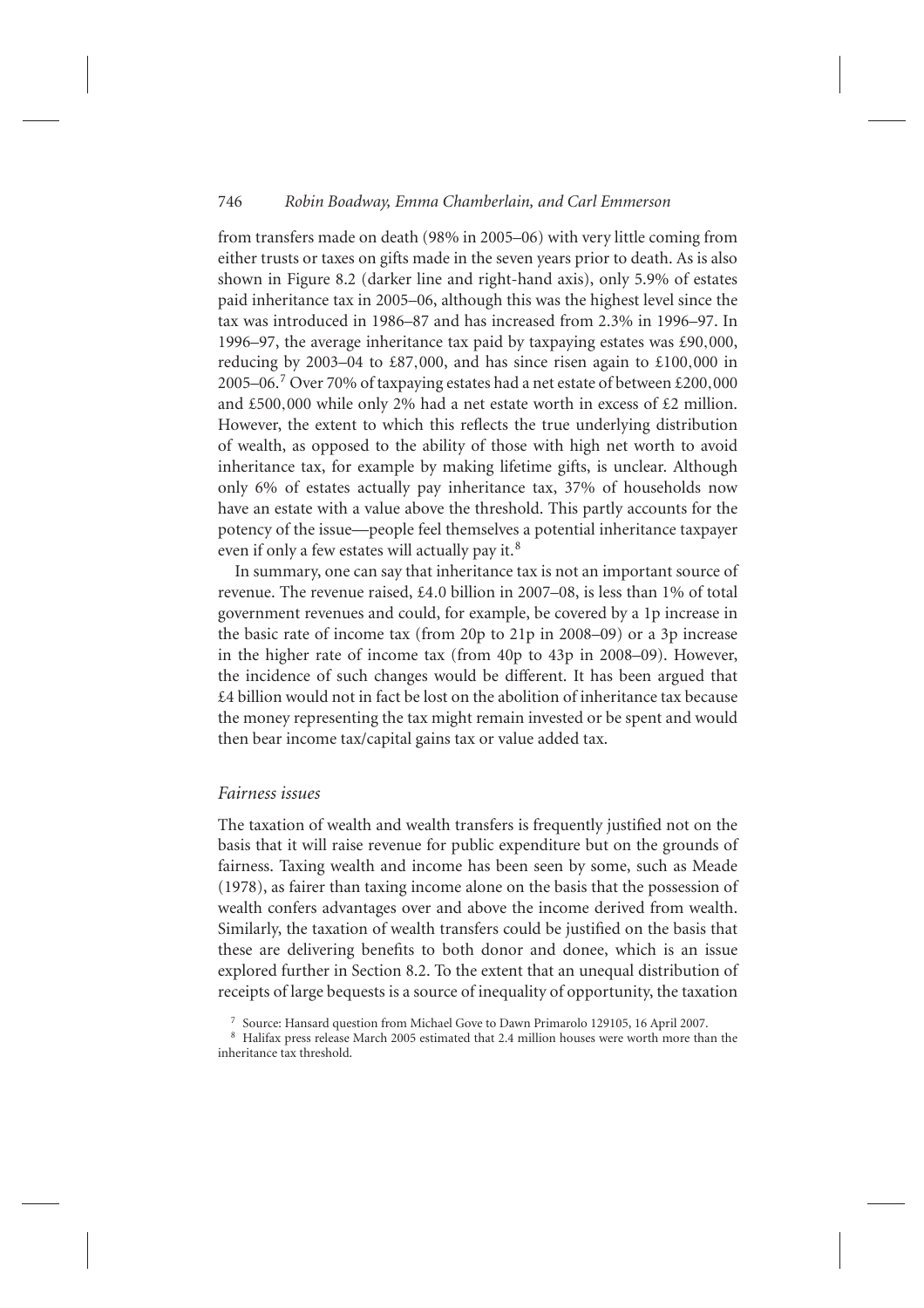from transfers made on death (98% in 2005–06) with very little coming from either trusts or taxes on gifts made in the seven years prior to death. As is also shown in Figure 8.2 (darker line and right-hand axis), only 5.9% of estates paid inheritance tax in 2005–06, although this was the highest level since the tax was introduced in 1986–87 and has increased from 2.3% in 1996–97. In 1996–97, the average inheritance tax paid by taxpaying estates was £90,000, reducing by 2003–04 to £87,000, and has since risen again to £100,000 in 2005–06.[7] Over 70% of taxpaying estates had a net estate of between £200,000 and £500,000 while only 2% had a net estate worth in excess of £2 million. However, the extent to which this reflects the true underlying distribution of wealth, as opposed to the ability of those with high net worth to avoid inheritance tax, for example by making lifetime gifts, is unclear. Although only 6% of estates actually pay inheritance tax, 37% of households now have an estate with a value above the threshold. This partly accounts for the potency of the issue—people feel themselves a potential inheritance taxpayer even if only a few estates will actually pay it.[8]

In summary, one can say that inheritance tax is not an important source of revenue. The revenue raised, £4.0 billion in 2007–08, is less than 1% of total government revenues and could, for example, be covered by a 1p increase in the basic rate of income tax (from 20p to 21p in 2008–09) or a 3p increase in the higher rate of income tax (from 40p to 43p in 2008–09). However, the incidence of such changes would be different. It has been argued that £4 billion would not in fact be lost on the abolition of inheritance tax because the money representing the tax might remain invested or be spent and would then bear income tax/capital gains tax or value added tax.

### *Fairness issues*

The taxation of wealth and wealth transfers is frequently justified not on the basis that it will raise revenue for public expenditure but on the grounds of fairness. Taxing wealth and income has been seen by some, such as Meade (1978), as fairer than taxing income alone on the basis that the possession of wealth confers advantages over and above the income derived from wealth. Similarly, the taxation of wealth transfers could be justified on the basis that these are delivering benefits to both donor and donee, which is an issue explored further in Section 8.2. To the extent that an unequal distribution of receipts of large bequests is a source of inequality of opportunity, the taxation

[7] Source: Hansard question from Michael Gove to Dawn Primarolo 129105, 16 April 2007.

[8] Halifax press release March 2005 estimated that 2.4 million houses were worth more than the inheritance tax threshold.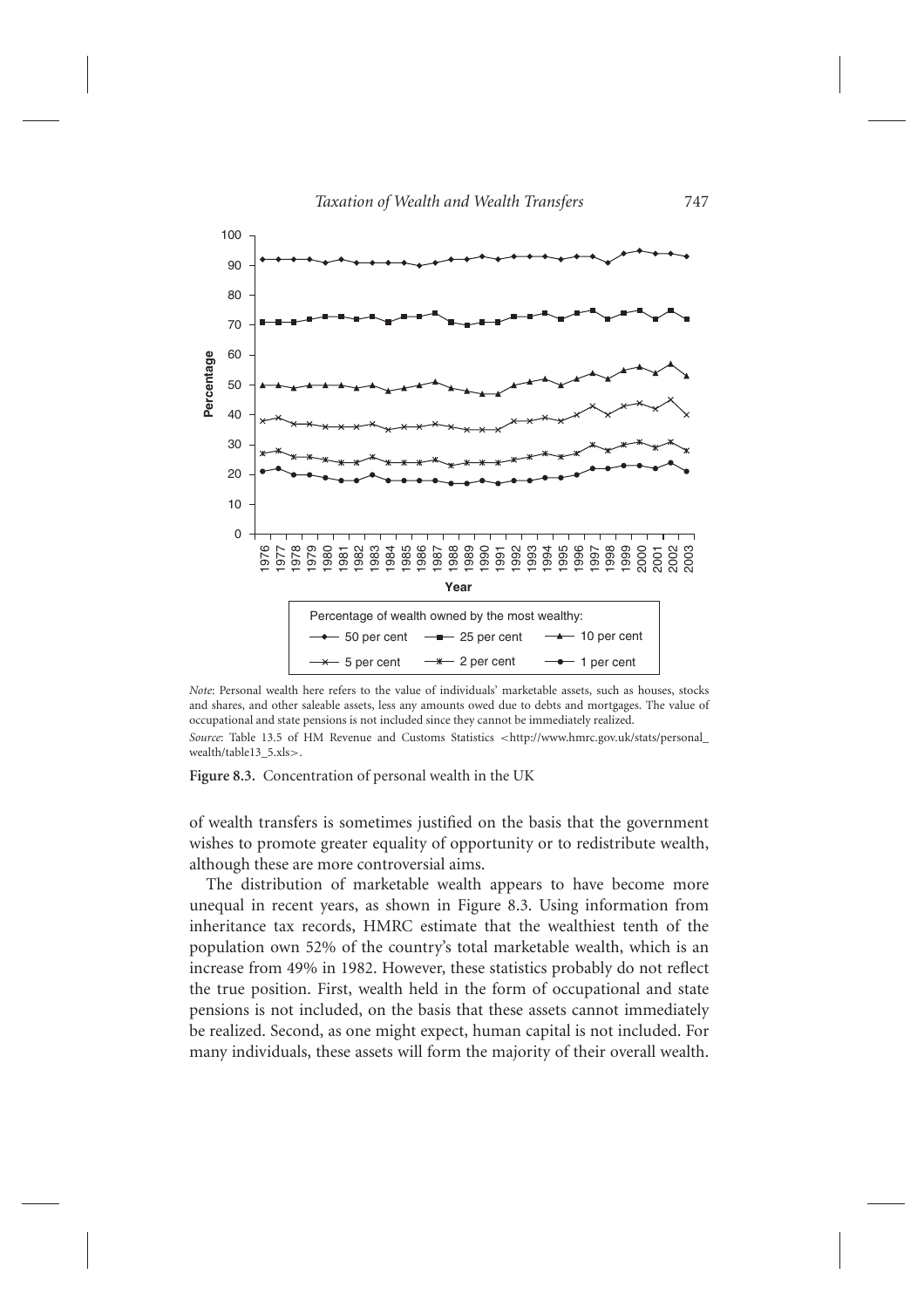*Note*: Personal wealth here refers to the value of individuals' marketable assets, such as houses, stocks and shares, and other saleable assets, less any amounts owed due to debts and mortgages. The value of occupational and state pensions is not included since they cannot be immediately realized.

*Source*: Table 13.5 of HM Revenue and Customs Statistics <http://www.hmrc.gov.uk/stats/personal_wealth/table13_5.xls>.

**Figure 8.3.** Concentration of personal wealth in the UK

of wealth transfers is sometimes justified on the basis that the government wishes to promote greater equality of opportunity or to redistribute wealth, although these are more controversial aims.

The distribution of marketable wealth appears to have become more unequal in recent years, as shown in Figure 8.3. Using information from inheritance tax records, HMRC estimate that the wealthiest tenth of the population own 52% of the country's total marketable wealth, which is an increase from 49% in 1982. However, these statistics probably do not reflect the true position. First, wealth held in the form of occupational and state pensions is not included, on the basis that these assets cannot immediately be realized. Second, as one might expect, human capital is not included. For many individuals, these assets will form the majority of their overall wealth.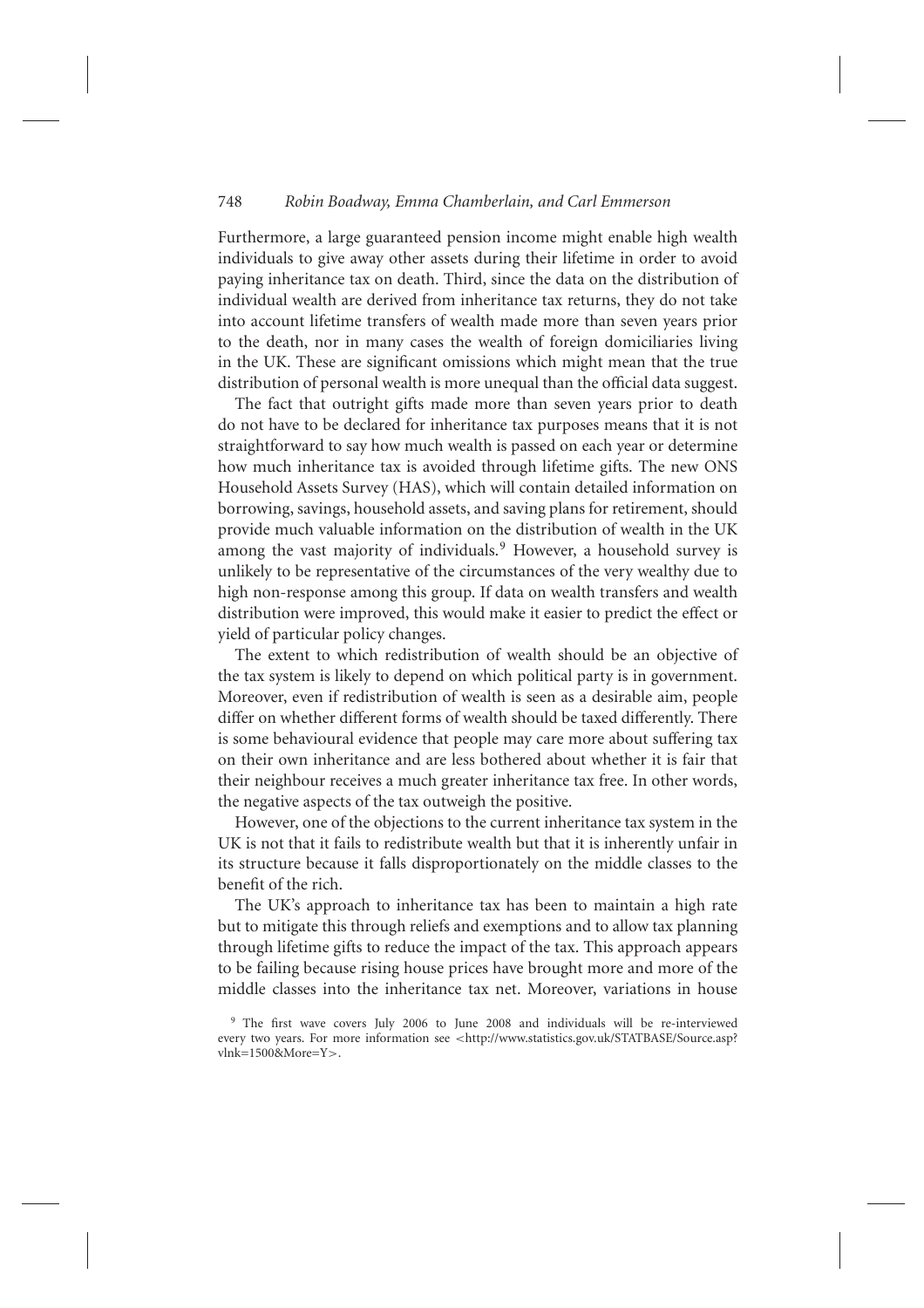Furthermore, a large guaranteed pension income might enable high wealth individuals to give away other assets during their lifetime in order to avoid paying inheritance tax on death. Third, since the data on the distribution of individual wealth are derived from inheritance tax returns, they do not take into account lifetime transfers of wealth made more than seven years prior to the death, nor in many cases the wealth of foreign domiciliaries living in the UK. These are significant omissions which might mean that the true distribution of personal wealth is more unequal than the official data suggest.

The fact that outright gifts made more than seven years prior to death do not have to be declared for inheritance tax purposes means that it is not straightforward to say how much wealth is passed on each year or determine how much inheritance tax is avoided through lifetime gifts. The new ONS Household Assets Survey (HAS), which will contain detailed information on borrowing, savings, household assets, and saving plans for retirement, should provide much valuable information on the distribution of wealth in the UK among the vast majority of individuals.[9] However, a household survey is unlikely to be representative of the circumstances of the very wealthy due to high non-response among this group. If data on wealth transfers and wealth distribution were improved, this would make it easier to predict the effect or yield of particular policy changes.

The extent to which redistribution of wealth should be an objective of the tax system is likely to depend on which political party is in government. Moreover, even if redistribution of wealth is seen as a desirable aim, people differ on whether different forms of wealth should be taxed differently. There is some behavioural evidence that people may care more about suffering tax on their own inheritance and are less bothered about whether it is fair that their neighbour receives a much greater inheritance tax free. In other words, the negative aspects of the tax outweigh the positive.

However, one of the objections to the current inheritance tax system in the UK is not that it fails to redistribute wealth but that it is inherently unfair in its structure because it falls disproportionately on the middle classes to the benefit of the rich.

The UK's approach to inheritance tax has been to maintain a high rate but to mitigate this through reliefs and exemptions and to allow tax planning through lifetime gifts to reduce the impact of the tax. This approach appears to be failing because rising house prices have brought more and more of the middle classes into the inheritance tax net. Moreover, variations in house

[9] The first wave covers July 2006 to June 2008 and individuals will be re-interviewed every two years. For more information see <http://www.statistics.gov.uk/STATBASE/Source.asp?vlnk=1500&More=Y>.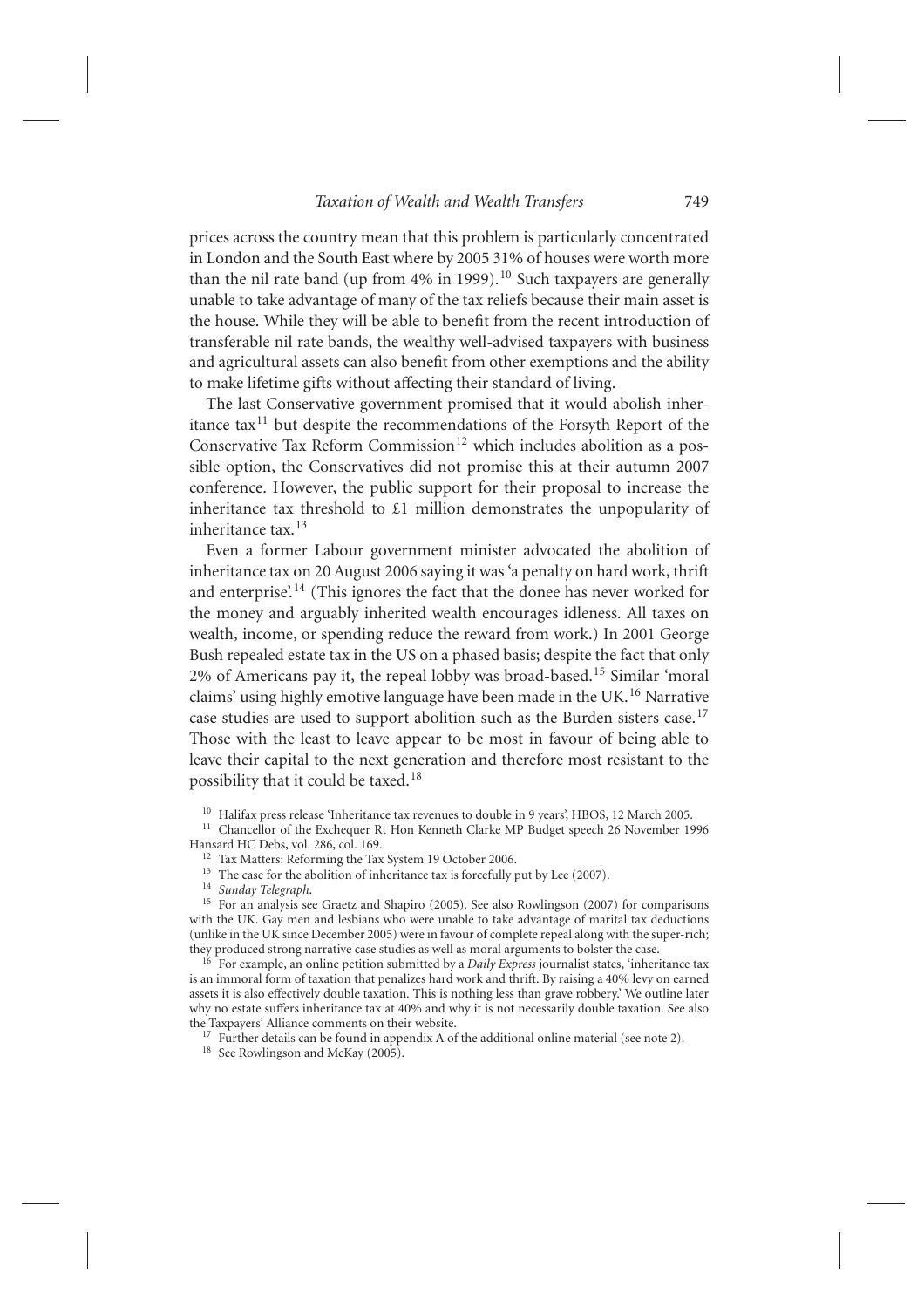prices across the country mean that this problem is particularly concentrated in London and the South East where by 2005 31% of houses were worth more than the nil rate band (up from 4% in 1999).[10] Such taxpayers are generally unable to take advantage of many of the tax reliefs because their main asset is the house. While they will be able to benefit from the recent introduction of transferable nil rate bands, the wealthy well-advised taxpayers with business and agricultural assets can also benefit from other exemptions and the ability to make lifetime gifts without affecting their standard of living.

The last Conservative government promised that it would abolish inheritance tax[11] but despite the recommendations of the Forsyth Report of the Conservative Tax Reform Commission[12] which includes abolition as a possible option, the Conservatives did not promise this at their autumn 2007 conference. However, the public support for their proposal to increase the inheritance tax threshold to £1 million demonstrates the unpopularity of inheritance tax.[13]

Even a former Labour government minister advocated the abolition of inheritance tax on 20 August 2006 saying it was 'a penalty on hard work, thrift and enterprise'.[14] (This ignores the fact that the donee has never worked for the money and arguably inherited wealth encourages idleness. All taxes on wealth, income, or spending reduce the reward from work.) In 2001 George Bush repealed estate tax in the US on a phased basis; despite the fact that only 2% of Americans pay it, the repeal lobby was broad-based.[15] Similar 'moral claims' using highly emotive language have been made in the UK.[16] Narrative case studies are used to support abolition such as the Burden sisters case.[17] Those with the least to leave appear to be most in favour of being able to leave their capital to the next generation and therefore most resistant to the possibility that it could be taxed.[18]

---

[10] Halifax press release 'Inheritance tax revenues to double in 9 years', HBOS, 12 March 2005.

[11] Chancellor of the Exchequer Rt Hon Kenneth Clarke MP Budget speech 26 November 1996 Hansard HC Debs, vol. 286, col. 169.

[12] Tax Matters: Reforming the Tax System 19 October 2006.

[13] The case for the abolition of inheritance tax is forcefully put by Lee (2007).

[14] *Sunday Telegraph*.

[15] For an analysis see Graetz and Shapiro (2005). See also Rowlingson (2007) for comparisons with the UK. Gay men and lesbians who were unable to take advantage of marital tax deductions (unlike in the UK since December 2005) were in favour of complete repeal along with the super-rich; they produced strong narrative case studies as well as moral arguments to bolster the case.

[16] For example, an online petition submitted by a *Daily Express* journalist states, 'inheritance tax is an immoral form of taxation that penalizes hard work and thrift. By raising a 40% levy on earned assets it is also effectively double taxation. This is nothing less than grave robbery.' We outline later why no estate suffers inheritance tax at 40% and why it is not necessarily double taxation. See also the Taxpayers' Alliance comments on their website.

[17] Further details can be found in appendix A of the additional online material (see note 2).

[18] See Rowlingson and McKay (2005).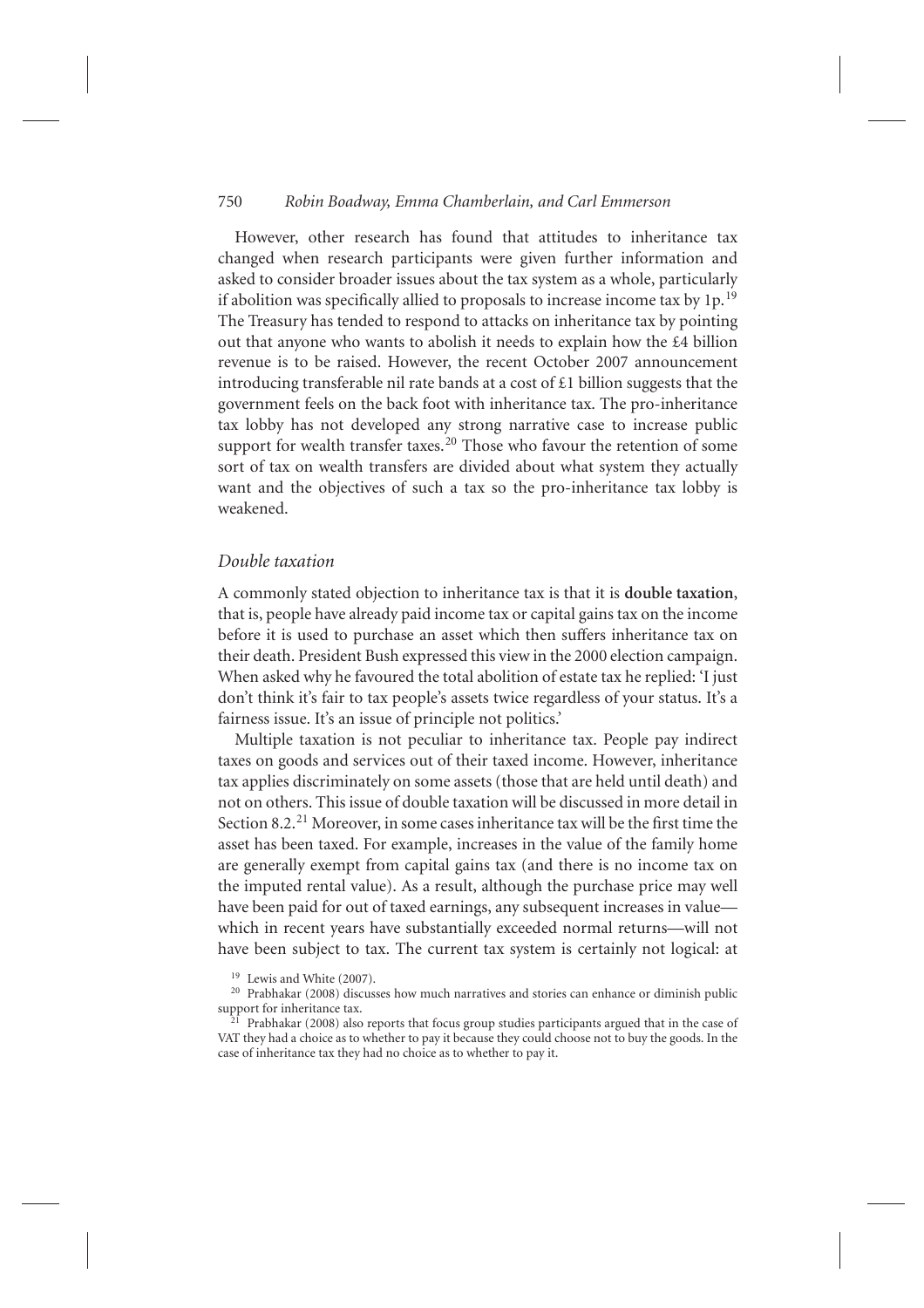However, other research has found that attitudes to inheritance tax changed when research participants were given further information and asked to consider broader issues about the tax system as a whole, particularly if abolition was specifically allied to proposals to increase income tax by 1p.[19] The Treasury has tended to respond to attacks on inheritance tax by pointing out that anyone who wants to abolish it needs to explain how the £4 billion revenue is to be raised. However, the recent October 2007 announcement introducing transferable nil rate bands at a cost of £1 billion suggests that the government feels on the back foot with inheritance tax. The pro-inheritance tax lobby has not developed any strong narrative case to increase public support for wealth transfer taxes.[20] Those who favour the retention of some sort of tax on wealth transfers are divided about what system they actually want and the objectives of such a tax so the pro-inheritance tax lobby is weakened.

### *Double taxation*

A commonly stated objection to inheritance tax is that it is **double taxation**, that is, people have already paid income tax or capital gains tax on the income before it is used to purchase an asset which then suffers inheritance tax on their death. President Bush expressed this view in the 2000 election campaign. When asked why he favoured the total abolition of estate tax he replied: 'I just don't think it's fair to tax people's assets twice regardless of your status. It's a fairness issue. It's an issue of principle not politics.'

Multiple taxation is not peculiar to inheritance tax. People pay indirect taxes on goods and services out of their taxed income. However, inheritance tax applies discriminately on some assets (those that are held until death) and not on others. This issue of double taxation will be discussed in more detail in Section 8.2.[21] Moreover, in some cases inheritance tax will be the first time the asset has been taxed. For example, increases in the value of the family home are generally exempt from capital gains tax (and there is no income tax on the imputed rental value). As a result, although the purchase price may well have been paid for out of taxed earnings, any subsequent increases in value—which in recent years have substantially exceeded normal returns—will not have been subject to tax. The current tax system is certainly not logical: at

[19] Lewis and White (2007).

[20] Prabhakar (2008) discusses how much narratives and stories can enhance or diminish public support for inheritance tax.

[21] Prabhakar (2008) also reports that focus group studies participants argued that in the case of VAT they had a choice as to whether to pay it because they could choose not to buy the goods. In the case of inheritance tax they had no choice as to whether to pay it.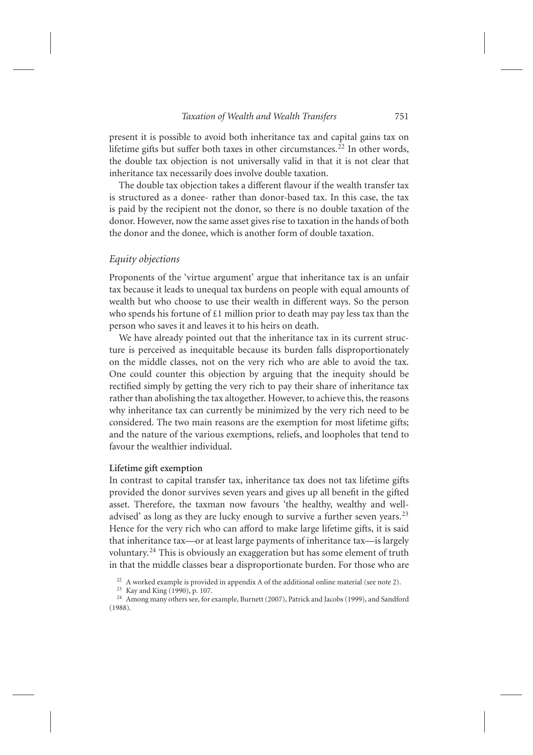present it is possible to avoid both inheritance tax and capital gains tax on lifetime gifts but suffer both taxes in other circumstances.[22] In other words, the double tax objection is not universally valid in that it is not clear that inheritance tax necessarily does involve double taxation.

The double tax objection takes a different flavour if the wealth transfer tax is structured as a donee- rather than donor-based tax. In this case, the tax is paid by the recipient not the donor, so there is no double taxation of the donor. However, now the same asset gives rise to taxation in the hands of both the donor and the donee, which is another form of double taxation.

### *Equity objections*

Proponents of the 'virtue argument' argue that inheritance tax is an unfair tax because it leads to unequal tax burdens on people with equal amounts of wealth but who choose to use their wealth in different ways. So the person who spends his fortune of £1 million prior to death may pay less tax than the person who saves it and leaves it to his heirs on death.

We have already pointed out that the inheritance tax in its current structure is perceived as inequitable because its burden falls disproportionately on the middle classes, not on the very rich who are able to avoid the tax. One could counter this objection by arguing that the inequity should be rectified simply by getting the very rich to pay their share of inheritance tax rather than abolishing the tax altogether. However, to achieve this, the reasons why inheritance tax can currently be minimized by the very rich need to be considered. The two main reasons are the exemption for most lifetime gifts; and the nature of the various exemptions, reliefs, and loopholes that tend to favour the wealthier individual.

#### **Lifetime gift exemption**

In contrast to capital transfer tax, inheritance tax does not tax lifetime gifts provided the donor survives seven years and gives up all benefit in the gifted asset. Therefore, the taxman now favours 'the healthy, wealthy and well-advised' as long as they are lucky enough to survive a further seven years.[23] Hence for the very rich who can afford to make large lifetime gifts, it is said that inheritance tax—or at least large payments of inheritance tax—is largely voluntary.[24] This is obviously an exaggeration but has some element of truth in that the middle classes bear a disproportionate burden. For those who are

[22] A worked example is provided in appendix A of the additional online material (see note 2).

[23] Kay and King (1990), p. 107.

[24] Among many others see, for example, Burnett (2007), Patrick and Jacobs (1999), and Sandford (1988).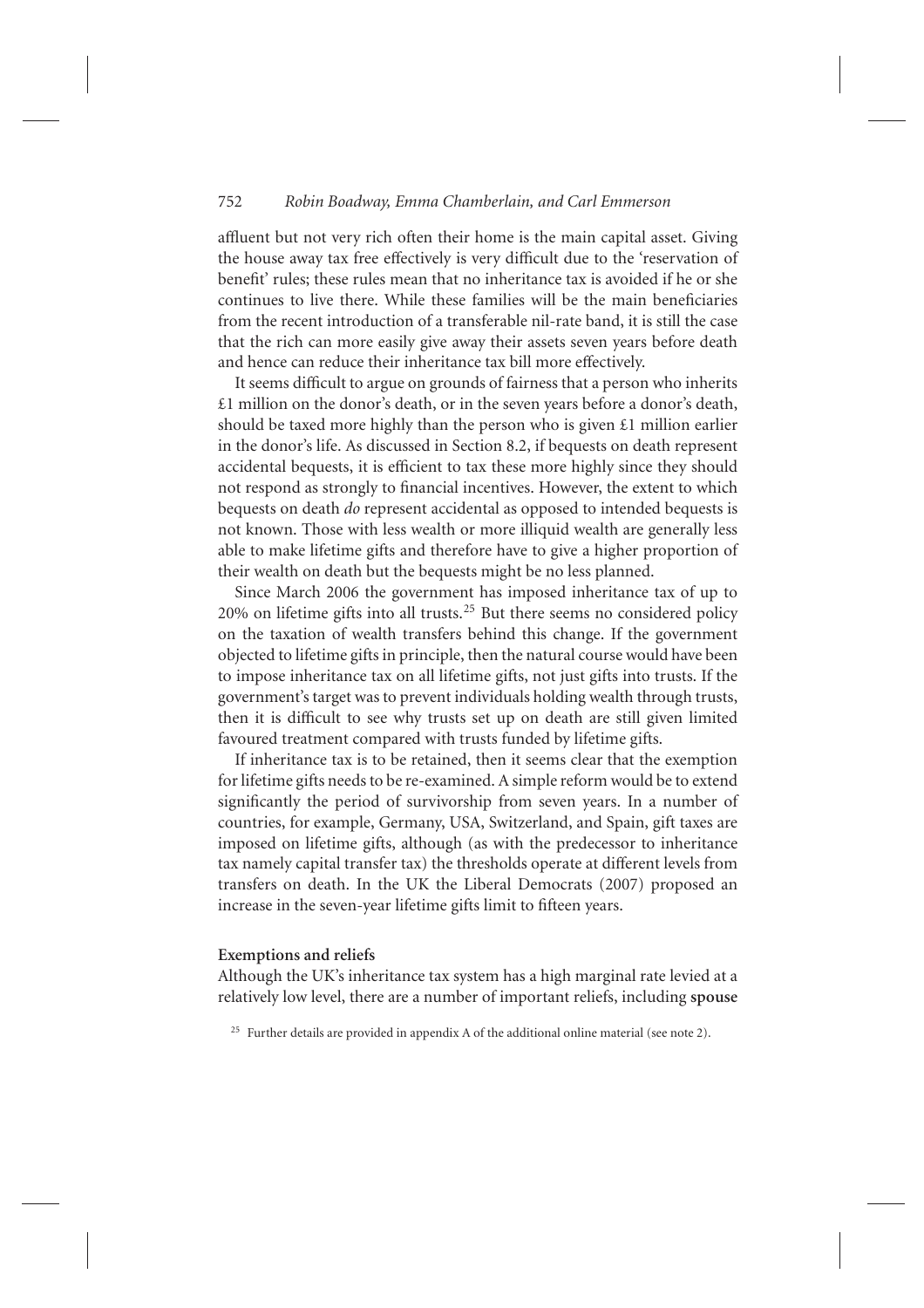affluent but not very rich often their home is the main capital asset. Giving the house away tax free effectively is very difficult due to the 'reservation of benefit' rules; these rules mean that no inheritance tax is avoided if he or she continues to live there. While these families will be the main beneficiaries from the recent introduction of a transferable nil-rate band, it is still the case that the rich can more easily give away their assets seven years before death and hence can reduce their inheritance tax bill more effectively.

It seems difficult to argue on grounds of fairness that a person who inherits £1 million on the donor's death, or in the seven years before a donor's death, should be taxed more highly than the person who is given £1 million earlier in the donor's life. As discussed in Section 8.2, if bequests on death represent accidental bequests, it is efficient to tax these more highly since they should not respond as strongly to financial incentives. However, the extent to which bequests on death *do* represent accidental as opposed to intended bequests is not known. Those with less wealth or more illiquid wealth are generally less able to make lifetime gifts and therefore have to give a higher proportion of their wealth on death but the bequests might be no less planned.

Since March 2006 the government has imposed inheritance tax of up to 20% on lifetime gifts into all trusts.[25] But there seems no considered policy on the taxation of wealth transfers behind this change. If the government objected to lifetime gifts in principle, then the natural course would have been to impose inheritance tax on all lifetime gifts, not just gifts into trusts. If the government's target was to prevent individuals holding wealth through trusts, then it is difficult to see why trusts set up on death are still given limited favoured treatment compared with trusts funded by lifetime gifts.

If inheritance tax is to be retained, then it seems clear that the exemption for lifetime gifts needs to be re-examined. A simple reform would be to extend significantly the period of survivorship from seven years. In a number of countries, for example, Germany, USA, Switzerland, and Spain, gift taxes are imposed on lifetime gifts, although (as with the predecessor to inheritance tax namely capital transfer tax) the thresholds operate at different levels from transfers on death. In the UK the Liberal Democrats (2007) proposed an increase in the seven-year lifetime gifts limit to fifteen years.

**Exemptions and reliefs**

Although the UK's inheritance tax system has a high marginal rate levied at a relatively low level, there are a number of important reliefs, including **spouse**

[25] Further details are provided in appendix A of the additional online material (see note 2).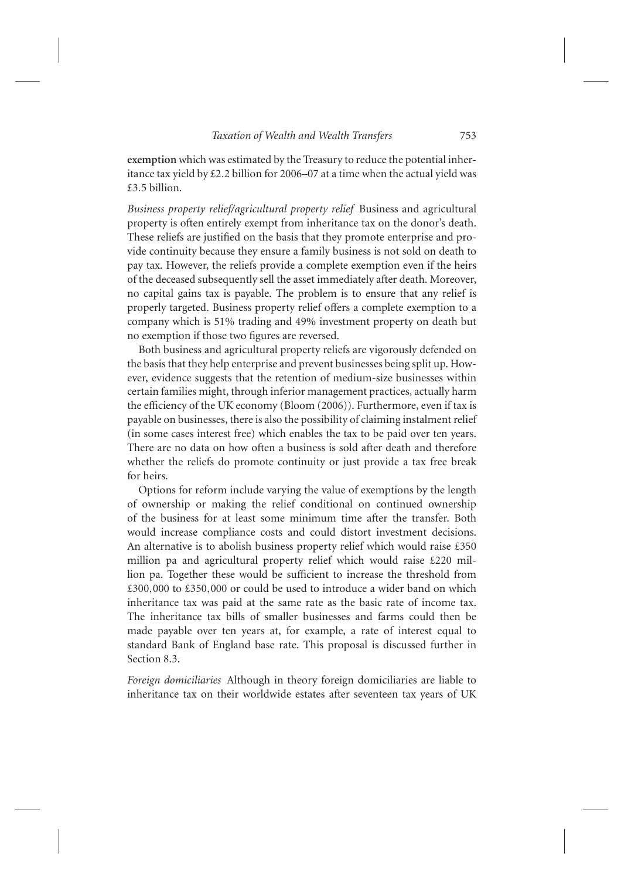**exemption** which was estimated by the Treasury to reduce the potential inheritance tax yield by £2.2 billion for 2006–07 at a time when the actual yield was £3.5 billion.

*Business property relief/agricultural property relief* Business and agricultural property is often entirely exempt from inheritance tax on the donor's death. These reliefs are justified on the basis that they promote enterprise and provide continuity because they ensure a family business is not sold on death to pay tax. However, the reliefs provide a complete exemption even if the heirs of the deceased subsequently sell the asset immediately after death. Moreover, no capital gains tax is payable. The problem is to ensure that any relief is properly targeted. Business property relief offers a complete exemption to a company which is 51% trading and 49% investment property on death but no exemption if those two figures are reversed.

Both business and agricultural property reliefs are vigorously defended on the basis that they help enterprise and prevent businesses being split up. However, evidence suggests that the retention of medium-size businesses within certain families might, through inferior management practices, actually harm the efficiency of the UK economy (Bloom (2006)). Furthermore, even if tax is payable on businesses, there is also the possibility of claiming instalment relief (in some cases interest free) which enables the tax to be paid over ten years. There are no data on how often a business is sold after death and therefore whether the reliefs do promote continuity or just provide a tax free break for heirs.

Options for reform include varying the value of exemptions by the length of ownership or making the relief conditional on continued ownership of the business for at least some minimum time after the transfer. Both would increase compliance costs and could distort investment decisions. An alternative is to abolish business property relief which would raise £350 million pa and agricultural property relief which would raise £220 million pa. Together these would be sufficient to increase the threshold from £300,000 to £350,000 or could be used to introduce a wider band on which inheritance tax was paid at the same rate as the basic rate of income tax. The inheritance tax bills of smaller businesses and farms could then be made payable over ten years at, for example, a rate of interest equal to standard Bank of England base rate. This proposal is discussed further in Section 8.3.

*Foreign domiciliaries* Although in theory foreign domiciliaries are liable to inheritance tax on their worldwide estates after seventeen tax years of UK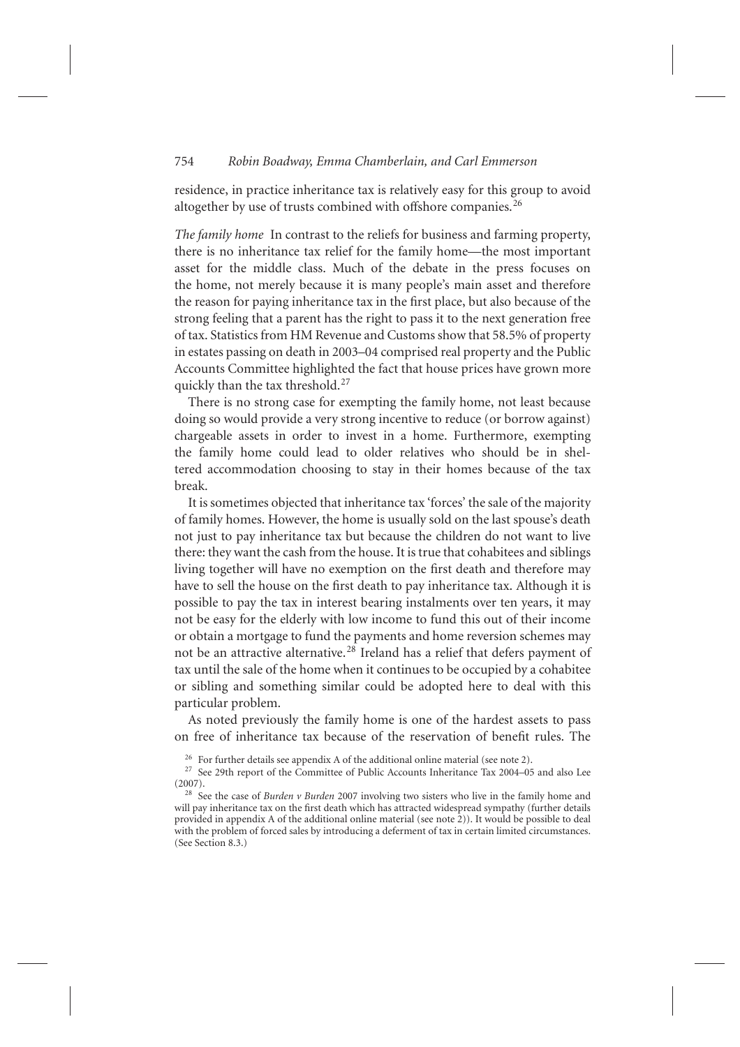residence, in practice inheritance tax is relatively easy for this group to avoid altogether by use of trusts combined with offshore companies.[26]

*The family home* In contrast to the reliefs for business and farming property, there is no inheritance tax relief for the family home—the most important asset for the middle class. Much of the debate in the press focuses on the home, not merely because it is many people's main asset and therefore the reason for paying inheritance tax in the first place, but also because of the strong feeling that a parent has the right to pass it to the next generation free of tax. Statistics from HM Revenue and Customs show that 58.5% of property in estates passing on death in 2003–04 comprised real property and the Public Accounts Committee highlighted the fact that house prices have grown more quickly than the tax threshold.[27]

There is no strong case for exempting the family home, not least because doing so would provide a very strong incentive to reduce (or borrow against) chargeable assets in order to invest in a home. Furthermore, exempting the family home could lead to older relatives who should be in sheltered accommodation choosing to stay in their homes because of the tax break.

It is sometimes objected that inheritance tax 'forces' the sale of the majority of family homes. However, the home is usually sold on the last spouse's death not just to pay inheritance tax but because the children do not want to live there: they want the cash from the house. It is true that cohabitees and siblings living together will have no exemption on the first death and therefore may have to sell the house on the first death to pay inheritance tax. Although it is possible to pay the tax in interest bearing instalments over ten years, it may not be easy for the elderly with low income to fund this out of their income or obtain a mortgage to fund the payments and home reversion schemes may not be an attractive alternative.[28] Ireland has a relief that defers payment of tax until the sale of the home when it continues to be occupied by a cohabitee or sibling and something similar could be adopted here to deal with this particular problem.

As noted previously the family home is one of the hardest assets to pass on free of inheritance tax because of the reservation of benefit rules. The

[26] For further details see appendix A of the additional online material (see note 2).

[27] See 29th report of the Committee of Public Accounts Inheritance Tax 2004–05 and also Lee (2007).

[28] See the case of *Burden v Burden* 2007 involving two sisters who live in the family home and will pay inheritance tax on the first death which has attracted widespread sympathy (further details provided in appendix A of the additional online material (see note 2)). It would be possible to deal with the problem of forced sales by introducing a deferment of tax in certain limited circumstances. (See Section 8.3.)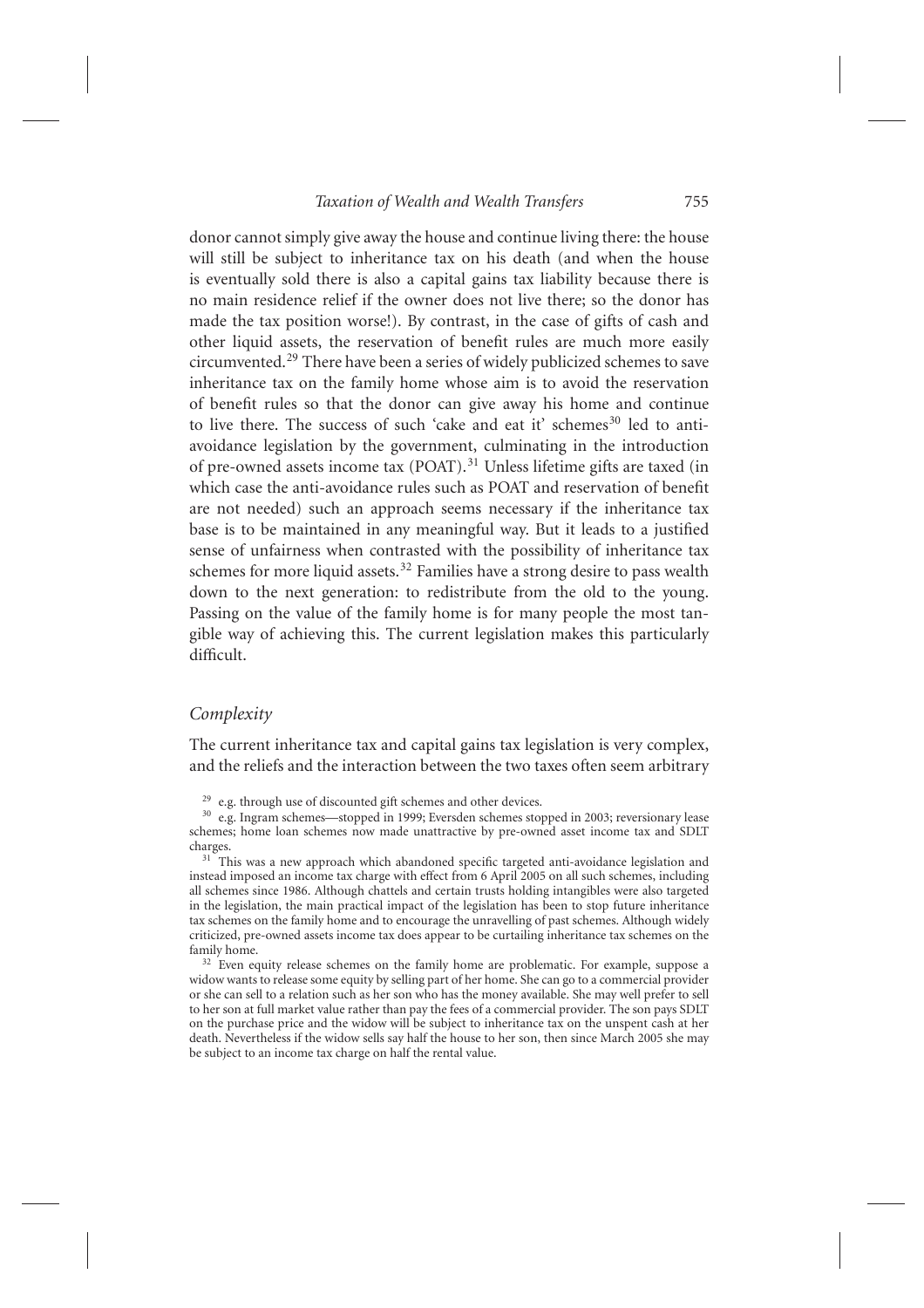donor cannot simply give away the house and continue living there: the house will still be subject to inheritance tax on his death (and when the house is eventually sold there is also a capital gains tax liability because there is no main residence relief if the owner does not live there; so the donor has made the tax position worse!). By contrast, in the case of gifts of cash and other liquid assets, the reservation of benefit rules are much more easily circumvented.[29] There have been a series of widely publicized schemes to save inheritance tax on the family home whose aim is to avoid the reservation of benefit rules so that the donor can give away his home and continue to live there. The success of such 'cake and eat it' schemes[30] led to anti-avoidance legislation by the government, culminating in the introduction of pre-owned assets income tax (POAT).[31] Unless lifetime gifts are taxed (in which case the anti-avoidance rules such as POAT and reservation of benefit are not needed) such an approach seems necessary if the inheritance tax base is to be maintained in any meaningful way. But it leads to a justified sense of unfairness when contrasted with the possibility of inheritance tax schemes for more liquid assets.[32] Families have a strong desire to pass wealth down to the next generation: to redistribute from the old to the young. Passing on the value of the family home is for many people the most tangible way of achieving this. The current legislation makes this particularly difficult.

### *Complexity*

The current inheritance tax and capital gains tax legislation is very complex, and the reliefs and the interaction between the two taxes often seem arbitrary

[29] e.g. through use of discounted gift schemes and other devices.

[30] e.g. Ingram schemes—stopped in 1999; Eversden schemes stopped in 2003; reversionary lease schemes; home loan schemes now made unattractive by pre-owned asset income tax and SDLT charges.

[31] This was a new approach which abandoned specific targeted anti-avoidance legislation and instead imposed an income tax charge with effect from 6 April 2005 on all such schemes, including all schemes since 1986. Although chattels and certain trusts holding intangibles were also targeted in the legislation, the main practical impact of the legislation has been to stop future inheritance tax schemes on the family home and to encourage the unravelling of past schemes. Although widely criticized, pre-owned assets income tax does appear to be curtailing inheritance tax schemes on the family home.

[32] Even equity release schemes on the family home are problematic. For example, suppose a widow wants to release some equity by selling part of her home. She can go to a commercial provider or she can sell to a relation such as her son who has the money available. She may well prefer to sell to her son at full market value rather than pay the fees of a commercial provider. The son pays SDLT on the purchase price and the widow will be subject to inheritance tax on the unspent cash at her death. Nevertheless if the widow sells say half the house to her son, then since March 2005 she may be subject to an income tax charge on half the rental value.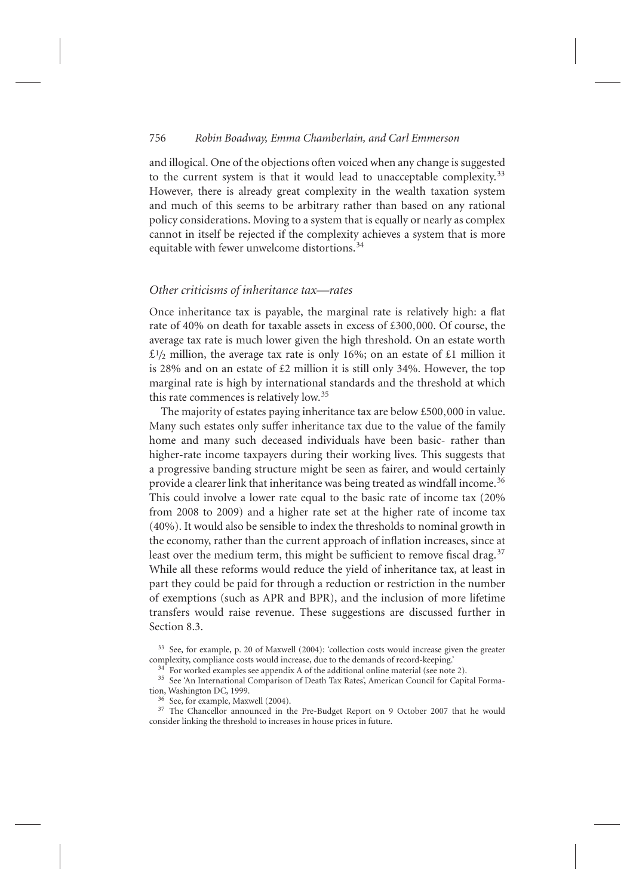and illogical. One of the objections often voiced when any change is suggested to the current system is that it would lead to unacceptable complexity.[33] However, there is already great complexity in the wealth taxation system and much of this seems to be arbitrary rather than based on any rational policy considerations. Moving to a system that is equally or nearly as complex cannot in itself be rejected if the complexity achieves a system that is more equitable with fewer unwelcome distortions.[34]

### *Other criticisms of inheritance tax—rates*

Once inheritance tax is payable, the marginal rate is relatively high: a flat rate of 40% on death for taxable assets in excess of £300,000. Of course, the average tax rate is much lower given the high threshold. On an estate worth £½ million, the average tax rate is only 16%; on an estate of £1 million it is 28% and on an estate of £2 million it is still only 34%. However, the top marginal rate is high by international standards and the threshold at which this rate commences is relatively low.[35]

The majority of estates paying inheritance tax are below £500,000 in value. Many such estates only suffer inheritance tax due to the value of the family home and many such deceased individuals have been basic- rather than higher-rate income taxpayers during their working lives. This suggests that a progressive banding structure might be seen as fairer, and would certainly provide a clearer link that inheritance was being treated as windfall income.[36] This could involve a lower rate equal to the basic rate of income tax (20% from 2008 to 2009) and a higher rate set at the higher rate of income tax (40%). It would also be sensible to index the thresholds to nominal growth in the economy, rather than the current approach of inflation increases, since at least over the medium term, this might be sufficient to remove fiscal drag.[37] While all these reforms would reduce the yield of inheritance tax, at least in part they could be paid for through a reduction or restriction in the number of exemptions (such as APR and BPR), and the inclusion of more lifetime transfers would raise revenue. These suggestions are discussed further in Section 8.3.

[33] See, for example, p. 20 of Maxwell (2004): 'collection costs would increase given the greater complexity, compliance costs would increase, due to the demands of record-keeping.'

[34] For worked examples see appendix A of the additional online material (see note 2).

[35] See 'An International Comparison of Death Tax Rates', American Council for Capital Formation, Washington DC, 1999.

[36] See, for example, Maxwell (2004).

[37] The Chancellor announced in the Pre-Budget Report on 9 October 2007 that he would consider linking the threshold to increases in house prices in future.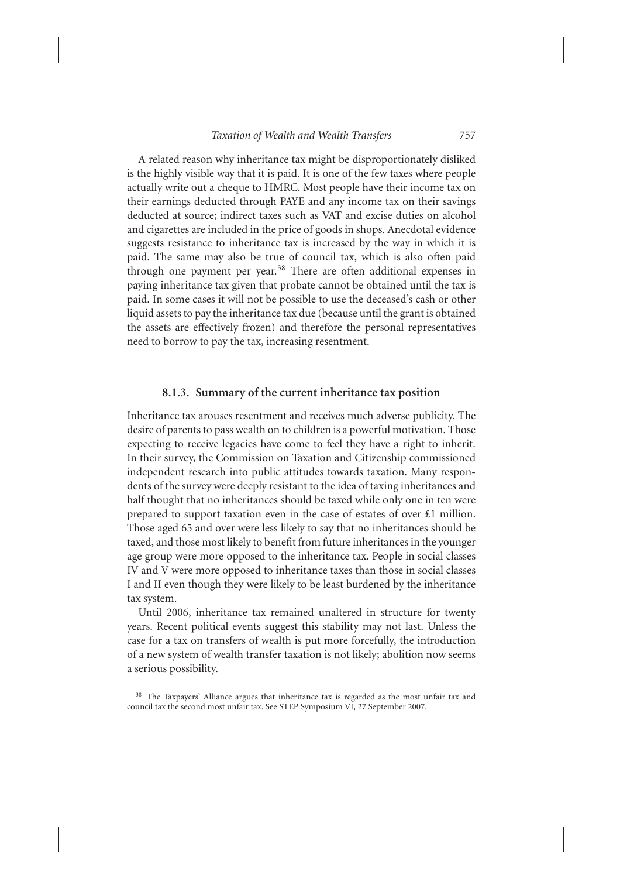A related reason why inheritance tax might be disproportionately disliked is the highly visible way that it is paid. It is one of the few taxes where people actually write out a cheque to HMRC. Most people have their income tax on their earnings deducted through PAYE and any income tax on their savings deducted at source; indirect taxes such as VAT and excise duties on alcohol and cigarettes are included in the price of goods in shops. Anecdotal evidence suggests resistance to inheritance tax is increased by the way in which it is paid. The same may also be true of council tax, which is also often paid through one payment per year.[38] There are often additional expenses in paying inheritance tax given that probate cannot be obtained until the tax is paid. In some cases it will not be possible to use the deceased's cash or other liquid assets to pay the inheritance tax due (because until the grant is obtained the assets are effectively frozen) and therefore the personal representatives need to borrow to pay the tax, increasing resentment.

### 8.1.3. Summary of the current inheritance tax position

Inheritance tax arouses resentment and receives much adverse publicity. The desire of parents to pass wealth on to children is a powerful motivation. Those expecting to receive legacies have come to feel they have a right to inherit. In their survey, the Commission on Taxation and Citizenship commissioned independent research into public attitudes towards taxation. Many respondents of the survey were deeply resistant to the idea of taxing inheritances and half thought that no inheritances should be taxed while only one in ten were prepared to support taxation even in the case of estates of over £1 million. Those aged 65 and over were less likely to say that no inheritances should be taxed, and those most likely to benefit from future inheritances in the younger age group were more opposed to the inheritance tax. People in social classes IV and V were more opposed to inheritance taxes than those in social classes I and II even though they were likely to be least burdened by the inheritance tax system.

Until 2006, inheritance tax remained unaltered in structure for twenty years. Recent political events suggest this stability may not last. Unless the case for a tax on transfers of wealth is put more forcefully, the introduction of a new system of wealth transfer taxation is not likely; abolition now seems a serious possibility.

[38] The Taxpayers' Alliance argues that inheritance tax is regarded as the most unfair tax and council tax the second most unfair tax. See STEP Symposium VI, 27 September 2007.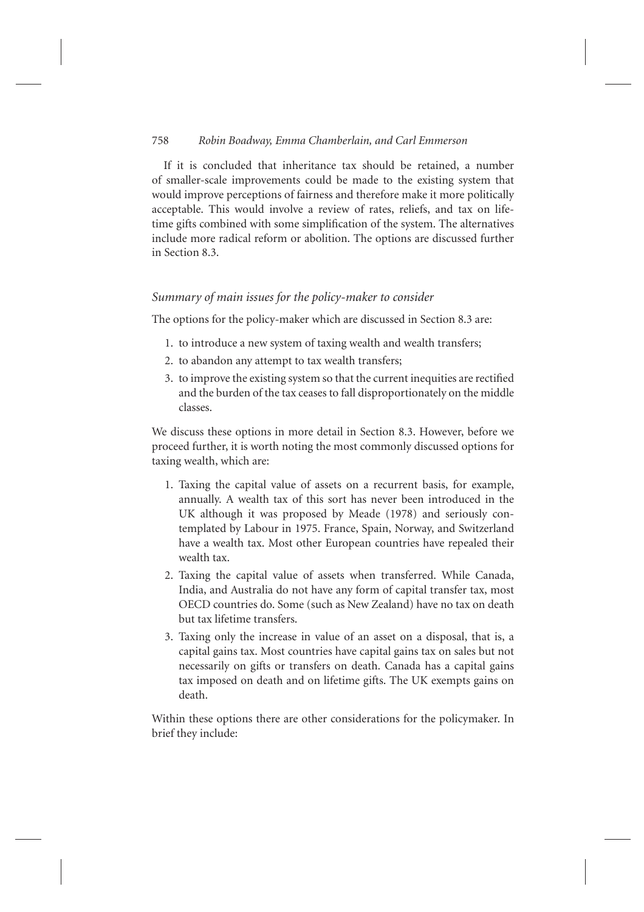If it is concluded that inheritance tax should be retained, a number of smaller-scale improvements could be made to the existing system that would improve perceptions of fairness and therefore make it more politically acceptable. This would involve a review of rates, reliefs, and tax on lifetime gifts combined with some simplification of the system. The alternatives include more radical reform or abolition. The options are discussed further in Section 8.3.

### *Summary of main issues for the policy-maker to consider*

The options for the policy-maker which are discussed in Section 8.3 are:

1. to introduce a new system of taxing wealth and wealth transfers;
2. to abandon any attempt to tax wealth transfers;
3. to improve the existing system so that the current inequities are rectified and the burden of the tax ceases to fall disproportionately on the middle classes.

We discuss these options in more detail in Section 8.3. However, before we proceed further, it is worth noting the most commonly discussed options for taxing wealth, which are:

1. Taxing the capital value of assets on a recurrent basis, for example, annually. A wealth tax of this sort has never been introduced in the UK although it was proposed by Meade (1978) and seriously contemplated by Labour in 1975. France, Spain, Norway, and Switzerland have a wealth tax. Most other European countries have repealed their wealth tax.
2. Taxing the capital value of assets when transferred. While Canada, India, and Australia do not have any form of capital transfer tax, most OECD countries do. Some (such as New Zealand) have no tax on death but tax lifetime transfers.
3. Taxing only the increase in value of an asset on a disposal, that is, a capital gains tax. Most countries have capital gains tax on sales but not necessarily on gifts or transfers on death. Canada has a capital gains tax imposed on death and on lifetime gifts. The UK exempts gains on death.

Within these options there are other considerations for the policymaker. In brief they include: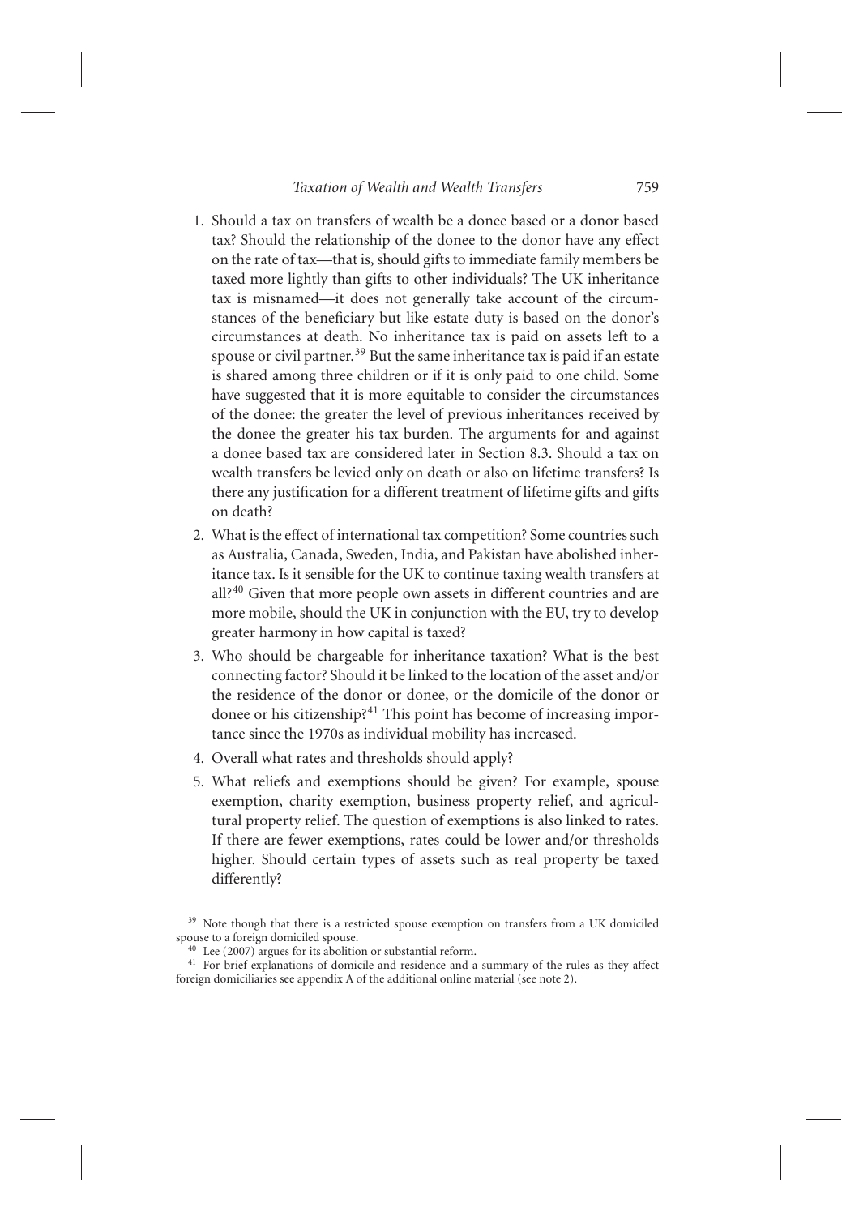1. Should a tax on transfers of wealth be a donee based or a donor based tax? Should the relationship of the donee to the donor have any effect on the rate of tax—that is, should gifts to immediate family members be taxed more lightly than gifts to other individuals? The UK inheritance tax is misnamed—it does not generally take account of the circumstances of the beneficiary but like estate duty is based on the donor's circumstances at death. No inheritance tax is paid on assets left to a spouse or civil partner.[39] But the same inheritance tax is paid if an estate is shared among three children or if it is only paid to one child. Some have suggested that it is more equitable to consider the circumstances of the donee: the greater the level of previous inheritances received by the donee the greater his tax burden. The arguments for and against a donee based tax are considered later in Section 8.3. Should a tax on wealth transfers be levied only on death or also on lifetime transfers? Is there any justification for a different treatment of lifetime gifts and gifts on death?
2. What is the effect of international tax competition? Some countries such as Australia, Canada, Sweden, India, and Pakistan have abolished inheritance tax. Is it sensible for the UK to continue taxing wealth transfers at all?[40] Given that more people own assets in different countries and are more mobile, should the UK in conjunction with the EU, try to develop greater harmony in how capital is taxed?
3. Who should be chargeable for inheritance taxation? What is the best connecting factor? Should it be linked to the location of the asset and/or the residence of the donor or donee, or the domicile of the donor or donee or his citizenship?[41] This point has become of increasing importance since the 1970s as individual mobility has increased.
4. Overall what rates and thresholds should apply?
5. What reliefs and exemptions should be given? For example, spouse exemption, charity exemption, business property relief, and agricultural property relief. The question of exemptions is also linked to rates. If there are fewer exemptions, rates could be lower and/or thresholds higher. Should certain types of assets such as real property be taxed differently?

[39] Note though that there is a restricted spouse exemption on transfers from a UK domiciled spouse to a foreign domiciled spouse.

[40] Lee (2007) argues for its abolition or substantial reform.

[41] For brief explanations of domicile and residence and a summary of the rules as they affect foreign domiciliaries see appendix A of the additional online material (see note 2).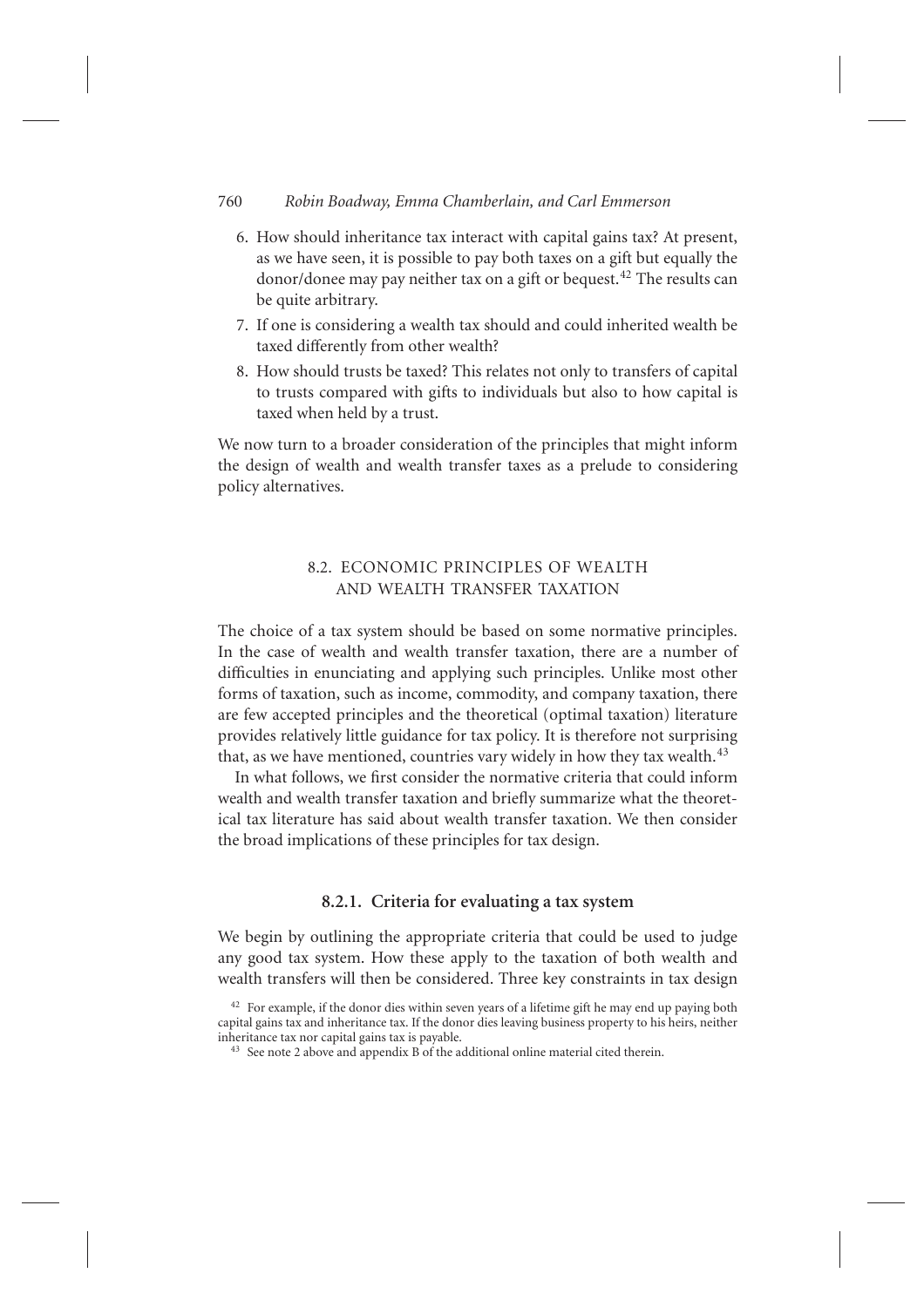6. How should inheritance tax interact with capital gains tax? At present, as we have seen, it is possible to pay both taxes on a gift but equally the donor/donee may pay neither tax on a gift or bequest.[42] The results can be quite arbitrary.
7. If one is considering a wealth tax should and could inherited wealth be taxed differently from other wealth?
8. How should trusts be taxed? This relates not only to transfers of capital to trusts compared with gifts to individuals but also to how capital is taxed when held by a trust.

We now turn to a broader consideration of the principles that might inform the design of wealth and wealth transfer taxes as a prelude to considering policy alternatives.

## 8.2. ECONOMIC PRINCIPLES OF WEALTH AND WEALTH TRANSFER TAXATION

The choice of a tax system should be based on some normative principles. In the case of wealth and wealth transfer taxation, there are a number of difficulties in enunciating and applying such principles. Unlike most other forms of taxation, such as income, commodity, and company taxation, there are few accepted principles and the theoretical (optimal taxation) literature provides relatively little guidance for tax policy. It is therefore not surprising that, as we have mentioned, countries vary widely in how they tax wealth.[43]

In what follows, we first consider the normative criteria that could inform wealth and wealth transfer taxation and briefly summarize what the theoretical tax literature has said about wealth transfer taxation. We then consider the broad implications of these principles for tax design.

### 8.2.1. Criteria for evaluating a tax system

We begin by outlining the appropriate criteria that could be used to judge any good tax system. How these apply to the taxation of both wealth and wealth transfers will then be considered. Three key constraints in tax design

---

[42] For example, if the donor dies within seven years of a lifetime gift he may end up paying both capital gains tax and inheritance tax. If the donor dies leaving business property to his heirs, neither inheritance tax nor capital gains tax is payable.

[43] See note 2 above and appendix B of the additional online material cited therein.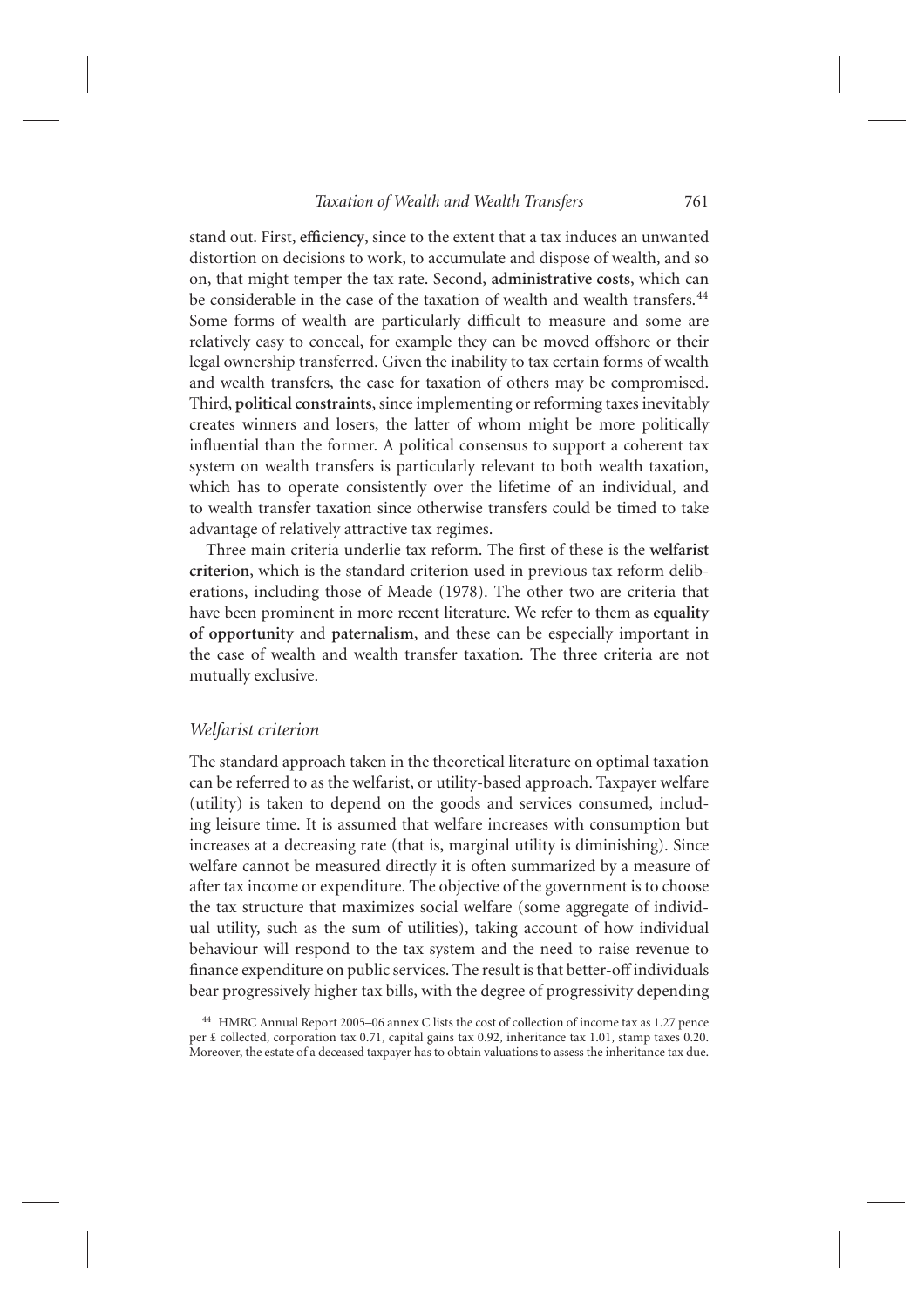stand out. First, **efficiency**, since to the extent that a tax induces an unwanted distortion on decisions to work, to accumulate and dispose of wealth, and so on, that might temper the tax rate. Second, **administrative costs**, which can be considerable in the case of the taxation of wealth and wealth transfers.[44] Some forms of wealth are particularly difficult to measure and some are relatively easy to conceal, for example they can be moved offshore or their legal ownership transferred. Given the inability to tax certain forms of wealth and wealth transfers, the case for taxation of others may be compromised. Third, **political constraints**, since implementing or reforming taxes inevitably creates winners and losers, the latter of whom might be more politically influential than the former. A political consensus to support a coherent tax system on wealth transfers is particularly relevant to both wealth taxation, which has to operate consistently over the lifetime of an individual, and to wealth transfer taxation since otherwise transfers could be timed to take advantage of relatively attractive tax regimes.

Three main criteria underlie tax reform. The first of these is the **welfarist criterion**, which is the standard criterion used in previous tax reform deliberations, including those of Meade (1978). The other two are criteria that have been prominent in more recent literature. We refer to them as **equality of opportunity** and **paternalism**, and these can be especially important in the case of wealth and wealth transfer taxation. The three criteria are not mutually exclusive.

### *Welfarist criterion*

The standard approach taken in the theoretical literature on optimal taxation can be referred to as the welfarist, or utility-based approach. Taxpayer welfare (utility) is taken to depend on the goods and services consumed, including leisure time. It is assumed that welfare increases with consumption but increases at a decreasing rate (that is, marginal utility is diminishing). Since welfare cannot be measured directly it is often summarized by a measure of after tax income or expenditure. The objective of the government is to choose the tax structure that maximizes social welfare (some aggregate of individual utility, such as the sum of utilities), taking account of how individual behaviour will respond to the tax system and the need to raise revenue to finance expenditure on public services. The result is that better-off individuals bear progressively higher tax bills, with the degree of progressivity depending

[44] HMRC Annual Report 2005–06 annex C lists the cost of collection of income tax as 1.27 pence per £ collected, corporation tax 0.71, capital gains tax 0.92, inheritance tax 1.01, stamp taxes 0.20. Moreover, the estate of a deceased taxpayer has to obtain valuations to assess the inheritance tax due.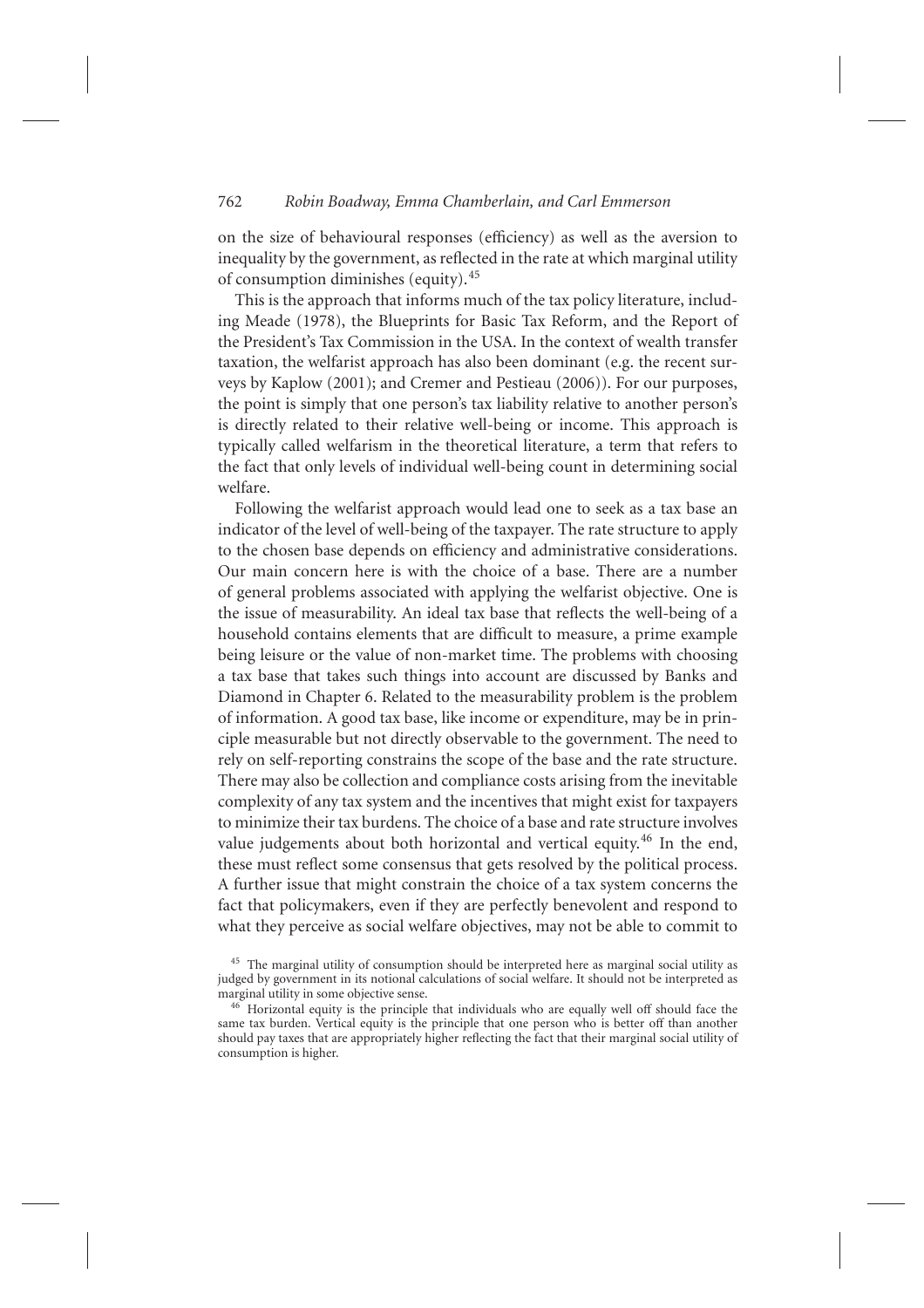on the size of behavioural responses (efficiency) as well as the aversion to inequality by the government, as reflected in the rate at which marginal utility of consumption diminishes (equity).[45]

This is the approach that informs much of the tax policy literature, including Meade (1978), the Blueprints for Basic Tax Reform, and the Report of the President's Tax Commission in the USA. In the context of wealth transfer taxation, the welfarist approach has also been dominant (e.g. the recent surveys by Kaplow (2001); and Cremer and Pestieau (2006)). For our purposes, the point is simply that one person's tax liability relative to another person's is directly related to their relative well-being or income. This approach is typically called welfarism in the theoretical literature, a term that refers to the fact that only levels of individual well-being count in determining social welfare.

Following the welfarist approach would lead one to seek as a tax base an indicator of the level of well-being of the taxpayer. The rate structure to apply to the chosen base depends on efficiency and administrative considerations. Our main concern here is with the choice of a base. There are a number of general problems associated with applying the welfarist objective. One is the issue of measurability. An ideal tax base that reflects the well-being of a household contains elements that are difficult to measure, a prime example being leisure or the value of non-market time. The problems with choosing a tax base that takes such things into account are discussed by Banks and Diamond in Chapter 6. Related to the measurability problem is the problem of information. A good tax base, like income or expenditure, may be in principle measurable but not directly observable to the government. The need to rely on self-reporting constrains the scope of the base and the rate structure. There may also be collection and compliance costs arising from the inevitable complexity of any tax system and the incentives that might exist for taxpayers to minimize their tax burdens. The choice of a base and rate structure involves value judgements about both horizontal and vertical equity.[46] In the end, these must reflect some consensus that gets resolved by the political process. A further issue that might constrain the choice of a tax system concerns the fact that policymakers, even if they are perfectly benevolent and respond to what they perceive as social welfare objectives, may not be able to commit to

[45] The marginal utility of consumption should be interpreted here as marginal social utility as judged by government in its notional calculations of social welfare. It should not be interpreted as marginal utility in some objective sense.

[46] Horizontal equity is the principle that individuals who are equally well off should face the same tax burden. Vertical equity is the principle that one person who is better off than another should pay taxes that are appropriately higher reflecting the fact that their marginal social utility of consumption is higher.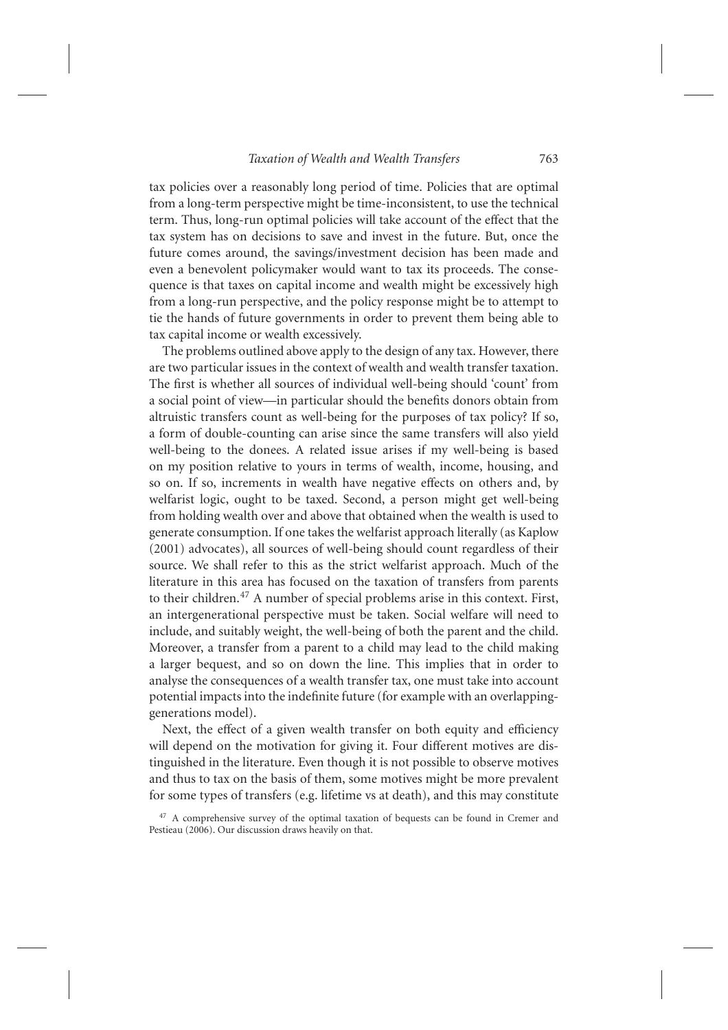tax policies over a reasonably long period of time. Policies that are optimal from a long-term perspective might be time-inconsistent, to use the technical term. Thus, long-run optimal policies will take account of the effect that the tax system has on decisions to save and invest in the future. But, once the future comes around, the savings/investment decision has been made and even a benevolent policymaker would want to tax its proceeds. The consequence is that taxes on capital income and wealth might be excessively high from a long-run perspective, and the policy response might be to attempt to tie the hands of future governments in order to prevent them being able to tax capital income or wealth excessively.

The problems outlined above apply to the design of any tax. However, there are two particular issues in the context of wealth and wealth transfer taxation. The first is whether all sources of individual well-being should 'count' from a social point of view—in particular should the benefits donors obtain from altruistic transfers count as well-being for the purposes of tax policy? If so, a form of double-counting can arise since the same transfers will also yield well-being to the donees. A related issue arises if my well-being is based on my position relative to yours in terms of wealth, income, housing, and so on. If so, increments in wealth have negative effects on others and, by welfarist logic, ought to be taxed. Second, a person might get well-being from holding wealth over and above that obtained when the wealth is used to generate consumption. If one takes the welfarist approach literally (as Kaplow (2001) advocates), all sources of well-being should count regardless of their source. We shall refer to this as the strict welfarist approach. Much of the literature in this area has focused on the taxation of transfers from parents to their children.[47] A number of special problems arise in this context. First, an intergenerational perspective must be taken. Social welfare will need to include, and suitably weight, the well-being of both the parent and the child. Moreover, a transfer from a parent to a child may lead to the child making a larger bequest, and so on down the line. This implies that in order to analyse the consequences of a wealth transfer tax, one must take into account potential impacts into the indefinite future (for example with an overlapping-generations model).

Next, the effect of a given wealth transfer on both equity and efficiency will depend on the motivation for giving it. Four different motives are distinguished in the literature. Even though it is not possible to observe motives and thus to tax on the basis of them, some motives might be more prevalent for some types of transfers (e.g. lifetime vs at death), and this may constitute

[47] A comprehensive survey of the optimal taxation of bequests can be found in Cremer and Pestieau (2006). Our discussion draws heavily on that.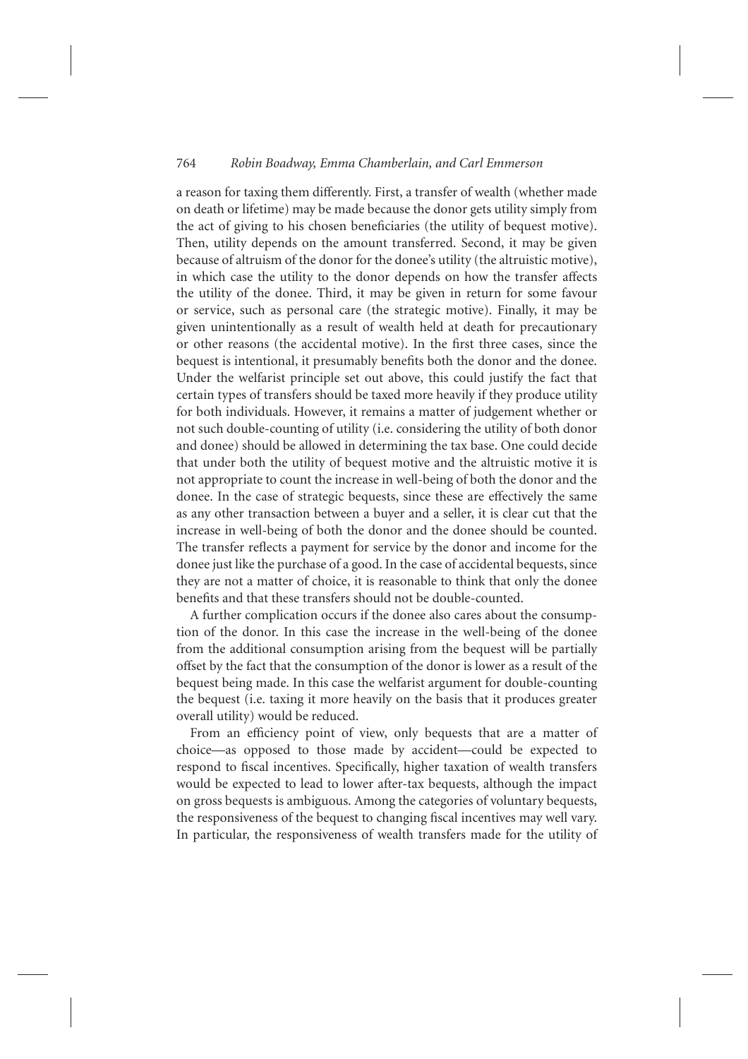a reason for taxing them differently. First, a transfer of wealth (whether made on death or lifetime) may be made because the donor gets utility simply from the act of giving to his chosen beneficiaries (the utility of bequest motive). Then, utility depends on the amount transferred. Second, it may be given because of altruism of the donor for the donee's utility (the altruistic motive), in which case the utility to the donor depends on how the transfer affects the utility of the donee. Third, it may be given in return for some favour or service, such as personal care (the strategic motive). Finally, it may be given unintentionally as a result of wealth held at death for precautionary or other reasons (the accidental motive). In the first three cases, since the bequest is intentional, it presumably benefits both the donor and the donee. Under the welfarist principle set out above, this could justify the fact that certain types of transfers should be taxed more heavily if they produce utility for both individuals. However, it remains a matter of judgement whether or not such double-counting of utility (i.e. considering the utility of both donor and donee) should be allowed in determining the tax base. One could decide that under both the utility of bequest motive and the altruistic motive it is not appropriate to count the increase in well-being of both the donor and the donee. In the case of strategic bequests, since these are effectively the same as any other transaction between a buyer and a seller, it is clear cut that the increase in well-being of both the donor and the donee should be counted. The transfer reflects a payment for service by the donor and income for the donee just like the purchase of a good. In the case of accidental bequests, since they are not a matter of choice, it is reasonable to think that only the donee benefits and that these transfers should not be double-counted.

A further complication occurs if the donee also cares about the consumption of the donor. In this case the increase in the well-being of the donee from the additional consumption arising from the bequest will be partially offset by the fact that the consumption of the donor is lower as a result of the bequest being made. In this case the welfarist argument for double-counting the bequest (i.e. taxing it more heavily on the basis that it produces greater overall utility) would be reduced.

From an efficiency point of view, only bequests that are a matter of choice—as opposed to those made by accident—could be expected to respond to fiscal incentives. Specifically, higher taxation of wealth transfers would be expected to lead to lower after-tax bequests, although the impact on gross bequests is ambiguous. Among the categories of voluntary bequests, the responsiveness of the bequest to changing fiscal incentives may well vary. In particular, the responsiveness of wealth transfers made for the utility of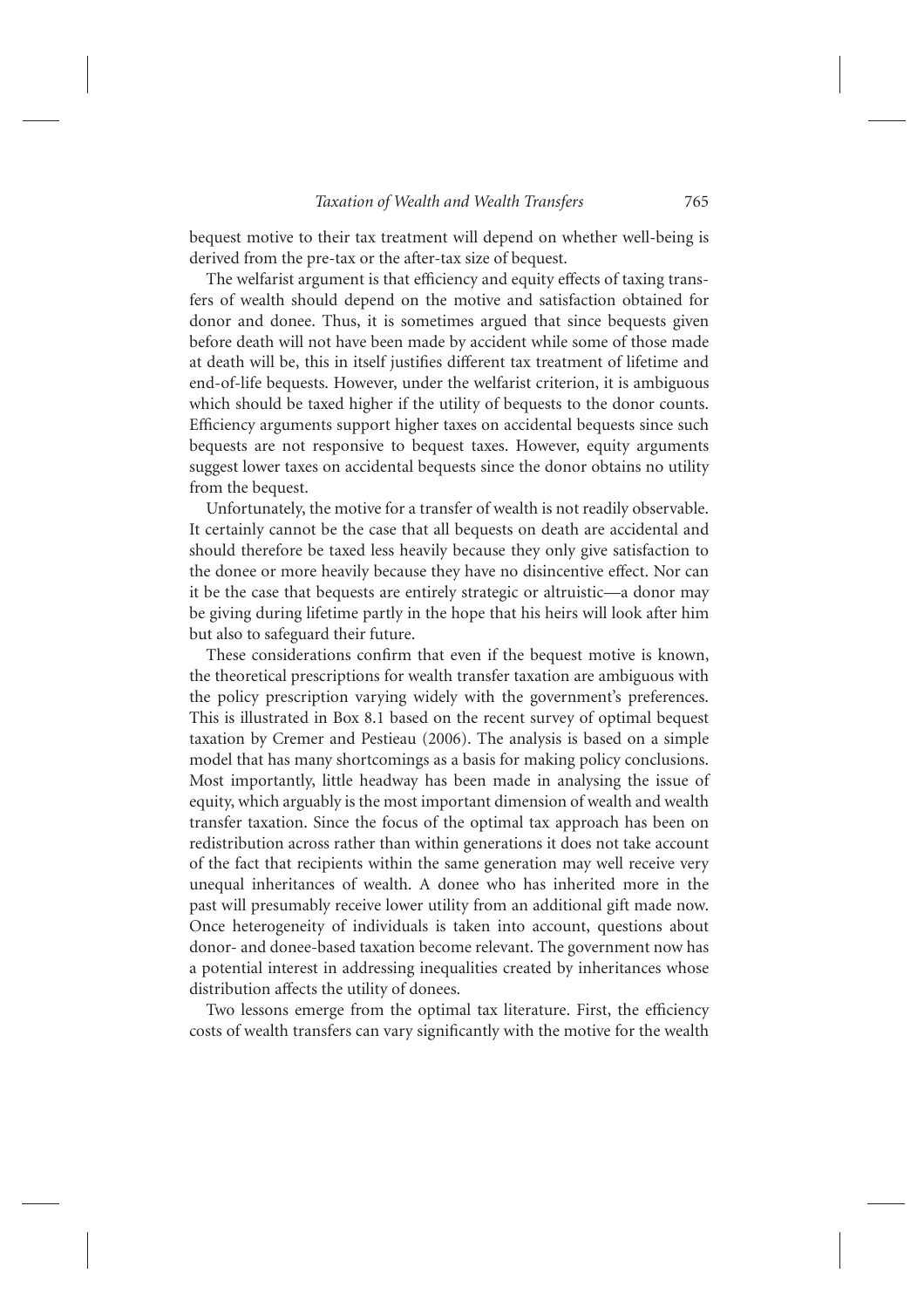bequest motive to their tax treatment will depend on whether well-being is derived from the pre-tax or the after-tax size of bequest.

The welfarist argument is that efficiency and equity effects of taxing transfers of wealth should depend on the motive and satisfaction obtained for donor and donee. Thus, it is sometimes argued that since bequests given before death will not have been made by accident while some of those made at death will be, this in itself justifies different tax treatment of lifetime and end-of-life bequests. However, under the welfarist criterion, it is ambiguous which should be taxed higher if the utility of bequests to the donor counts. Efficiency arguments support higher taxes on accidental bequests since such bequests are not responsive to bequest taxes. However, equity arguments suggest lower taxes on accidental bequests since the donor obtains no utility from the bequest.

Unfortunately, the motive for a transfer of wealth is not readily observable. It certainly cannot be the case that all bequests on death are accidental and should therefore be taxed less heavily because they only give satisfaction to the donee or more heavily because they have no disincentive effect. Nor can it be the case that bequests are entirely strategic or altruistic—a donor may be giving during lifetime partly in the hope that his heirs will look after him but also to safeguard their future.

These considerations confirm that even if the bequest motive is known, the theoretical prescriptions for wealth transfer taxation are ambiguous with the policy prescription varying widely with the government's preferences. This is illustrated in Box 8.1 based on the recent survey of optimal bequest taxation by Cremer and Pestieau (2006). The analysis is based on a simple model that has many shortcomings as a basis for making policy conclusions. Most importantly, little headway has been made in analysing the issue of equity, which arguably is the most important dimension of wealth and wealth transfer taxation. Since the focus of the optimal tax approach has been on redistribution across rather than within generations it does not take account of the fact that recipients within the same generation may well receive very unequal inheritances of wealth. A donee who has inherited more in the past will presumably receive lower utility from an additional gift made now. Once heterogeneity of individuals is taken into account, questions about donor- and donee-based taxation become relevant. The government now has a potential interest in addressing inequalities created by inheritances whose distribution affects the utility of donees.

Two lessons emerge from the optimal tax literature. First, the efficiency costs of wealth transfers can vary significantly with the motive for the wealth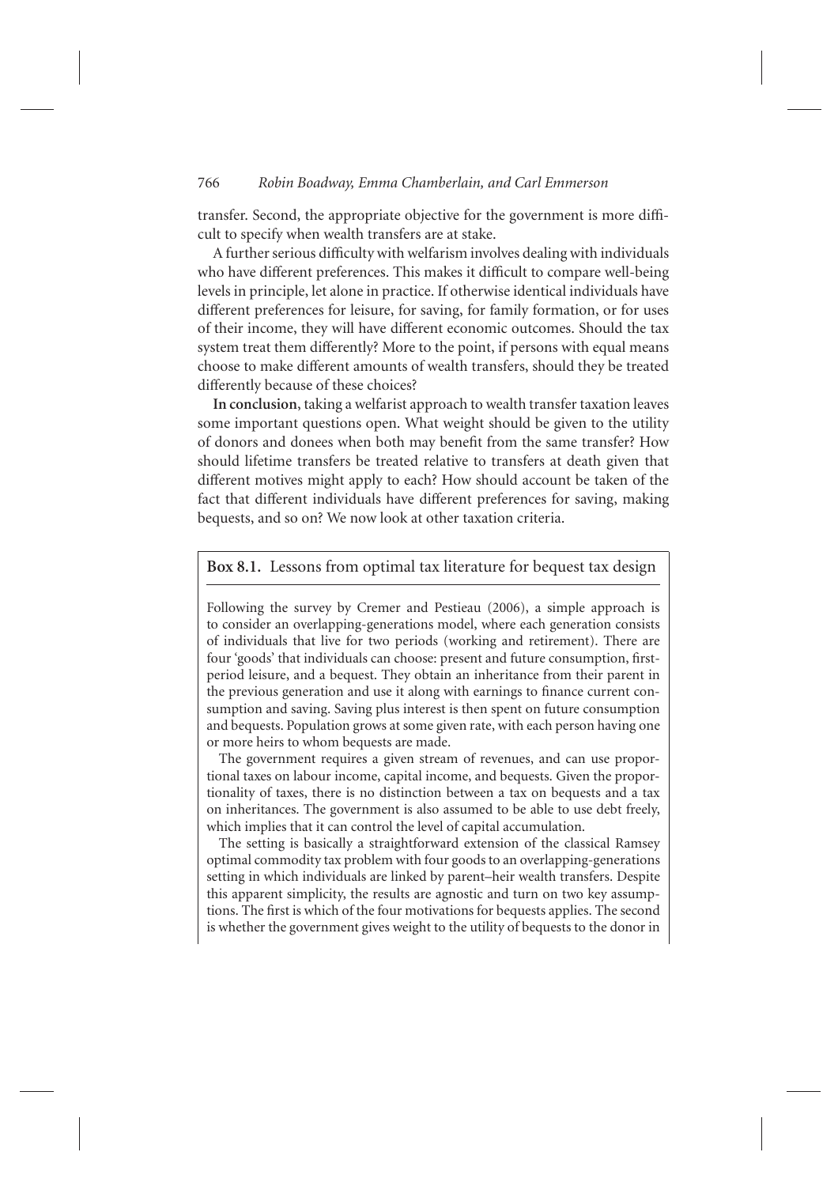transfer. Second, the appropriate objective for the government is more difficult to specify when wealth transfers are at stake.

A further serious difficulty with welfarism involves dealing with individuals who have different preferences. This makes it difficult to compare well-being levels in principle, let alone in practice. If otherwise identical individuals have different preferences for leisure, for saving, for family formation, or for uses of their income, they will have different economic outcomes. Should the tax system treat them differently? More to the point, if persons with equal means choose to make different amounts of wealth transfers, should they be treated differently because of these choices?

**In conclusion**, taking a welfarist approach to wealth transfer taxation leaves some important questions open. What weight should be given to the utility of donors and donees when both may benefit from the same transfer? How should lifetime transfers be treated relative to transfers at death given that different motives might apply to each? How should account be taken of the fact that different individuals have different preferences for saving, making bequests, and so on? We now look at other taxation criteria.

**Box 8.1.** Lessons from optimal tax literature for bequest tax design

Following the survey by Cremer and Pestieau (2006), a simple approach is to consider an overlapping-generations model, where each generation consists of individuals that live for two periods (working and retirement). There are four 'goods' that individuals can choose: present and future consumption, first-period leisure, and a bequest. They obtain an inheritance from their parent in the previous generation and use it along with earnings to finance current consumption and saving. Saving plus interest is then spent on future consumption and bequests. Population grows at some given rate, with each person having one or more heirs to whom bequests are made.

The government requires a given stream of revenues, and can use proportional taxes on labour income, capital income, and bequests. Given the proportionality of taxes, there is no distinction between a tax on bequests and a tax on inheritances. The government is also assumed to be able to use debt freely, which implies that it can control the level of capital accumulation.

The setting is basically a straightforward extension of the classical Ramsey optimal commodity tax problem with four goods to an overlapping-generations setting in which individuals are linked by parent–heir wealth transfers. Despite this apparent simplicity, the results are agnostic and turn on two key assumptions. The first is which of the four motivations for bequests applies. The second is whether the government gives weight to the utility of bequests to the donor in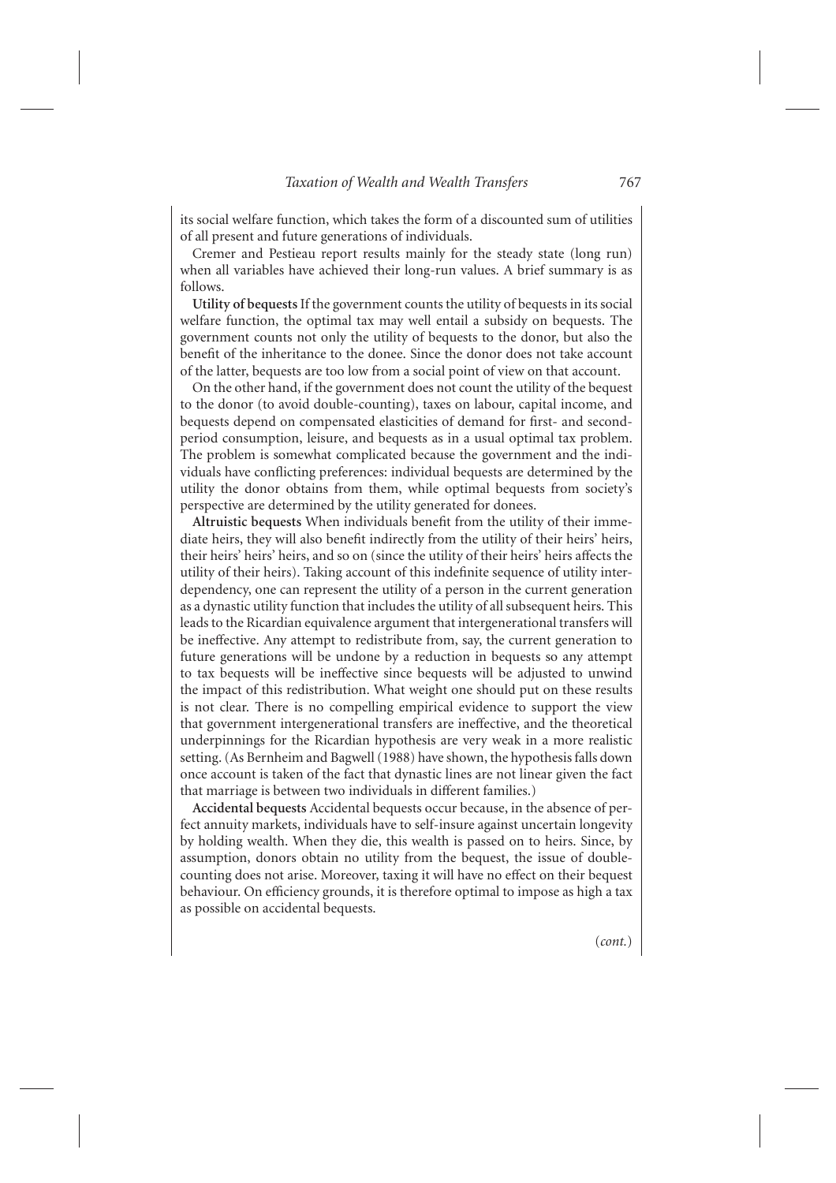its social welfare function, which takes the form of a discounted sum of utilities of all present and future generations of individuals.

Cremer and Pestieau report results mainly for the steady state (long run) when all variables have achieved their long-run values. A brief summary is as follows.

**Utility of bequests** If the government counts the utility of bequests in its social welfare function, the optimal tax may well entail a subsidy on bequests. The government counts not only the utility of bequests to the donor, but also the benefit of the inheritance to the donee. Since the donor does not take account of the latter, bequests are too low from a social point of view on that account.

On the other hand, if the government does not count the utility of the bequest to the donor (to avoid double-counting), taxes on labour, capital income, and bequests depend on compensated elasticities of demand for first- and second-period consumption, leisure, and bequests as in a usual optimal tax problem. The problem is somewhat complicated because the government and the individuals have conflicting preferences: individual bequests are determined by the utility the donor obtains from them, while optimal bequests from society's perspective are determined by the utility generated for donees.

**Altruistic bequests** When individuals benefit from the utility of their immediate heirs, they will also benefit indirectly from the utility of their heirs' heirs, their heirs' heirs' heirs, and so on (since the utility of their heirs' heirs affects the utility of their heirs). Taking account of this indefinite sequence of utility interdependency, one can represent the utility of a person in the current generation as a dynastic utility function that includes the utility of all subsequent heirs. This leads to the Ricardian equivalence argument that intergenerational transfers will be ineffective. Any attempt to redistribute from, say, the current generation to future generations will be undone by a reduction in bequests so any attempt to tax bequests will be ineffective since bequests will be adjusted to unwind the impact of this redistribution. What weight one should put on these results is not clear. There is no compelling empirical evidence to support the view that government intergenerational transfers are ineffective, and the theoretical underpinnings for the Ricardian hypothesis are very weak in a more realistic setting. (As Bernheim and Bagwell (1988) have shown, the hypothesis falls down once account is taken of the fact that dynastic lines are not linear given the fact that marriage is between two individuals in different families.)

**Accidental bequests** Accidental bequests occur because, in the absence of perfect annuity markets, individuals have to self-insure against uncertain longevity by holding wealth. When they die, this wealth is passed on to heirs. Since, by assumption, donors obtain no utility from the bequest, the issue of double-counting does not arise. Moreover, taxing it will have no effect on their bequest behaviour. On efficiency grounds, it is therefore optimal to impose as high a tax as possible on accidental bequests.

(*cont.*)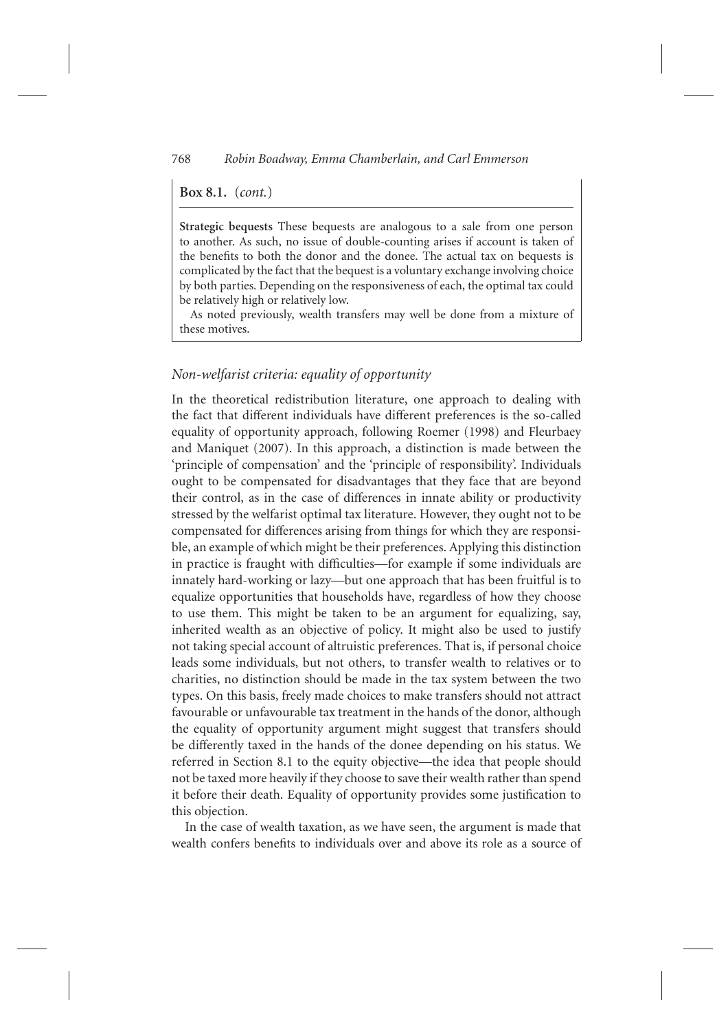**Box 8.1.** (*cont.*)

**Strategic bequests** These bequests are analogous to a sale from one person to another. As such, no issue of double-counting arises if account is taken of the benefits to both the donor and the donee. The actual tax on bequests is complicated by the fact that the bequest is a voluntary exchange involving choice by both parties. Depending on the responsiveness of each, the optimal tax could be relatively high or relatively low.

As noted previously, wealth transfers may well be done from a mixture of these motives.

### *Non-welfarist criteria: equality of opportunity*

In the theoretical redistribution literature, one approach to dealing with the fact that different individuals have different preferences is the so-called equality of opportunity approach, following Roemer (1998) and Fleurbaey and Maniquet (2007). In this approach, a distinction is made between the 'principle of compensation' and the 'principle of responsibility'. Individuals ought to be compensated for disadvantages that they face that are beyond their control, as in the case of differences in innate ability or productivity stressed by the welfarist optimal tax literature. However, they ought not to be compensated for differences arising from things for which they are responsible, an example of which might be their preferences. Applying this distinction in practice is fraught with difficulties—for example if some individuals are innately hard-working or lazy—but one approach that has been fruitful is to equalize opportunities that households have, regardless of how they choose to use them. This might be taken to be an argument for equalizing, say, inherited wealth as an objective of policy. It might also be used to justify not taking special account of altruistic preferences. That is, if personal choice leads some individuals, but not others, to transfer wealth to relatives or to charities, no distinction should be made in the tax system between the two types. On this basis, freely made choices to make transfers should not attract favourable or unfavourable tax treatment in the hands of the donor, although the equality of opportunity argument might suggest that transfers should be differently taxed in the hands of the donee depending on his status. We referred in Section 8.1 to the equity objective—the idea that people should not be taxed more heavily if they choose to save their wealth rather than spend it before their death. Equality of opportunity provides some justification to this objection.

In the case of wealth taxation, as we have seen, the argument is made that wealth confers benefits to individuals over and above its role as a source of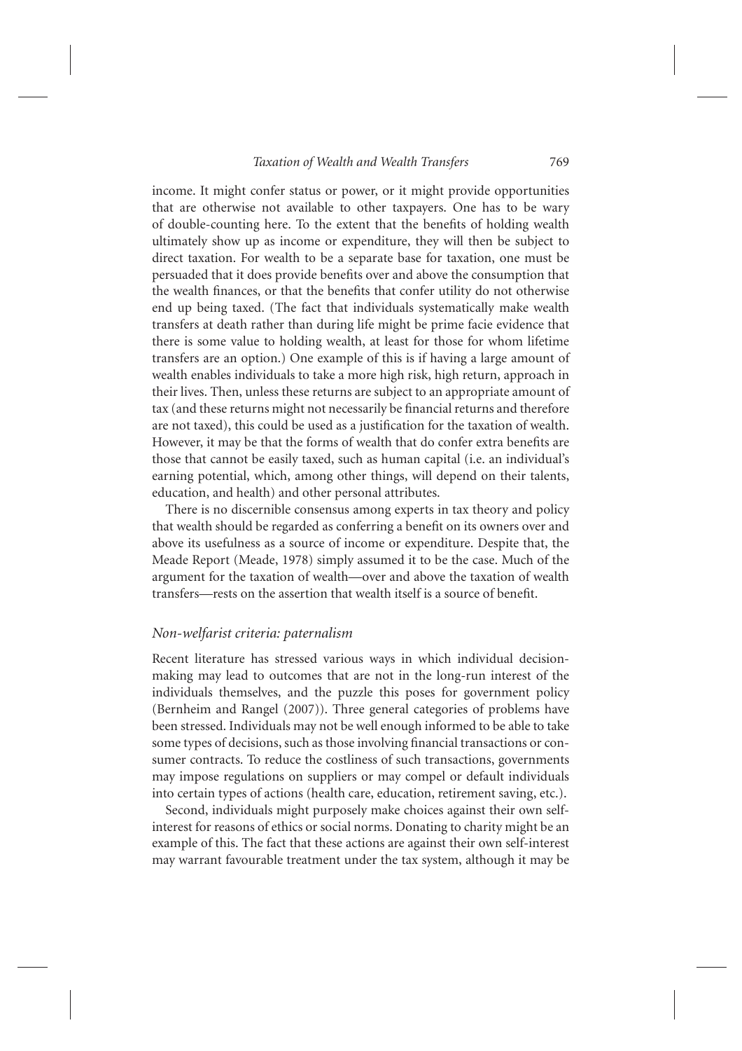income. It might confer status or power, or it might provide opportunities that are otherwise not available to other taxpayers. One has to be wary of double-counting here. To the extent that the benefits of holding wealth ultimately show up as income or expenditure, they will then be subject to direct taxation. For wealth to be a separate base for taxation, one must be persuaded that it does provide benefits over and above the consumption that the wealth finances, or that the benefits that confer utility do not otherwise end up being taxed. (The fact that individuals systematically make wealth transfers at death rather than during life might be prime facie evidence that there is some value to holding wealth, at least for those for whom lifetime transfers are an option.) One example of this is if having a large amount of wealth enables individuals to take a more high risk, high return, approach in their lives. Then, unless these returns are subject to an appropriate amount of tax (and these returns might not necessarily be financial returns and therefore are not taxed), this could be used as a justification for the taxation of wealth. However, it may be that the forms of wealth that do confer extra benefits are those that cannot be easily taxed, such as human capital (i.e. an individual's earning potential, which, among other things, will depend on their talents, education, and health) and other personal attributes.

There is no discernible consensus among experts in tax theory and policy that wealth should be regarded as conferring a benefit on its owners over and above its usefulness as a source of income or expenditure. Despite that, the Meade Report (Meade, 1978) simply assumed it to be the case. Much of the argument for the taxation of wealth—over and above the taxation of wealth transfers—rests on the assertion that wealth itself is a source of benefit.

### *Non-welfarist criteria: paternalism*

Recent literature has stressed various ways in which individual decision-making may lead to outcomes that are not in the long-run interest of the individuals themselves, and the puzzle this poses for government policy (Bernheim and Rangel (2007)). Three general categories of problems have been stressed. Individuals may not be well enough informed to be able to take some types of decisions, such as those involving financial transactions or consumer contracts. To reduce the costliness of such transactions, governments may impose regulations on suppliers or may compel or default individuals into certain types of actions (health care, education, retirement saving, etc.).

Second, individuals might purposely make choices against their own self-interest for reasons of ethics or social norms. Donating to charity might be an example of this. The fact that these actions are against their own self-interest may warrant favourable treatment under the tax system, although it may be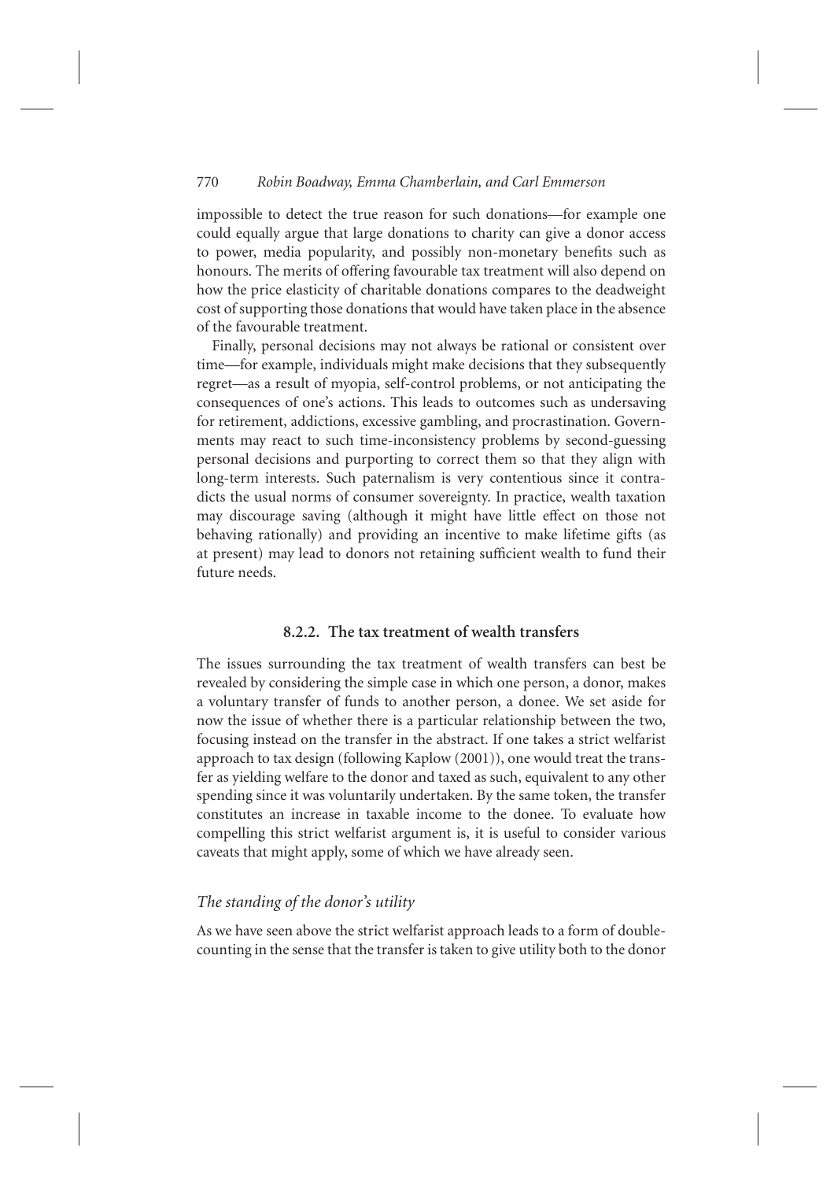impossible to detect the true reason for such donations—for example one could equally argue that large donations to charity can give a donor access to power, media popularity, and possibly non-monetary benefits such as honours. The merits of offering favourable tax treatment will also depend on how the price elasticity of charitable donations compares to the deadweight cost of supporting those donations that would have taken place in the absence of the favourable treatment.

Finally, personal decisions may not always be rational or consistent over time—for example, individuals might make decisions that they subsequently regret—as a result of myopia, self-control problems, or not anticipating the consequences of one's actions. This leads to outcomes such as undersaving for retirement, addictions, excessive gambling, and procrastination. Governments may react to such time-inconsistency problems by second-guessing personal decisions and purporting to correct them so that they align with long-term interests. Such paternalism is very contentious since it contradicts the usual norms of consumer sovereignty. In practice, wealth taxation may discourage saving (although it might have little effect on those not behaving rationally) and providing an incentive to make lifetime gifts (as at present) may lead to donors not retaining sufficient wealth to fund their future needs.

### 8.2.2. The tax treatment of wealth transfers

The issues surrounding the tax treatment of wealth transfers can best be revealed by considering the simple case in which one person, a donor, makes a voluntary transfer of funds to another person, a donee. We set aside for now the issue of whether there is a particular relationship between the two, focusing instead on the transfer in the abstract. If one takes a strict welfarist approach to tax design (following Kaplow (2001)), one would treat the transfer as yielding welfare to the donor and taxed as such, equivalent to any other spending since it was voluntarily undertaken. By the same token, the transfer constitutes an increase in taxable income to the donee. To evaluate how compelling this strict welfarist argument is, it is useful to consider various caveats that might apply, some of which we have already seen.

*The standing of the donor's utility*

As we have seen above the strict welfarist approach leads to a form of double-counting in the sense that the transfer is taken to give utility both to the donor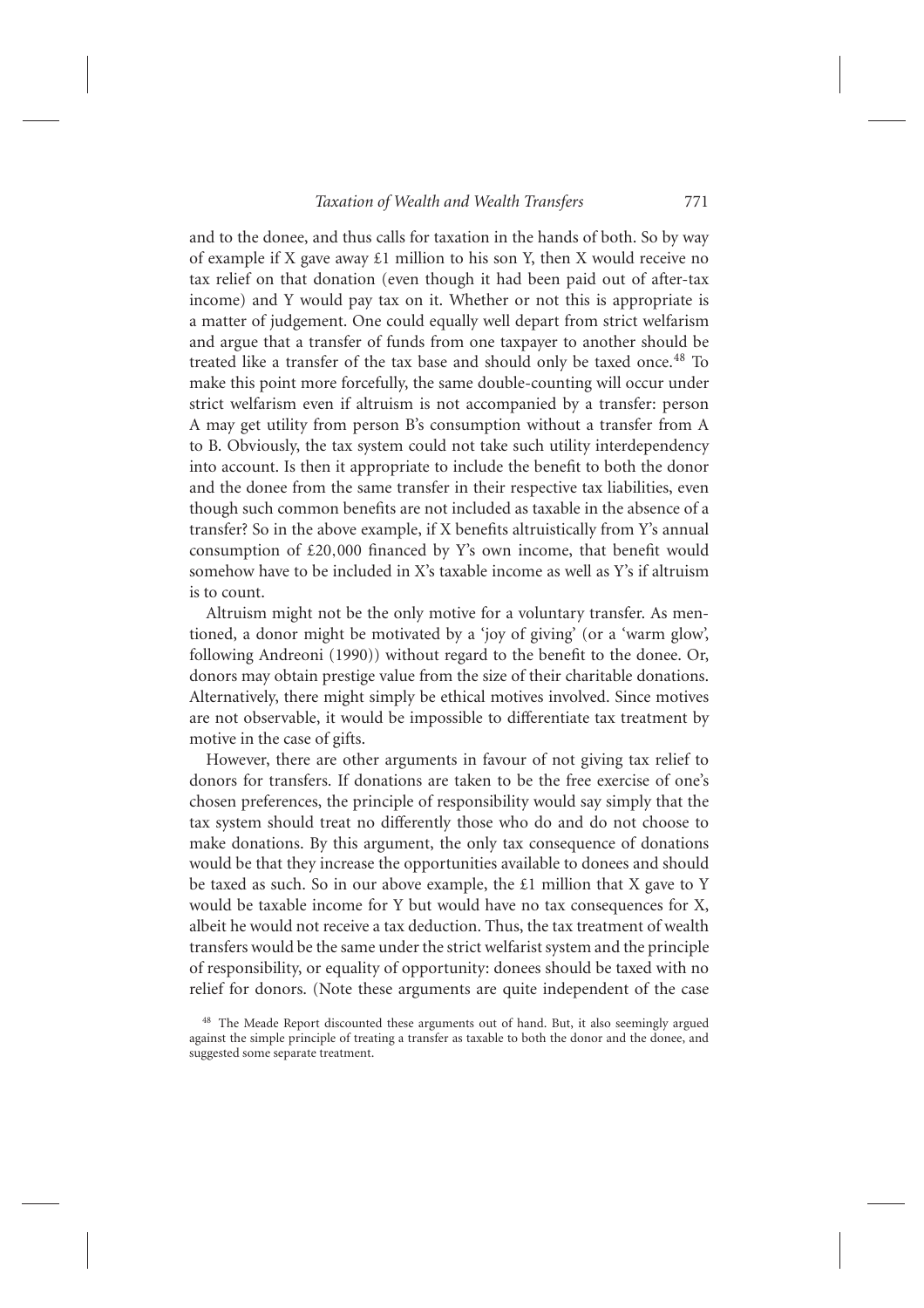and to the donee, and thus calls for taxation in the hands of both. So by way of example if X gave away £1 million to his son Y, then X would receive no tax relief on that donation (even though it had been paid out of after-tax income) and Y would pay tax on it. Whether or not this is appropriate is a matter of judgement. One could equally well depart from strict welfarism and argue that a transfer of funds from one taxpayer to another should be treated like a transfer of the tax base and should only be taxed once.[48] To make this point more forcefully, the same double-counting will occur under strict welfarism even if altruism is not accompanied by a transfer: person A may get utility from person B's consumption without a transfer from A to B. Obviously, the tax system could not take such utility interdependency into account. Is then it appropriate to include the benefit to both the donor and the donee from the same transfer in their respective tax liabilities, even though such common benefits are not included as taxable in the absence of a transfer? So in the above example, if X benefits altruistically from Y's annual consumption of £20,000 financed by Y's own income, that benefit would somehow have to be included in X's taxable income as well as Y's if altruism is to count.

Altruism might not be the only motive for a voluntary transfer. As mentioned, a donor might be motivated by a 'joy of giving' (or a 'warm glow', following Andreoni (1990)) without regard to the benefit to the donee. Or, donors may obtain prestige value from the size of their charitable donations. Alternatively, there might simply be ethical motives involved. Since motives are not observable, it would be impossible to differentiate tax treatment by motive in the case of gifts.

However, there are other arguments in favour of not giving tax relief to donors for transfers. If donations are taken to be the free exercise of one's chosen preferences, the principle of responsibility would say simply that the tax system should treat no differently those who do and do not choose to make donations. By this argument, the only tax consequence of donations would be that they increase the opportunities available to donees and should be taxed as such. So in our above example, the £1 million that X gave to Y would be taxable income for Y but would have no tax consequences for X, albeit he would not receive a tax deduction. Thus, the tax treatment of wealth transfers would be the same under the strict welfarist system and the principle of responsibility, or equality of opportunity: donees should be taxed with no relief for donors. (Note these arguments are quite independent of the case

[48] The Meade Report discounted these arguments out of hand. But, it also seemingly argued against the simple principle of treating a transfer as taxable to both the donor and the donee, and suggested some separate treatment.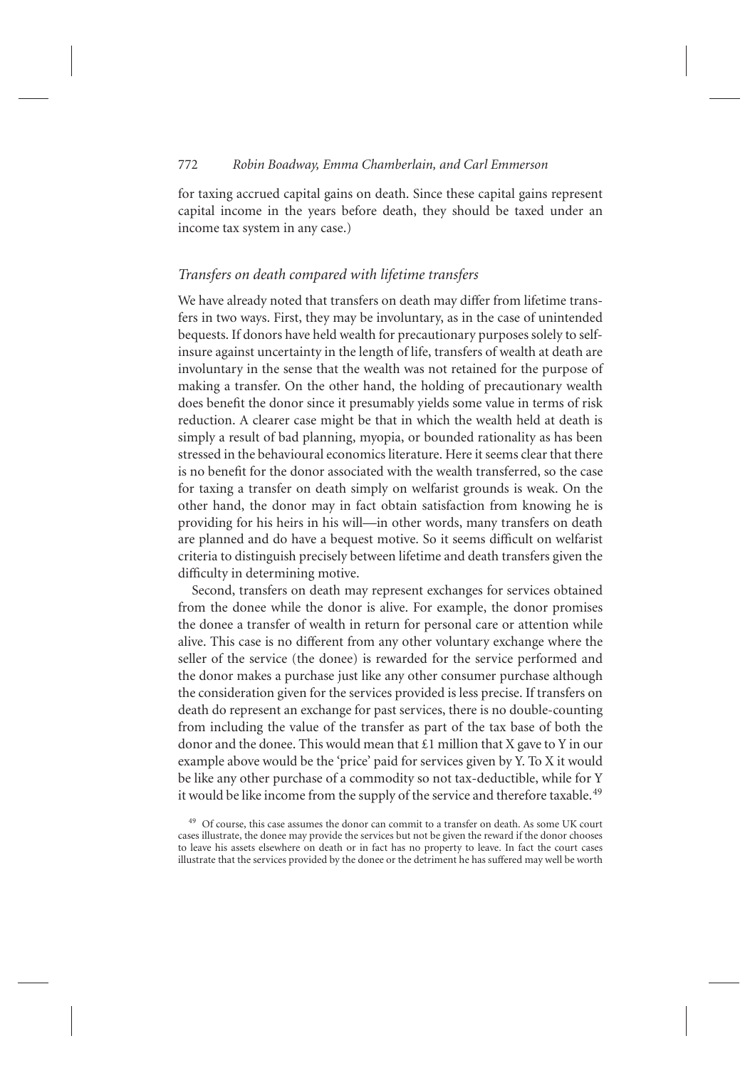for taxing accrued capital gains on death. Since these capital gains represent capital income in the years before death, they should be taxed under an income tax system in any case.)

### *Transfers on death compared with lifetime transfers*

We have already noted that transfers on death may differ from lifetime transfers in two ways. First, they may be involuntary, as in the case of unintended bequests. If donors have held wealth for precautionary purposes solely to self-insure against uncertainty in the length of life, transfers of wealth at death are involuntary in the sense that the wealth was not retained for the purpose of making a transfer. On the other hand, the holding of precautionary wealth does benefit the donor since it presumably yields some value in terms of risk reduction. A clearer case might be that in which the wealth held at death is simply a result of bad planning, myopia, or bounded rationality as has been stressed in the behavioural economics literature. Here it seems clear that there is no benefit for the donor associated with the wealth transferred, so the case for taxing a transfer on death simply on welfarist grounds is weak. On the other hand, the donor may in fact obtain satisfaction from knowing he is providing for his heirs in his will—in other words, many transfers on death are planned and do have a bequest motive. So it seems difficult on welfarist criteria to distinguish precisely between lifetime and death transfers given the difficulty in determining motive.

Second, transfers on death may represent exchanges for services obtained from the donee while the donor is alive. For example, the donor promises the donee a transfer of wealth in return for personal care or attention while alive. This case is no different from any other voluntary exchange where the seller of the service (the donee) is rewarded for the service performed and the donor makes a purchase just like any other consumer purchase although the consideration given for the services provided is less precise. If transfers on death do represent an exchange for past services, there is no double-counting from including the value of the transfer as part of the tax base of both the donor and the donee. This would mean that £1 million that X gave to Y in our example above would be the 'price' paid for services given by Y. To X it would be like any other purchase of a commodity so not tax-deductible, while for Y it would be like income from the supply of the service and therefore taxable.[49]

[49] Of course, this case assumes the donor can commit to a transfer on death. As some UK court cases illustrate, the donee may provide the services but not be given the reward if the donor chooses to leave his assets elsewhere on death or in fact has no property to leave. In fact the court cases illustrate that the services provided by the donee or the detriment he has suffered may well be worth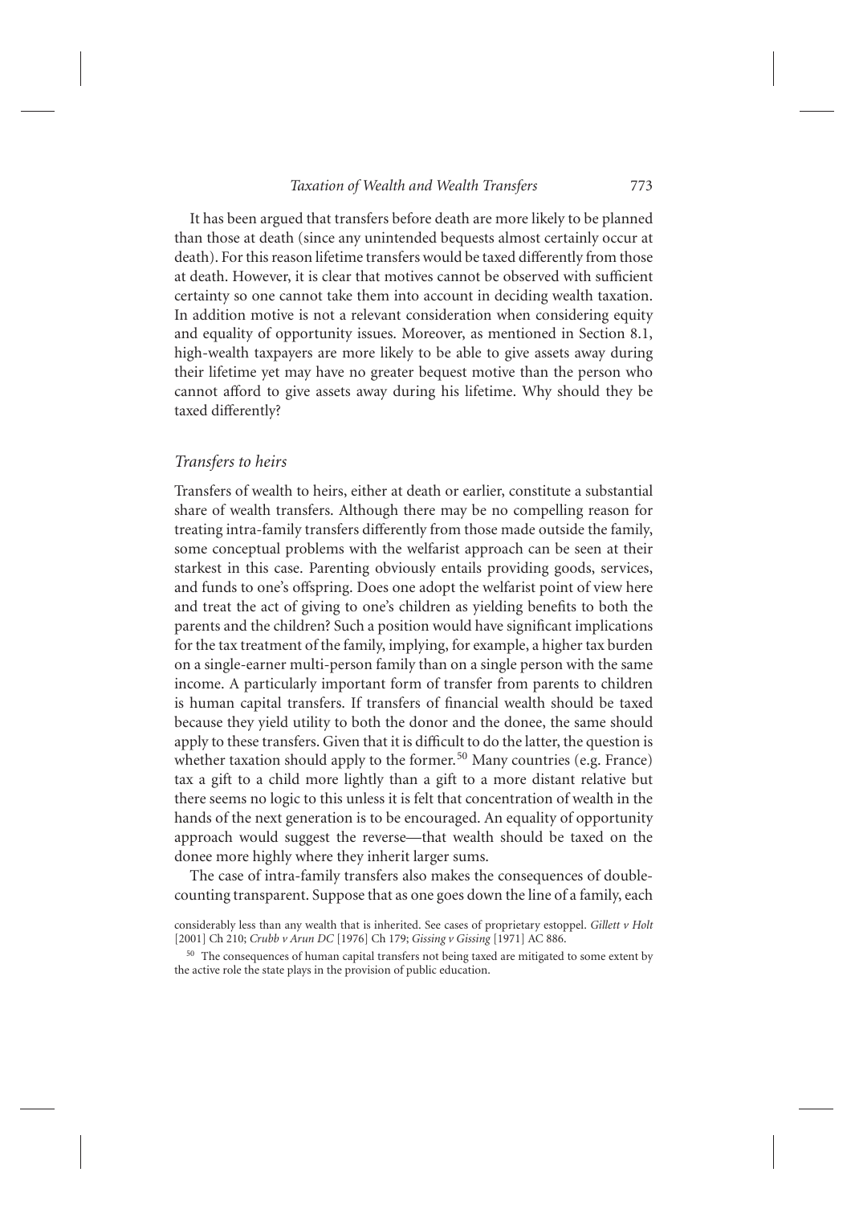It has been argued that transfers before death are more likely to be planned than those at death (since any unintended bequests almost certainly occur at death). For this reason lifetime transfers would be taxed differently from those at death. However, it is clear that motives cannot be observed with sufficient certainty so one cannot take them into account in deciding wealth taxation. In addition motive is not a relevant consideration when considering equity and equality of opportunity issues. Moreover, as mentioned in Section 8.1, high-wealth taxpayers are more likely to be able to give assets away during their lifetime yet may have no greater bequest motive than the person who cannot afford to give assets away during his lifetime. Why should they be taxed differently?

### *Transfers to heirs*

Transfers of wealth to heirs, either at death or earlier, constitute a substantial share of wealth transfers. Although there may be no compelling reason for treating intra-family transfers differently from those made outside the family, some conceptual problems with the welfarist approach can be seen at their starkest in this case. Parenting obviously entails providing goods, services, and funds to one's offspring. Does one adopt the welfarist point of view here and treat the act of giving to one's children as yielding benefits to both the parents and the children? Such a position would have significant implications for the tax treatment of the family, implying, for example, a higher tax burden on a single-earner multi-person family than on a single person with the same income. A particularly important form of transfer from parents to children is human capital transfers. If transfers of financial wealth should be taxed because they yield utility to both the donor and the donee, the same should apply to these transfers. Given that it is difficult to do the latter, the question is whether taxation should apply to the former.[50] Many countries (e.g. France) tax a gift to a child more lightly than a gift to a more distant relative but there seems no logic to this unless it is felt that concentration of wealth in the hands of the next generation is to be encouraged. An equality of opportunity approach would suggest the reverse—that wealth should be taxed on the donee more highly where they inherit larger sums.

The case of intra-family transfers also makes the consequences of double-counting transparent. Suppose that as one goes down the line of a family, each

considerably less than any wealth that is inherited. See cases of proprietary estoppel. *Gillett v Holt* [2001] Ch 210; *Crubb v Arun DC* [1976] Ch 179; *Gissing v Gissing* [1971] AC 886.

[50] The consequences of human capital transfers not being taxed are mitigated to some extent by the active role the state plays in the provision of public education.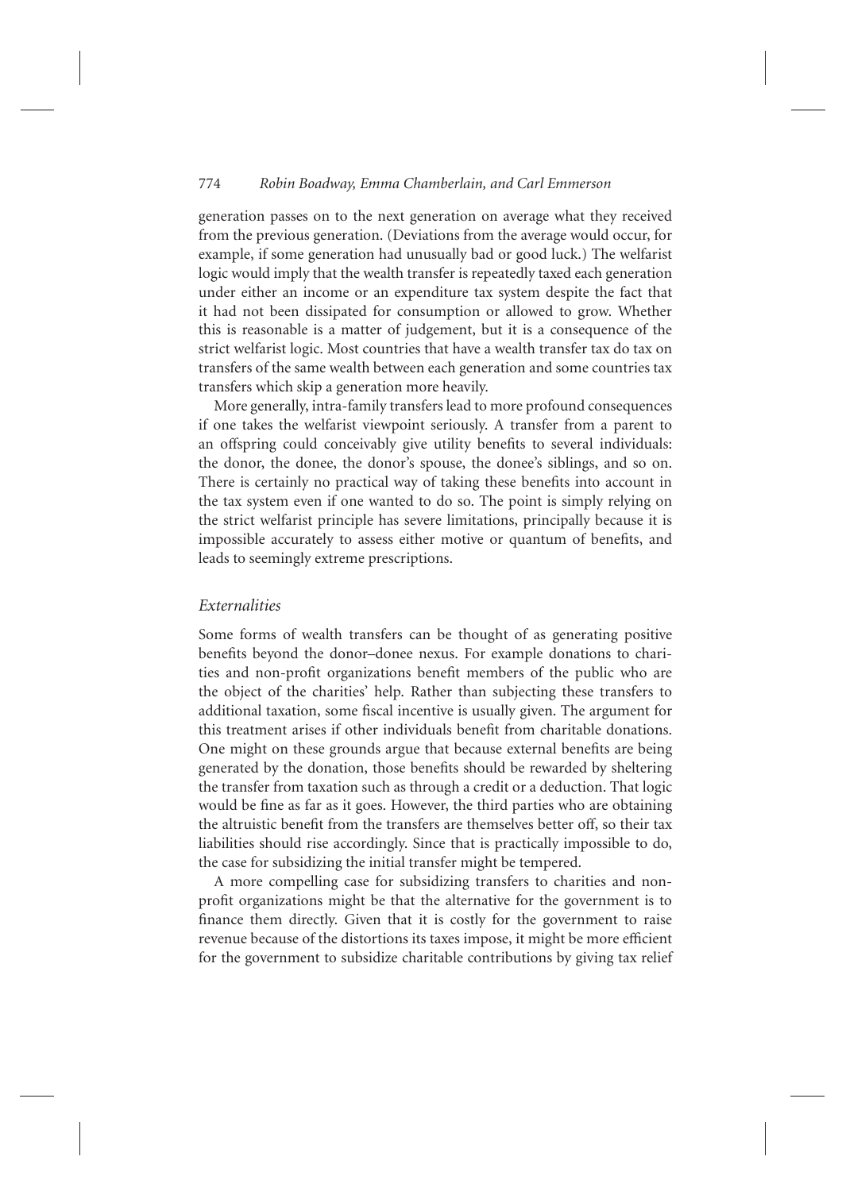generation passes on to the next generation on average what they received from the previous generation. (Deviations from the average would occur, for example, if some generation had unusually bad or good luck.) The welfarist logic would imply that the wealth transfer is repeatedly taxed each generation under either an income or an expenditure tax system despite the fact that it had not been dissipated for consumption or allowed to grow. Whether this is reasonable is a matter of judgement, but it is a consequence of the strict welfarist logic. Most countries that have a wealth transfer tax do tax on transfers of the same wealth between each generation and some countries tax transfers which skip a generation more heavily.

More generally, intra-family transfers lead to more profound consequences if one takes the welfarist viewpoint seriously. A transfer from a parent to an offspring could conceivably give utility benefits to several individuals: the donor, the donee, the donor's spouse, the donee's siblings, and so on. There is certainly no practical way of taking these benefits into account in the tax system even if one wanted to do so. The point is simply relying on the strict welfarist principle has severe limitations, principally because it is impossible accurately to assess either motive or quantum of benefits, and leads to seemingly extreme prescriptions.

### *Externalities*

Some forms of wealth transfers can be thought of as generating positive benefits beyond the donor–donee nexus. For example donations to charities and non-profit organizations benefit members of the public who are the object of the charities' help. Rather than subjecting these transfers to additional taxation, some fiscal incentive is usually given. The argument for this treatment arises if other individuals benefit from charitable donations. One might on these grounds argue that because external benefits are being generated by the donation, those benefits should be rewarded by sheltering the transfer from taxation such as through a credit or a deduction. That logic would be fine as far as it goes. However, the third parties who are obtaining the altruistic benefit from the transfers are themselves better off, so their tax liabilities should rise accordingly. Since that is practically impossible to do, the case for subsidizing the initial transfer might be tempered.

A more compelling case for subsidizing transfers to charities and non-profit organizations might be that the alternative for the government is to finance them directly. Given that it is costly for the government to raise revenue because of the distortions its taxes impose, it might be more efficient for the government to subsidize charitable contributions by giving tax relief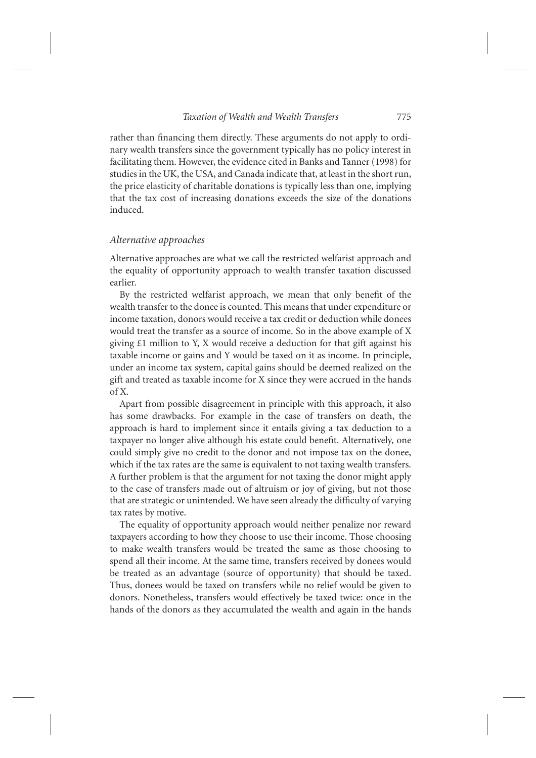rather than financing them directly. These arguments do not apply to ordinary wealth transfers since the government typically has no policy interest in facilitating them. However, the evidence cited in Banks and Tanner (1998) for studies in the UK, the USA, and Canada indicate that, at least in the short run, the price elasticity of charitable donations is typically less than one, implying that the tax cost of increasing donations exceeds the size of the donations induced.

### *Alternative approaches*

Alternative approaches are what we call the restricted welfarist approach and the equality of opportunity approach to wealth transfer taxation discussed earlier.

By the restricted welfarist approach, we mean that only benefit of the wealth transfer to the donee is counted. This means that under expenditure or income taxation, donors would receive a tax credit or deduction while donees would treat the transfer as a source of income. So in the above example of X giving £1 million to Y, X would receive a deduction for that gift against his taxable income or gains and Y would be taxed on it as income. In principle, under an income tax system, capital gains should be deemed realized on the gift and treated as taxable income for X since they were accrued in the hands of X.

Apart from possible disagreement in principle with this approach, it also has some drawbacks. For example in the case of transfers on death, the approach is hard to implement since it entails giving a tax deduction to a taxpayer no longer alive although his estate could benefit. Alternatively, one could simply give no credit to the donor and not impose tax on the donee, which if the tax rates are the same is equivalent to not taxing wealth transfers. A further problem is that the argument for not taxing the donor might apply to the case of transfers made out of altruism or joy of giving, but not those that are strategic or unintended. We have seen already the difficulty of varying tax rates by motive.

The equality of opportunity approach would neither penalize nor reward taxpayers according to how they choose to use their income. Those choosing to make wealth transfers would be treated the same as those choosing to spend all their income. At the same time, transfers received by donees would be treated as an advantage (source of opportunity) that should be taxed. Thus, donees would be taxed on transfers while no relief would be given to donors. Nonetheless, transfers would effectively be taxed twice: once in the hands of the donors as they accumulated the wealth and again in the hands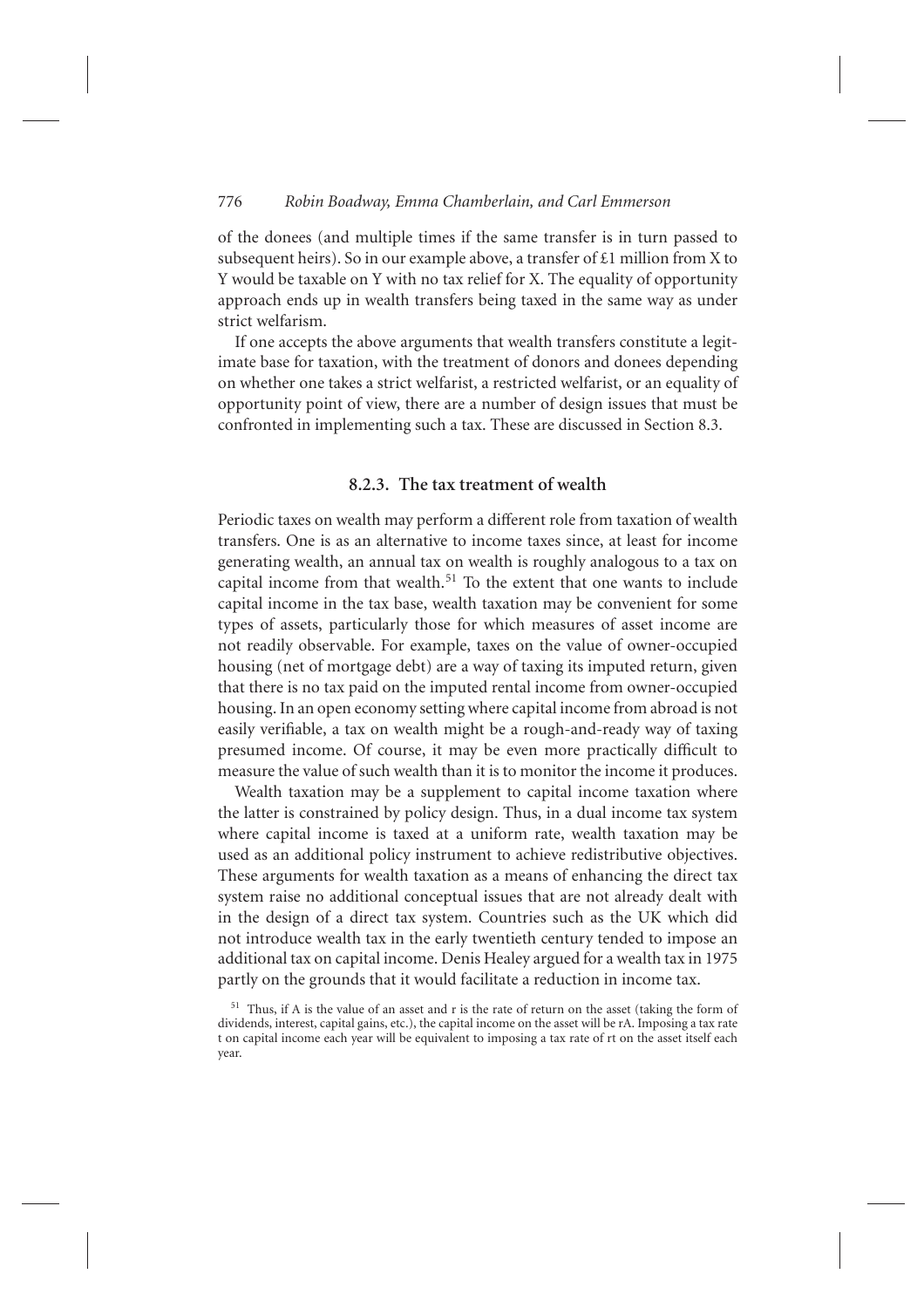of the donees (and multiple times if the same transfer is in turn passed to subsequent heirs). So in our example above, a transfer of £1 million from X to Y would be taxable on Y with no tax relief for X. The equality of opportunity approach ends up in wealth transfers being taxed in the same way as under strict welfarism.

If one accepts the above arguments that wealth transfers constitute a legitimate base for taxation, with the treatment of donors and donees depending on whether one takes a strict welfarist, a restricted welfarist, or an equality of opportunity point of view, there are a number of design issues that must be confronted in implementing such a tax. These are discussed in Section 8.3.

### 8.2.3. The tax treatment of wealth

Periodic taxes on wealth may perform a different role from taxation of wealth transfers. One is as an alternative to income taxes since, at least for income generating wealth, an annual tax on wealth is roughly analogous to a tax on capital income from that wealth.[51] To the extent that one wants to include capital income in the tax base, wealth taxation may be convenient for some types of assets, particularly those for which measures of asset income are not readily observable. For example, taxes on the value of owner-occupied housing (net of mortgage debt) are a way of taxing its imputed return, given that there is no tax paid on the imputed rental income from owner-occupied housing. In an open economy setting where capital income from abroad is not easily verifiable, a tax on wealth might be a rough-and-ready way of taxing presumed income. Of course, it may be even more practically difficult to measure the value of such wealth than it is to monitor the income it produces.

Wealth taxation may be a supplement to capital income taxation where the latter is constrained by policy design. Thus, in a dual income tax system where capital income is taxed at a uniform rate, wealth taxation may be used as an additional policy instrument to achieve redistributive objectives. These arguments for wealth taxation as a means of enhancing the direct tax system raise no additional conceptual issues that are not already dealt with in the design of a direct tax system. Countries such as the UK which did not introduce wealth tax in the early twentieth century tended to impose an additional tax on capital income. Denis Healey argued for a wealth tax in 1975 partly on the grounds that it would facilitate a reduction in income tax.

[51] Thus, if $A$ is the value of an asset and $r$ is the rate of return on the asset (taking the form of dividends, interest, capital gains, etc.), the capital income on the asset will be $rA$. Imposing a tax rate $t$ on capital income each year will be equivalent to imposing a tax rate of $rt$ on the asset itself each year.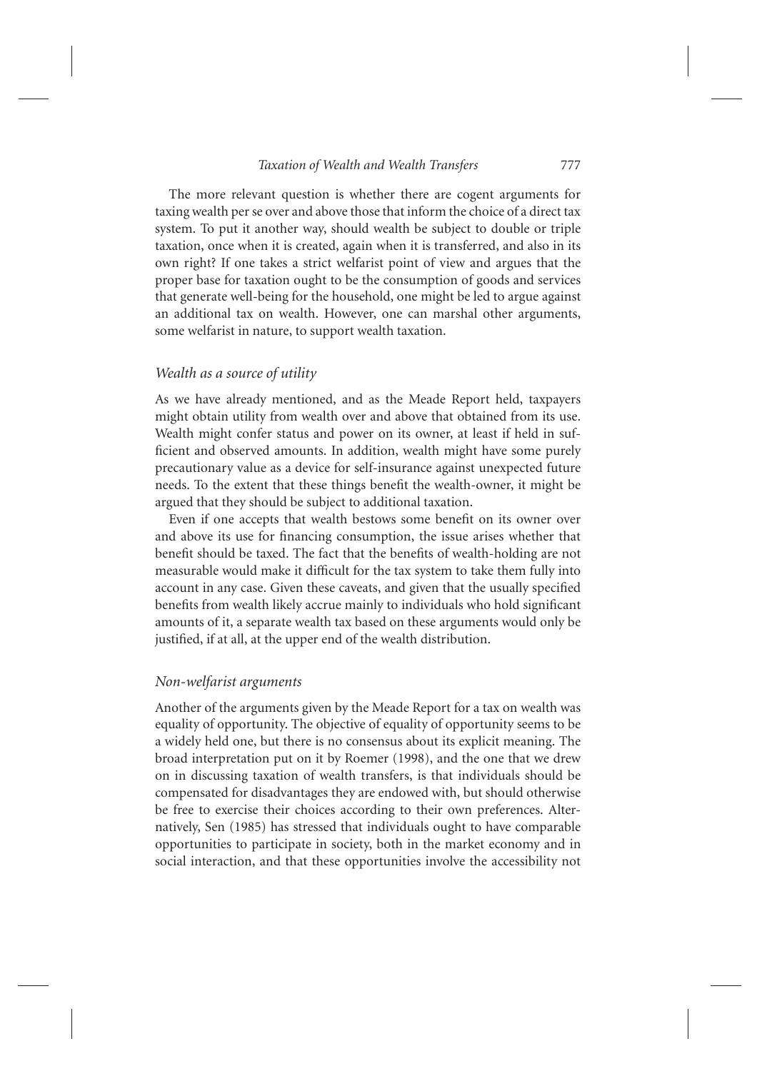The more relevant question is whether there are cogent arguments for taxing wealth per se over and above those that inform the choice of a direct tax system. To put it another way, should wealth be subject to double or triple taxation, once when it is created, again when it is transferred, and also in its own right? If one takes a strict welfarist point of view and argues that the proper base for taxation ought to be the consumption of goods and services that generate well-being for the household, one might be led to argue against an additional tax on wealth. However, one can marshal other arguments, some welfarist in nature, to support wealth taxation.

### *Wealth as a source of utility*

As we have already mentioned, and as the Meade Report held, taxpayers might obtain utility from wealth over and above that obtained from its use. Wealth might confer status and power on its owner, at least if held in sufficient and observed amounts. In addition, wealth might have some purely precautionary value as a device for self-insurance against unexpected future needs. To the extent that these things benefit the wealth-owner, it might be argued that they should be subject to additional taxation.

Even if one accepts that wealth bestows some benefit on its owner over and above its use for financing consumption, the issue arises whether that benefit should be taxed. The fact that the benefits of wealth-holding are not measurable would make it difficult for the tax system to take them fully into account in any case. Given these caveats, and given that the usually specified benefits from wealth likely accrue mainly to individuals who hold significant amounts of it, a separate wealth tax based on these arguments would only be justified, if at all, at the upper end of the wealth distribution.

### *Non-welfarist arguments*

Another of the arguments given by the Meade Report for a tax on wealth was equality of opportunity. The objective of equality of opportunity seems to be a widely held one, but there is no consensus about its explicit meaning. The broad interpretation put on it by Roemer (1998), and the one that we drew on in discussing taxation of wealth transfers, is that individuals should be compensated for disadvantages they are endowed with, but should otherwise be free to exercise their choices according to their own preferences. Alternatively, Sen (1985) has stressed that individuals ought to have comparable opportunities to participate in society, both in the market economy and in social interaction, and that these opportunities involve the accessibility not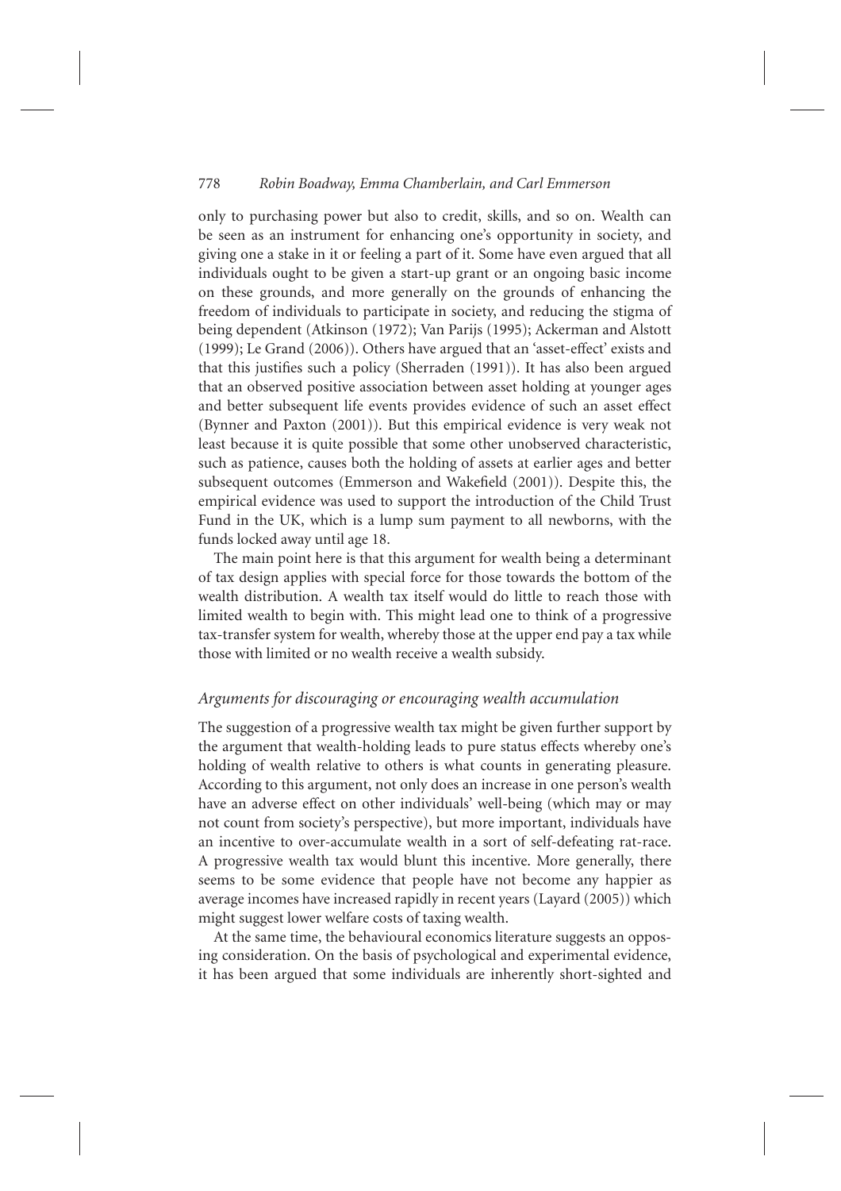only to purchasing power but also to credit, skills, and so on. Wealth can be seen as an instrument for enhancing one's opportunity in society, and giving one a stake in it or feeling a part of it. Some have even argued that all individuals ought to be given a start-up grant or an ongoing basic income on these grounds, and more generally on the grounds of enhancing the freedom of individuals to participate in society, and reducing the stigma of being dependent (Atkinson (1972); Van Parijs (1995); Ackerman and Alstott (1999); Le Grand (2006)). Others have argued that an 'asset-effect' exists and that this justifies such a policy (Sherraden (1991)). It has also been argued that an observed positive association between asset holding at younger ages and better subsequent life events provides evidence of such an asset effect (Bynner and Paxton (2001)). But this empirical evidence is very weak not least because it is quite possible that some other unobserved characteristic, such as patience, causes both the holding of assets at earlier ages and better subsequent outcomes (Emmerson and Wakefield (2001)). Despite this, the empirical evidence was used to support the introduction of the Child Trust Fund in the UK, which is a lump sum payment to all newborns, with the funds locked away until age 18.

The main point here is that this argument for wealth being a determinant of tax design applies with special force for those towards the bottom of the wealth distribution. A wealth tax itself would do little to reach those with limited wealth to begin with. This might lead one to think of a progressive tax-transfer system for wealth, whereby those at the upper end pay a tax while those with limited or no wealth receive a wealth subsidy.

### *Arguments for discouraging or encouraging wealth accumulation*

The suggestion of a progressive wealth tax might be given further support by the argument that wealth-holding leads to pure status effects whereby one's holding of wealth relative to others is what counts in generating pleasure. According to this argument, not only does an increase in one person's wealth have an adverse effect on other individuals' well-being (which may or may not count from society's perspective), but more important, individuals have an incentive to over-accumulate wealth in a sort of self-defeating rat-race. A progressive wealth tax would blunt this incentive. More generally, there seems to be some evidence that people have not become any happier as average incomes have increased rapidly in recent years (Layard (2005)) which might suggest lower welfare costs of taxing wealth.

At the same time, the behavioural economics literature suggests an opposing consideration. On the basis of psychological and experimental evidence, it has been argued that some individuals are inherently short-sighted and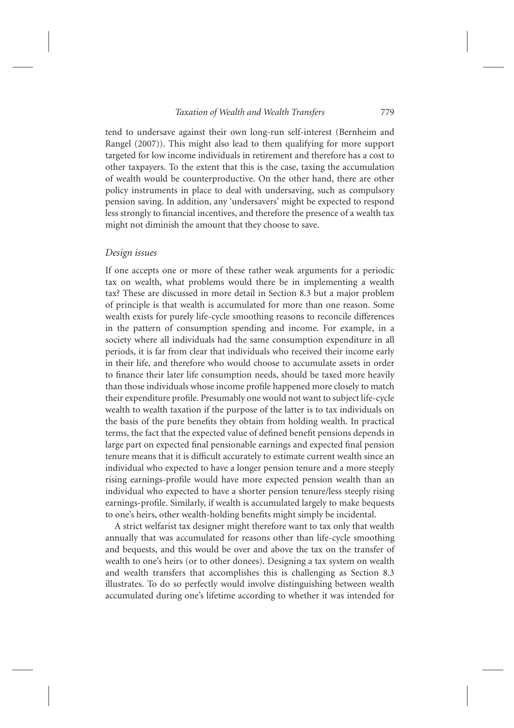tend to undersave against their own long-run self-interest (Bernheim and Rangel (2007)). This might also lead to them qualifying for more support targeted for low income individuals in retirement and therefore has a cost to other taxpayers. To the extent that this is the case, taxing the accumulation of wealth would be counterproductive. On the other hand, there are other policy instruments in place to deal with undersaving, such as compulsory pension saving. In addition, any 'undersavers' might be expected to respond less strongly to financial incentives, and therefore the presence of a wealth tax might not diminish the amount that they choose to save.

### *Design issues*

If one accepts one or more of these rather weak arguments for a periodic tax on wealth, what problems would there be in implementing a wealth tax? These are discussed in more detail in Section 8.3 but a major problem of principle is that wealth is accumulated for more than one reason. Some wealth exists for purely life-cycle smoothing reasons to reconcile differences in the pattern of consumption spending and income. For example, in a society where all individuals had the same consumption expenditure in all periods, it is far from clear that individuals who received their income early in their life, and therefore who would choose to accumulate assets in order to finance their later life consumption needs, should be taxed more heavily than those individuals whose income profile happened more closely to match their expenditure profile. Presumably one would not want to subject life-cycle wealth to wealth taxation if the purpose of the latter is to tax individuals on the basis of the pure benefits they obtain from holding wealth. In practical terms, the fact that the expected value of defined benefit pensions depends in large part on expected final pensionable earnings and expected final pension tenure means that it is difficult accurately to estimate current wealth since an individual who expected to have a longer pension tenure and a more steeply rising earnings-profile would have more expected pension wealth than an individual who expected to have a shorter pension tenure/less steeply rising earnings-profile. Similarly, if wealth is accumulated largely to make bequests to one's heirs, other wealth-holding benefits might simply be incidental.

A strict welfarist tax designer might therefore want to tax only that wealth annually that was accumulated for reasons other than life-cycle smoothing and bequests, and this would be over and above the tax on the transfer of wealth to one's heirs (or to other donees). Designing a tax system on wealth and wealth transfers that accomplishes this is challenging as Section 8.3 illustrates. To do so perfectly would involve distinguishing between wealth accumulated during one's lifetime according to whether it was intended for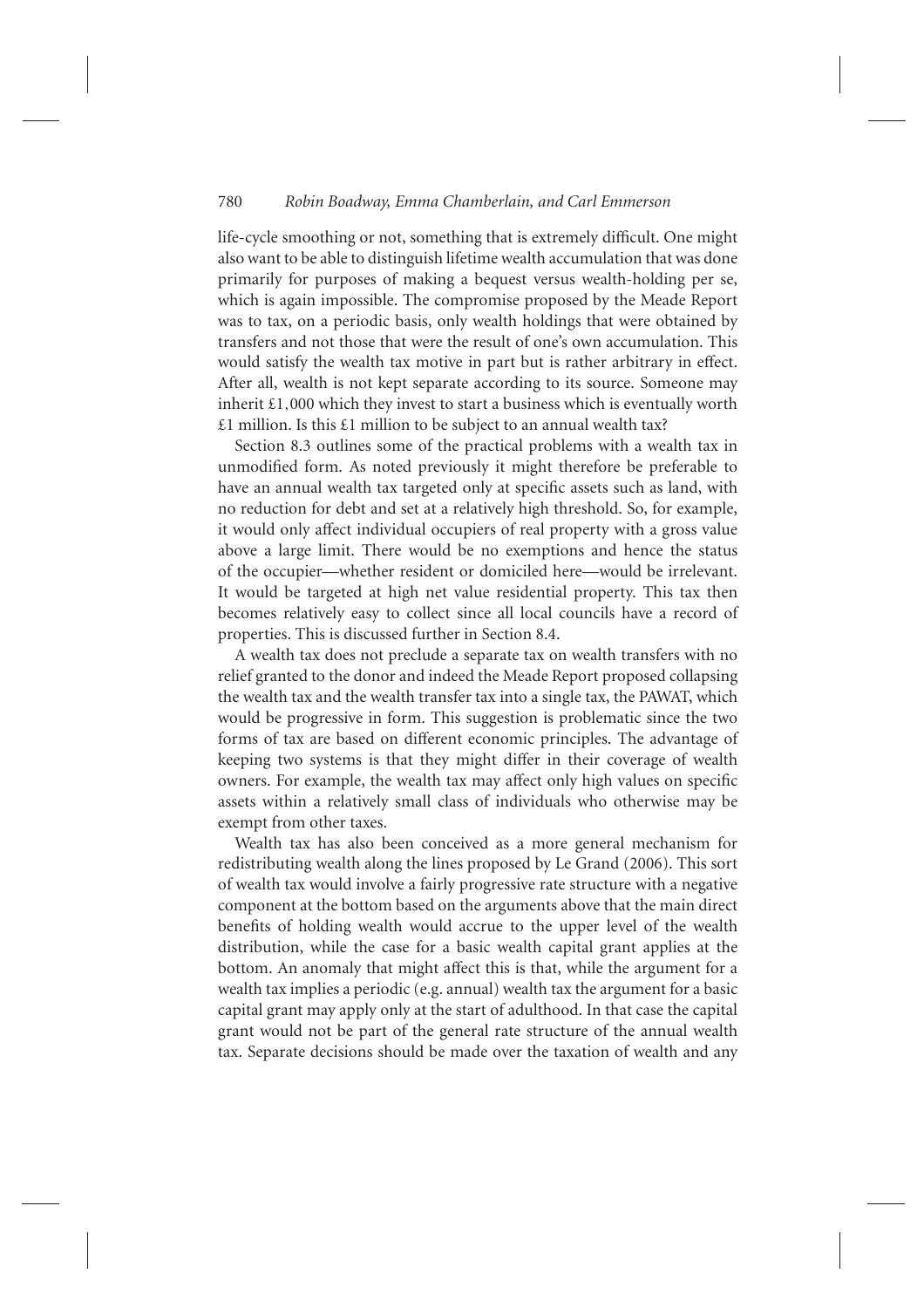life-cycle smoothing or not, something that is extremely difficult. One might also want to be able to distinguish lifetime wealth accumulation that was done primarily for purposes of making a bequest versus wealth-holding per se, which is again impossible. The compromise proposed by the Meade Report was to tax, on a periodic basis, only wealth holdings that were obtained by transfers and not those that were the result of one's own accumulation. This would satisfy the wealth tax motive in part but is rather arbitrary in effect. After all, wealth is not kept separate according to its source. Someone may inherit £1,000 which they invest to start a business which is eventually worth £1 million. Is this £1 million to be subject to an annual wealth tax?

Section 8.3 outlines some of the practical problems with a wealth tax in unmodified form. As noted previously it might therefore be preferable to have an annual wealth tax targeted only at specific assets such as land, with no reduction for debt and set at a relatively high threshold. So, for example, it would only affect individual occupiers of real property with a gross value above a large limit. There would be no exemptions and hence the status of the occupier—whether resident or domiciled here—would be irrelevant. It would be targeted at high net value residential property. This tax then becomes relatively easy to collect since all local councils have a record of properties. This is discussed further in Section 8.4.

A wealth tax does not preclude a separate tax on wealth transfers with no relief granted to the donor and indeed the Meade Report proposed collapsing the wealth tax and the wealth transfer tax into a single tax, the PAWAT, which would be progressive in form. This suggestion is problematic since the two forms of tax are based on different economic principles. The advantage of keeping two systems is that they might differ in their coverage of wealth owners. For example, the wealth tax may affect only high values on specific assets within a relatively small class of individuals who otherwise may be exempt from other taxes.

Wealth tax has also been conceived as a more general mechanism for redistributing wealth along the lines proposed by Le Grand (2006). This sort of wealth tax would involve a fairly progressive rate structure with a negative component at the bottom based on the arguments above that the main direct benefits of holding wealth would accrue to the upper level of the wealth distribution, while the case for a basic wealth capital grant applies at the bottom. An anomaly that might affect this is that, while the argument for a wealth tax implies a periodic (e.g. annual) wealth tax the argument for a basic capital grant may apply only at the start of adulthood. In that case the capital grant would not be part of the general rate structure of the annual wealth tax. Separate decisions should be made over the taxation of wealth and any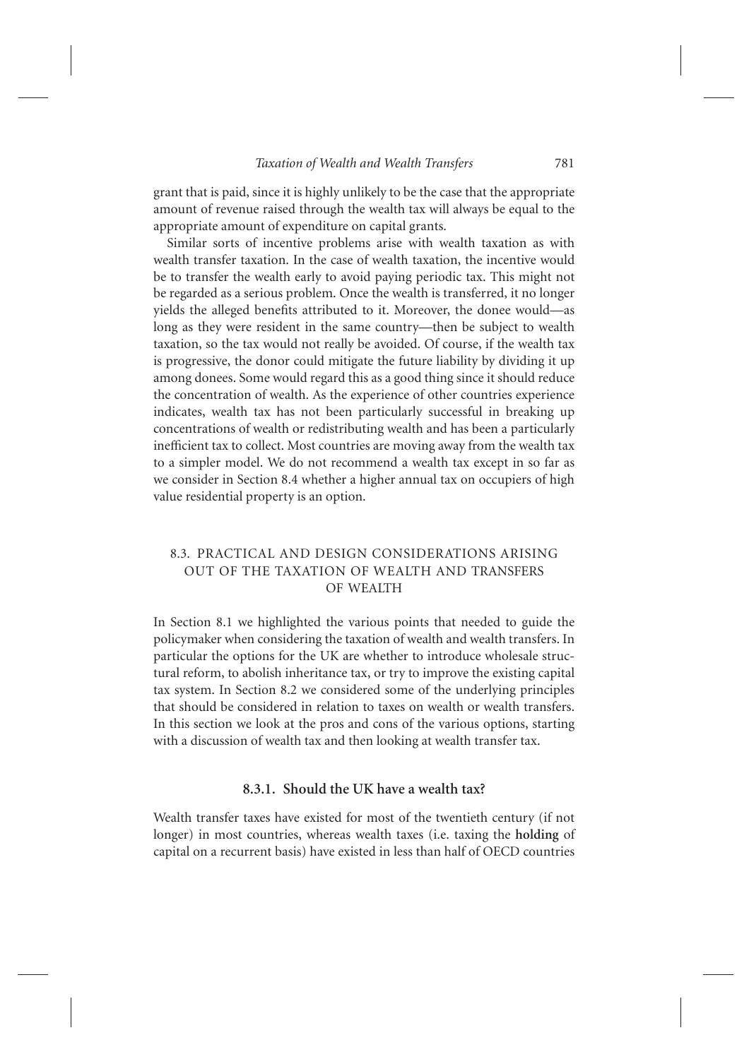grant that is paid, since it is highly unlikely to be the case that the appropriate amount of revenue raised through the wealth tax will always be equal to the appropriate amount of expenditure on capital grants.

Similar sorts of incentive problems arise with wealth taxation as with wealth transfer taxation. In the case of wealth taxation, the incentive would be to transfer the wealth early to avoid paying periodic tax. This might not be regarded as a serious problem. Once the wealth is transferred, it no longer yields the alleged benefits attributed to it. Moreover, the donee would—as long as they were resident in the same country—then be subject to wealth taxation, so the tax would not really be avoided. Of course, if the wealth tax is progressive, the donor could mitigate the future liability by dividing it up among donees. Some would regard this as a good thing since it should reduce the concentration of wealth. As the experience of other countries experience indicates, wealth tax has not been particularly successful in breaking up concentrations of wealth or redistributing wealth and has been a particularly inefficient tax to collect. Most countries are moving away from the wealth tax to a simpler model. We do not recommend a wealth tax except in so far as we consider in Section 8.4 whether a higher annual tax on occupiers of high value residential property is an option.

## 8.3. PRACTICAL AND DESIGN CONSIDERATIONS ARISING OUT OF THE TAXATION OF WEALTH AND TRANSFERS OF WEALTH

In Section 8.1 we highlighted the various points that needed to guide the policymaker when considering the taxation of wealth and wealth transfers. In particular the options for the UK are whether to introduce wholesale structural reform, to abolish inheritance tax, or try to improve the existing capital tax system. In Section 8.2 we considered some of the underlying principles that should be considered in relation to taxes on wealth or wealth transfers. In this section we look at the pros and cons of the various options, starting with a discussion of wealth tax and then looking at wealth transfer tax.

### 8.3.1. Should the UK have a wealth tax?

Wealth transfer taxes have existed for most of the twentieth century (if not longer) in most countries, whereas wealth taxes (i.e. taxing the **holding** of capital on a recurrent basis) have existed in less than half of OECD countries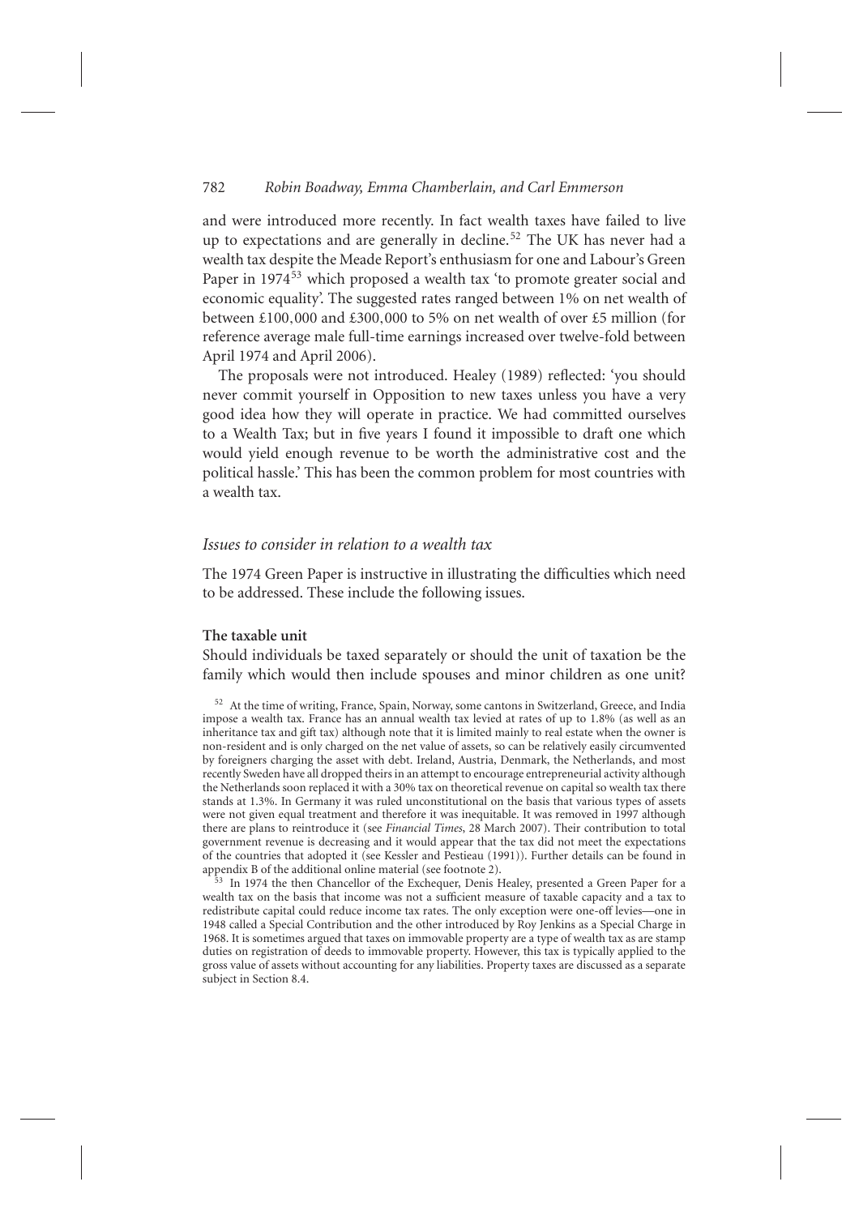and were introduced more recently. In fact wealth taxes have failed to live up to expectations and are generally in decline.[52] The UK has never had a wealth tax despite the Meade Report's enthusiasm for one and Labour's Green Paper in 1974[53] which proposed a wealth tax 'to promote greater social and economic equality'. The suggested rates ranged between 1% on net wealth of between £100,000 and £300,000 to 5% on net wealth of over £5 million (for reference average male full-time earnings increased over twelve-fold between April 1974 and April 2006).

The proposals were not introduced. Healey (1989) reflected: 'you should never commit yourself in Opposition to new taxes unless you have a very good idea how they will operate in practice. We had committed ourselves to a Wealth Tax; but in five years I found it impossible to draft one which would yield enough revenue to be worth the administrative cost and the political hassle.' This has been the common problem for most countries with a wealth tax.

### *Issues to consider in relation to a wealth tax*

The 1974 Green Paper is instructive in illustrating the difficulties which need to be addressed. These include the following issues.

#### The taxable unit

Should individuals be taxed separately or should the unit of taxation be the family which would then include spouses and minor children as one unit?

[52] At the time of writing, France, Spain, Norway, some cantons in Switzerland, Greece, and India impose a wealth tax. France has an annual wealth tax levied at rates of up to 1.8% (as well as an inheritance tax and gift tax) although note that it is limited mainly to real estate when the owner is non-resident and is only charged on the net value of assets, so can be relatively easily circumvented by foreigners charging the asset with debt. Ireland, Austria, Denmark, the Netherlands, and most recently Sweden have all dropped theirs in an attempt to encourage entrepreneurial activity although the Netherlands soon replaced it with a 30% tax on theoretical revenue on capital so wealth tax there stands at 1.3%. In Germany it was ruled unconstitutional on the basis that various types of assets were not given equal treatment and therefore it was inequitable. It was removed in 1997 although there are plans to reintroduce it (see *Financial Times*, 28 March 2007). Their contribution to total government revenue is decreasing and it would appear that the tax did not meet the expectations of the countries that adopted it (see Kessler and Pestieau (1991)). Further details can be found in appendix B of the additional online material (see footnote 2).

[53] In 1974 the then Chancellor of the Exchequer, Denis Healey, presented a Green Paper for a wealth tax on the basis that income was not a sufficient measure of taxable capacity and a tax to redistribute capital could reduce income tax rates. The only exception were one-off levies—one in 1948 called a Special Contribution and the other introduced by Roy Jenkins as a Special Charge in 1968. It is sometimes argued that taxes on immovable property are a type of wealth tax as are stamp duties on registration of deeds to immovable property. However, this tax is typically applied to the gross value of assets without accounting for any liabilities. Property taxes are discussed as a separate subject in Section 8.4.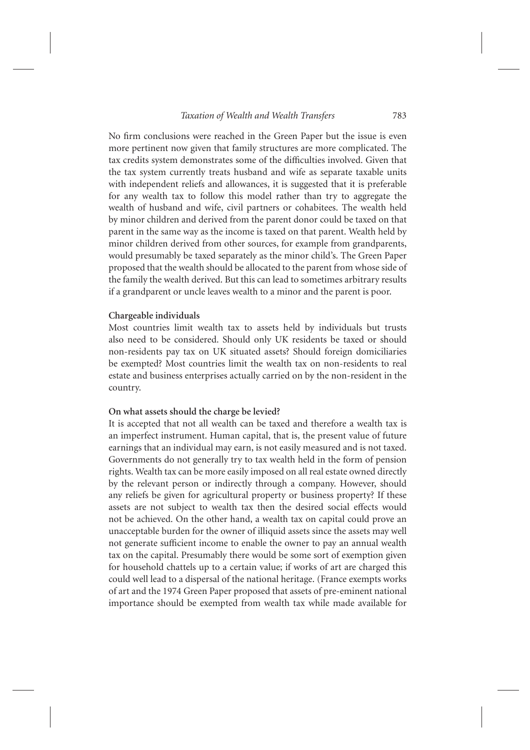No firm conclusions were reached in the Green Paper but the issue is even more pertinent now given that family structures are more complicated. The tax credits system demonstrates some of the difficulties involved. Given that the tax system currently treats husband and wife as separate taxable units with independent reliefs and allowances, it is suggested that it is preferable for any wealth tax to follow this model rather than try to aggregate the wealth of husband and wife, civil partners or cohabitees. The wealth held by minor children and derived from the parent donor could be taxed on that parent in the same way as the income is taxed on that parent. Wealth held by minor children derived from other sources, for example from grandparents, would presumably be taxed separately as the minor child's. The Green Paper proposed that the wealth should be allocated to the parent from whose side of the family the wealth derived. But this can lead to sometimes arbitrary results if a grandparent or uncle leaves wealth to a minor and the parent is poor.

**Chargeable individuals**

Most countries limit wealth tax to assets held by individuals but trusts also need to be considered. Should only UK residents be taxed or should non-residents pay tax on UK situated assets? Should foreign domiciliaries be exempted? Most countries limit the wealth tax on non-residents to real estate and business enterprises actually carried on by the non-resident in the country.

**On what assets should the charge be levied?**

It is accepted that not all wealth can be taxed and therefore a wealth tax is an imperfect instrument. Human capital, that is, the present value of future earnings that an individual may earn, is not easily measured and is not taxed. Governments do not generally try to tax wealth held in the form of pension rights. Wealth tax can be more easily imposed on all real estate owned directly by the relevant person or indirectly through a company. However, should any reliefs be given for agricultural property or business property? If these assets are not subject to wealth tax then the desired social effects would not be achieved. On the other hand, a wealth tax on capital could prove an unacceptable burden for the owner of illiquid assets since the assets may well not generate sufficient income to enable the owner to pay an annual wealth tax on the capital. Presumably there would be some sort of exemption given for household chattels up to a certain value; if works of art are charged this could well lead to a dispersal of the national heritage. (France exempts works of art and the 1974 Green Paper proposed that assets of pre-eminent national importance should be exempted from wealth tax while made available for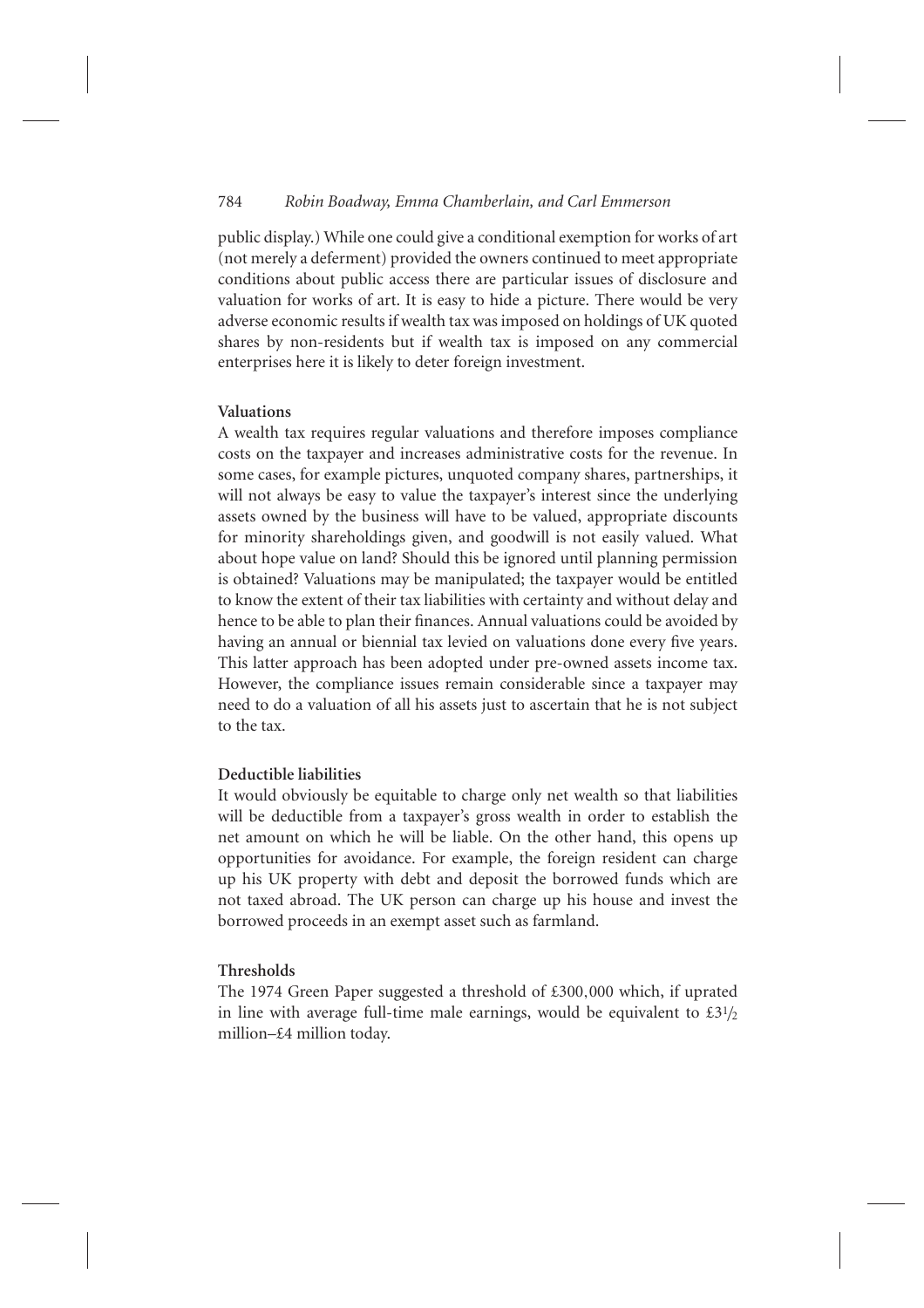public display.) While one could give a conditional exemption for works of art (not merely a deferment) provided the owners continued to meet appropriate conditions about public access there are particular issues of disclosure and valuation for works of art. It is easy to hide a picture. There would be very adverse economic results if wealth tax was imposed on holdings of UK quoted shares by non-residents but if wealth tax is imposed on any commercial enterprises here it is likely to deter foreign investment.

**Valuations**

A wealth tax requires regular valuations and therefore imposes compliance costs on the taxpayer and increases administrative costs for the revenue. In some cases, for example pictures, unquoted company shares, partnerships, it will not always be easy to value the taxpayer's interest since the underlying assets owned by the business will have to be valued, appropriate discounts for minority shareholdings given, and goodwill is not easily valued. What about hope value on land? Should this be ignored until planning permission is obtained? Valuations may be manipulated; the taxpayer would be entitled to know the extent of their tax liabilities with certainty and without delay and hence to be able to plan their finances. Annual valuations could be avoided by having an annual or biennial tax levied on valuations done every five years. This latter approach has been adopted under pre-owned assets income tax. However, the compliance issues remain considerable since a taxpayer may need to do a valuation of all his assets just to ascertain that he is not subject to the tax.

**Deductible liabilities**

It would obviously be equitable to charge only net wealth so that liabilities will be deductible from a taxpayer's gross wealth in order to establish the net amount on which he will be liable. On the other hand, this opens up opportunities for avoidance. For example, the foreign resident can charge up his UK property with debt and deposit the borrowed funds which are not taxed abroad. The UK person can charge up his house and invest the borrowed proceeds in an exempt asset such as farmland.

**Thresholds**

The 1974 Green Paper suggested a threshold of £300,000 which, if uprated in line with average full-time male earnings, would be equivalent to £3½ million–£4 million today.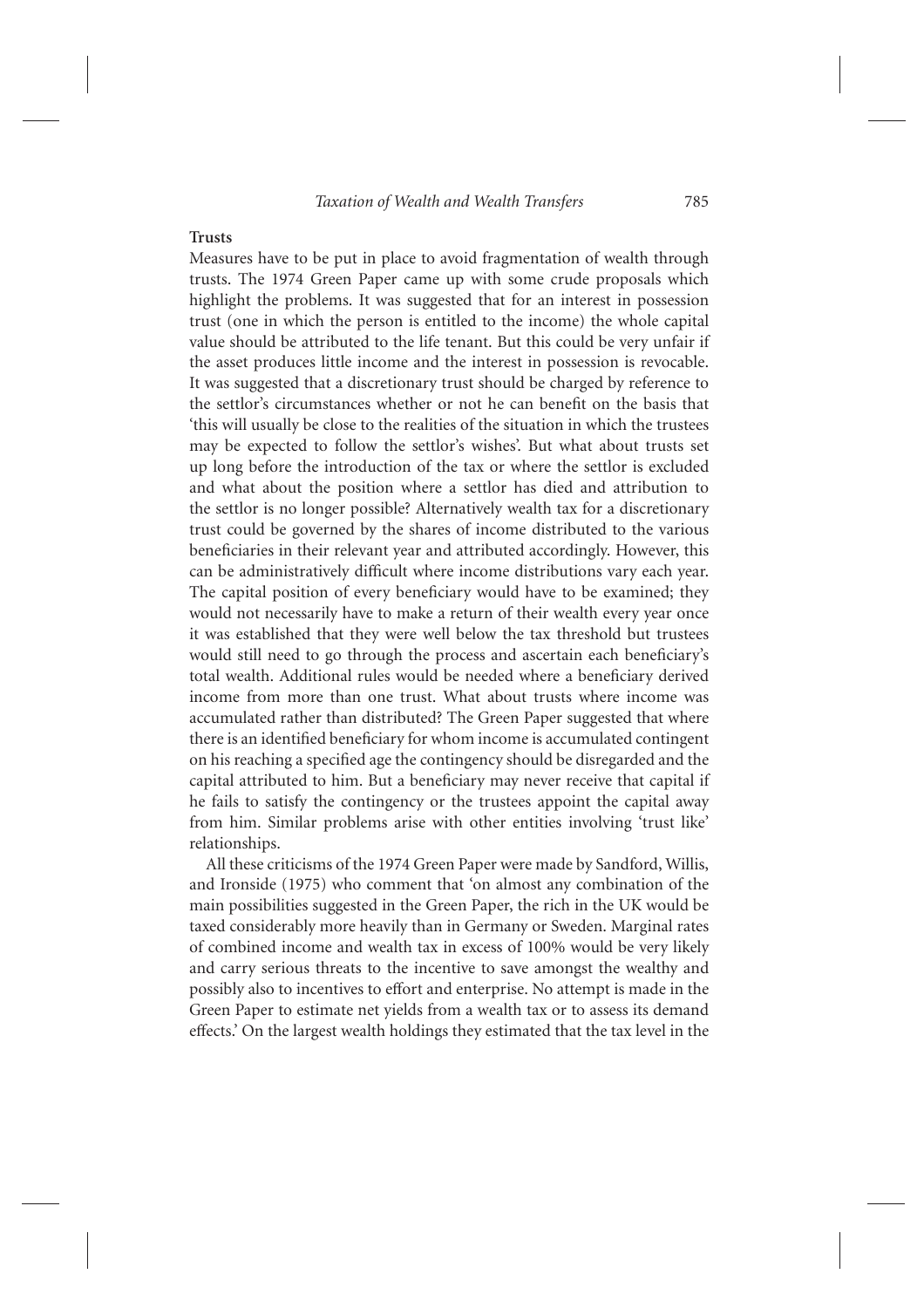**Trusts**

Measures have to be put in place to avoid fragmentation of wealth through trusts. The 1974 Green Paper came up with some crude proposals which highlight the problems. It was suggested that for an interest in possession trust (one in which the person is entitled to the income) the whole capital value should be attributed to the life tenant. But this could be very unfair if the asset produces little income and the interest in possession is revocable. It was suggested that a discretionary trust should be charged by reference to the settlor's circumstances whether or not he can benefit on the basis that 'this will usually be close to the realities of the situation in which the trustees may be expected to follow the settlor's wishes'. But what about trusts set up long before the introduction of the tax or where the settlor is excluded and what about the position where a settlor has died and attribution to the settlor is no longer possible? Alternatively wealth tax for a discretionary trust could be governed by the shares of income distributed to the various beneficiaries in their relevant year and attributed accordingly. However, this can be administratively difficult where income distributions vary each year. The capital position of every beneficiary would have to be examined; they would not necessarily have to make a return of their wealth every year once it was established that they were well below the tax threshold but trustees would still need to go through the process and ascertain each beneficiary's total wealth. Additional rules would be needed where a beneficiary derived income from more than one trust. What about trusts where income was accumulated rather than distributed? The Green Paper suggested that where there is an identified beneficiary for whom income is accumulated contingent on his reaching a specified age the contingency should be disregarded and the capital attributed to him. But a beneficiary may never receive that capital if he fails to satisfy the contingency or the trustees appoint the capital away from him. Similar problems arise with other entities involving 'trust like' relationships.

All these criticisms of the 1974 Green Paper were made by Sandford, Willis, and Ironside (1975) who comment that 'on almost any combination of the main possibilities suggested in the Green Paper, the rich in the UK would be taxed considerably more heavily than in Germany or Sweden. Marginal rates of combined income and wealth tax in excess of 100% would be very likely and carry serious threats to the incentive to save amongst the wealthy and possibly also to incentives to effort and enterprise. No attempt is made in the Green Paper to estimate net yields from a wealth tax or to assess its demand effects.' On the largest wealth holdings they estimated that the tax level in the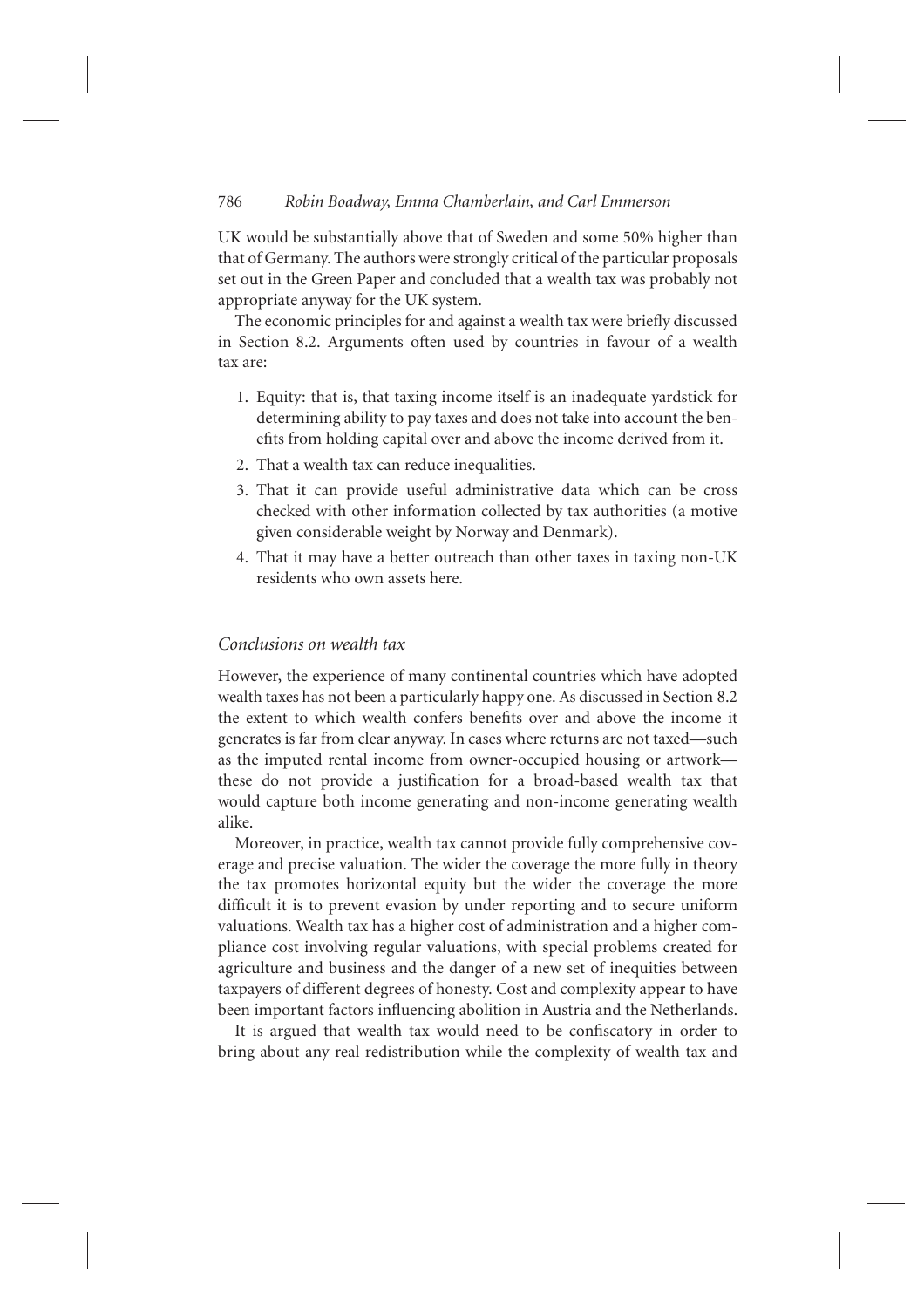UK would be substantially above that of Sweden and some 50% higher than that of Germany. The authors were strongly critical of the particular proposals set out in the Green Paper and concluded that a wealth tax was probably not appropriate anyway for the UK system.

The economic principles for and against a wealth tax were briefly discussed in Section 8.2. Arguments often used by countries in favour of a wealth tax are:

1. Equity: that is, that taxing income itself is an inadequate yardstick for determining ability to pay taxes and does not take into account the benefits from holding capital over and above the income derived from it.
2. That a wealth tax can reduce inequalities.
3. That it can provide useful administrative data which can be cross checked with other information collected by tax authorities (a motive given considerable weight by Norway and Denmark).
4. That it may have a better outreach than other taxes in taxing non-UK residents who own assets here.

### *Conclusions on wealth tax*

However, the experience of many continental countries which have adopted wealth taxes has not been a particularly happy one. As discussed in Section 8.2 the extent to which wealth confers benefits over and above the income it generates is far from clear anyway. In cases where returns are not taxed—such as the imputed rental income from owner-occupied housing or artwork—these do not provide a justification for a broad-based wealth tax that would capture both income generating and non-income generating wealth alike.

Moreover, in practice, wealth tax cannot provide fully comprehensive coverage and precise valuation. The wider the coverage the more fully in theory the tax promotes horizontal equity but the wider the coverage the more difficult it is to prevent evasion by under reporting and to secure uniform valuations. Wealth tax has a higher cost of administration and a higher compliance cost involving regular valuations, with special problems created for agriculture and business and the danger of a new set of inequities between taxpayers of different degrees of honesty. Cost and complexity appear to have been important factors influencing abolition in Austria and the Netherlands.

It is argued that wealth tax would need to be confiscatory in order to bring about any real redistribution while the complexity of wealth tax and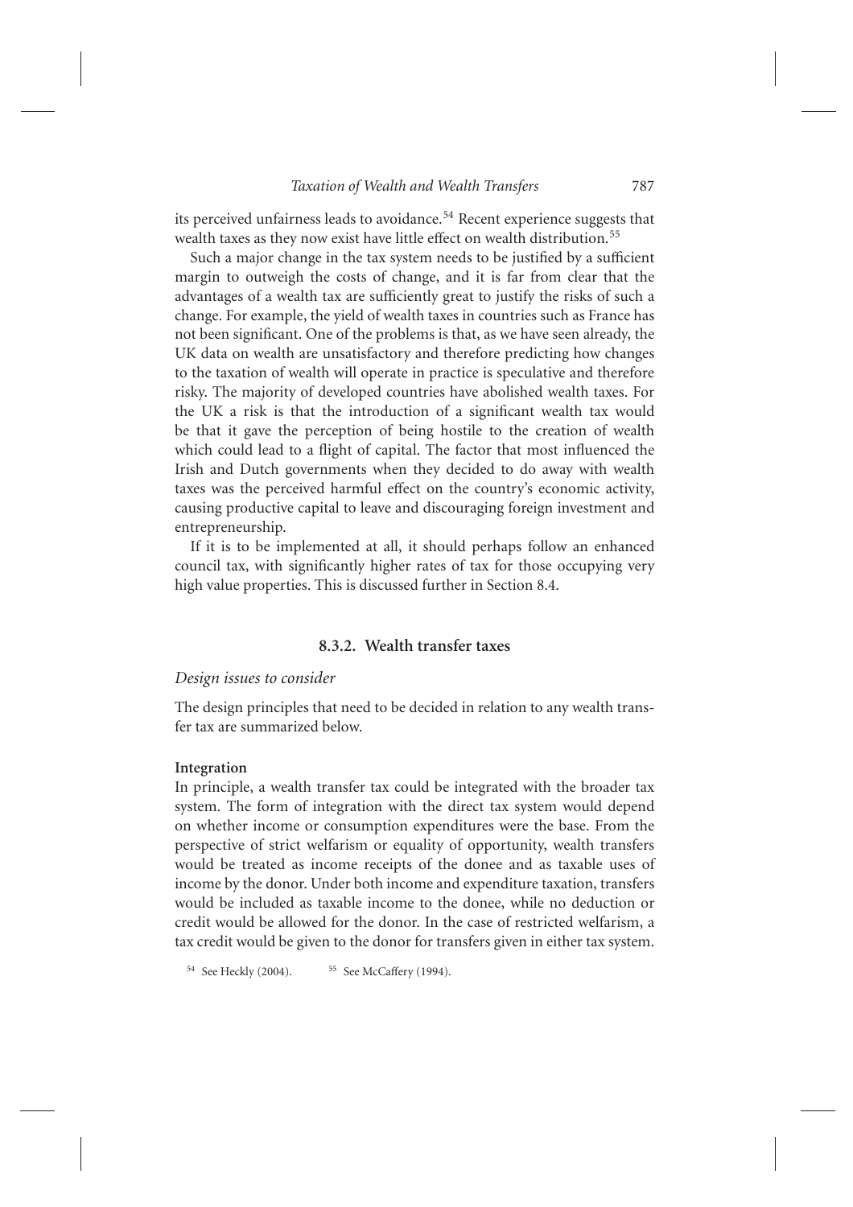its perceived unfairness leads to avoidance.[54] Recent experience suggests that wealth taxes as they now exist have little effect on wealth distribution.[55]

Such a major change in the tax system needs to be justified by a sufficient margin to outweigh the costs of change, and it is far from clear that the advantages of a wealth tax are sufficiently great to justify the risks of such a change. For example, the yield of wealth taxes in countries such as France has not been significant. One of the problems is that, as we have seen already, the UK data on wealth are unsatisfactory and therefore predicting how changes to the taxation of wealth will operate in practice is speculative and therefore risky. The majority of developed countries have abolished wealth taxes. For the UK a risk is that the introduction of a significant wealth tax would be that it gave the perception of being hostile to the creation of wealth which could lead to a flight of capital. The factor that most influenced the Irish and Dutch governments when they decided to do away with wealth taxes was the perceived harmful effect on the country's economic activity, causing productive capital to leave and discouraging foreign investment and entrepreneurship.

If it is to be implemented at all, it should perhaps follow an enhanced council tax, with significantly higher rates of tax for those occupying very high value properties. This is discussed further in Section 8.4.

### 8.3.2. Wealth transfer taxes

*Design issues to consider*

The design principles that need to be decided in relation to any wealth transfer tax are summarized below.

**Integration**

In principle, a wealth transfer tax could be integrated with the broader tax system. The form of integration with the direct tax system would depend on whether income or consumption expenditures were the base. From the perspective of strict welfarism or equality of opportunity, wealth transfers would be treated as income receipts of the donee and as taxable uses of income by the donor. Under both income and expenditure taxation, transfers would be included as taxable income to the donee, while no deduction or credit would be allowed for the donor. In the case of restricted welfarism, a tax credit would be given to the donor for transfers given in either tax system.

[54] See Heckly (2004). [55] See McCaffery (1994).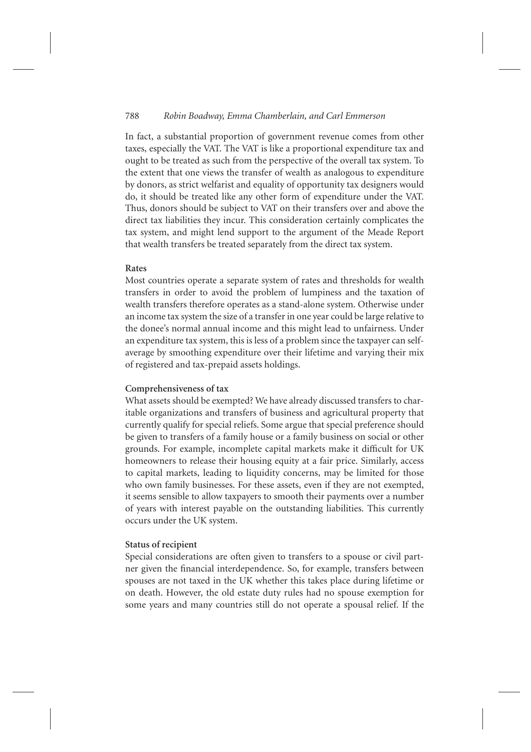In fact, a substantial proportion of government revenue comes from other taxes, especially the VAT. The VAT is like a proportional expenditure tax and ought to be treated as such from the perspective of the overall tax system. To the extent that one views the transfer of wealth as analogous to expenditure by donors, as strict welfarist and equality of opportunity tax designers would do, it should be treated like any other form of expenditure under the VAT. Thus, donors should be subject to VAT on their transfers over and above the direct tax liabilities they incur. This consideration certainly complicates the tax system, and might lend support to the argument of the Meade Report that wealth transfers be treated separately from the direct tax system.

**Rates**

Most countries operate a separate system of rates and thresholds for wealth transfers in order to avoid the problem of lumpiness and the taxation of wealth transfers therefore operates as a stand-alone system. Otherwise under an income tax system the size of a transfer in one year could be large relative to the donee's normal annual income and this might lead to unfairness. Under an expenditure tax system, this is less of a problem since the taxpayer can self-average by smoothing expenditure over their lifetime and varying their mix of registered and tax-prepaid assets holdings.

**Comprehensiveness of tax**

What assets should be exempted? We have already discussed transfers to charitable organizations and transfers of business and agricultural property that currently qualify for special reliefs. Some argue that special preference should be given to transfers of a family house or a family business on social or other grounds. For example, incomplete capital markets make it difficult for UK homeowners to release their housing equity at a fair price. Similarly, access to capital markets, leading to liquidity concerns, may be limited for those who own family businesses. For these assets, even if they are not exempted, it seems sensible to allow taxpayers to smooth their payments over a number of years with interest payable on the outstanding liabilities. This currently occurs under the UK system.

**Status of recipient**

Special considerations are often given to transfers to a spouse or civil partner given the financial interdependence. So, for example, transfers between spouses are not taxed in the UK whether this takes place during lifetime or on death. However, the old estate duty rules had no spouse exemption for some years and many countries still do not operate a spousal relief. If the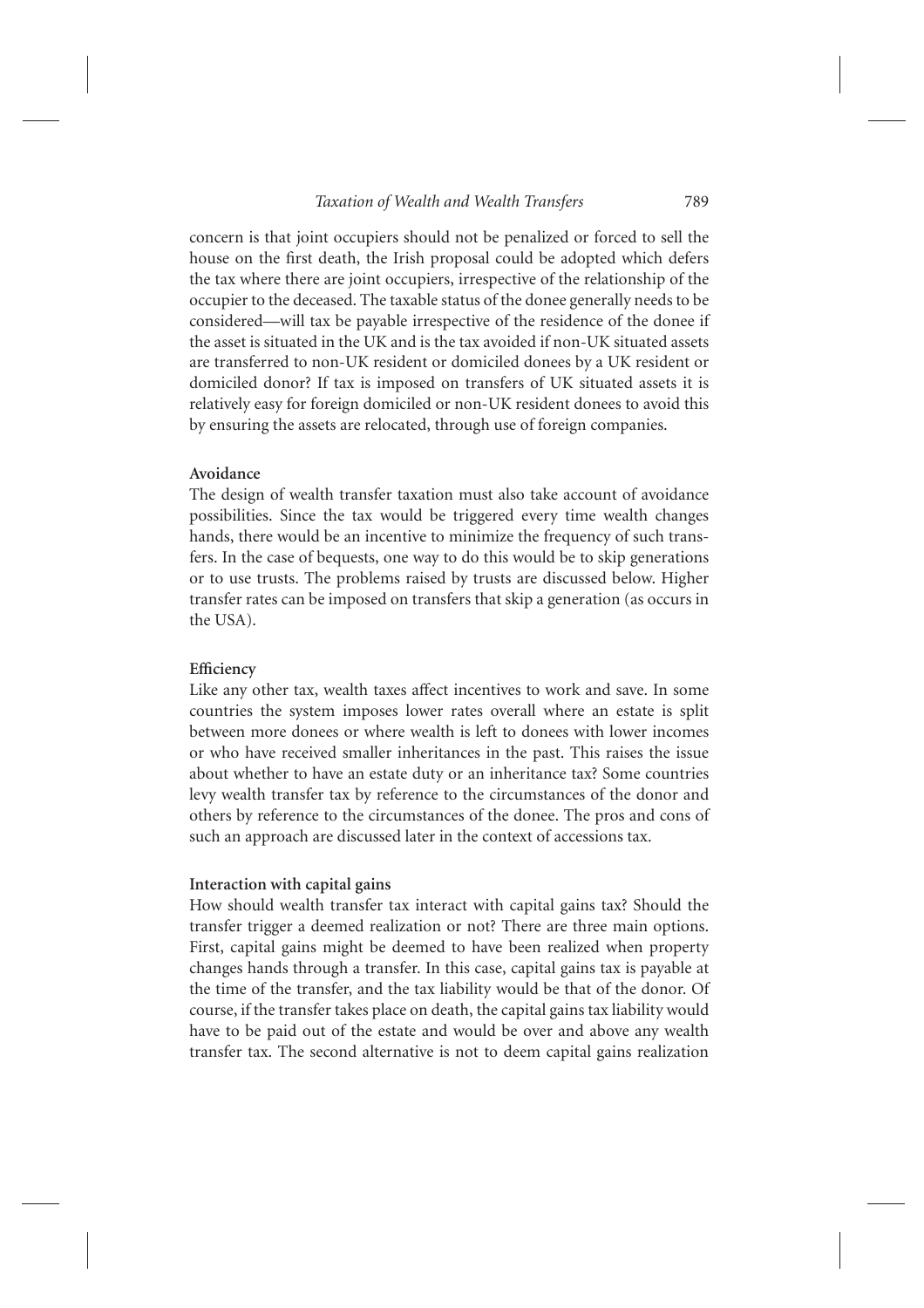concern is that joint occupiers should not be penalized or forced to sell the house on the first death, the Irish proposal could be adopted which defers the tax where there are joint occupiers, irrespective of the relationship of the occupier to the deceased. The taxable status of the donee generally needs to be considered—will tax be payable irrespective of the residence of the donee if the asset is situated in the UK and is the tax avoided if non-UK situated assets are transferred to non-UK resident or domiciled donees by a UK resident or domiciled donor? If tax is imposed on transfers of UK situated assets it is relatively easy for foreign domiciled or non-UK resident donees to avoid this by ensuring the assets are relocated, through use of foreign companies.

**Avoidance**

The design of wealth transfer taxation must also take account of avoidance possibilities. Since the tax would be triggered every time wealth changes hands, there would be an incentive to minimize the frequency of such transfers. In the case of bequests, one way to do this would be to skip generations or to use trusts. The problems raised by trusts are discussed below. Higher transfer rates can be imposed on transfers that skip a generation (as occurs in the USA).

**Efficiency**

Like any other tax, wealth taxes affect incentives to work and save. In some countries the system imposes lower rates overall where an estate is split between more donees or where wealth is left to donees with lower incomes or who have received smaller inheritances in the past. This raises the issue about whether to have an estate duty or an inheritance tax? Some countries levy wealth transfer tax by reference to the circumstances of the donor and others by reference to the circumstances of the donee. The pros and cons of such an approach are discussed later in the context of accessions tax.

**Interaction with capital gains**

How should wealth transfer tax interact with capital gains tax? Should the transfer trigger a deemed realization or not? There are three main options. First, capital gains might be deemed to have been realized when property changes hands through a transfer. In this case, capital gains tax is payable at the time of the transfer, and the tax liability would be that of the donor. Of course, if the transfer takes place on death, the capital gains tax liability would have to be paid out of the estate and would be over and above any wealth transfer tax. The second alternative is not to deem capital gains realization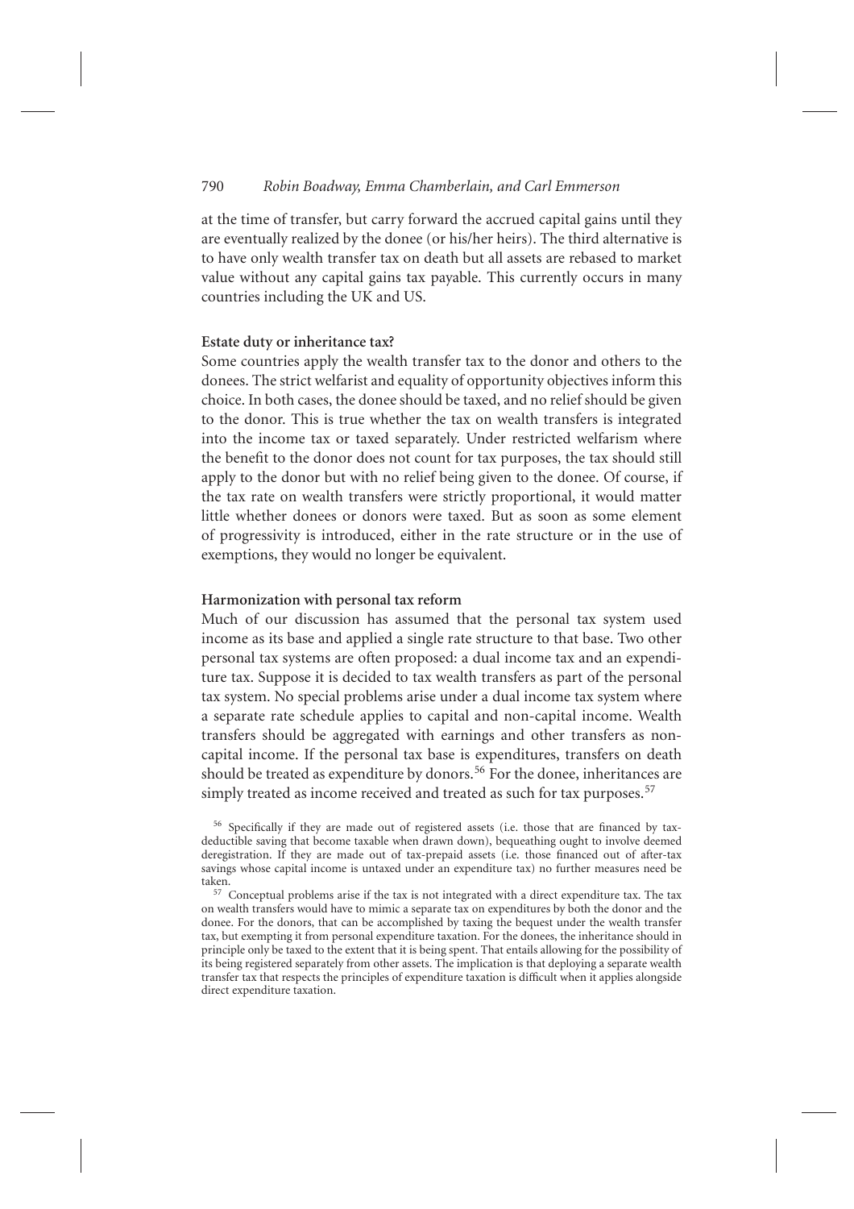at the time of transfer, but carry forward the accrued capital gains until they are eventually realized by the donee (or his/her heirs). The third alternative is to have only wealth transfer tax on death but all assets are rebased to market value without any capital gains tax payable. This currently occurs in many countries including the UK and US.

**Estate duty or inheritance tax?**

Some countries apply the wealth transfer tax to the donor and others to the donees. The strict welfarist and equality of opportunity objectives inform this choice. In both cases, the donee should be taxed, and no relief should be given to the donor. This is true whether the tax on wealth transfers is integrated into the income tax or taxed separately. Under restricted welfarism where the benefit to the donor does not count for tax purposes, the tax should still apply to the donor but with no relief being given to the donee. Of course, if the tax rate on wealth transfers were strictly proportional, it would matter little whether donees or donors were taxed. But as soon as some element of progressivity is introduced, either in the rate structure or in the use of exemptions, they would no longer be equivalent.

**Harmonization with personal tax reform**

Much of our discussion has assumed that the personal tax system used income as its base and applied a single rate structure to that base. Two other personal tax systems are often proposed: a dual income tax and an expenditure tax. Suppose it is decided to tax wealth transfers as part of the personal tax system. No special problems arise under a dual income tax system where a separate rate schedule applies to capital and non-capital income. Wealth transfers should be aggregated with earnings and other transfers as non-capital income. If the personal tax base is expenditures, transfers on death should be treated as expenditure by donors.[56] For the donee, inheritances are simply treated as income received and treated as such for tax purposes.[57]

[56] Specifically if they are made out of registered assets (i.e. those that are financed by tax-deductible saving that become taxable when drawn down), bequeathing ought to involve deemed deregistration. If they are made out of tax-prepaid assets (i.e. those financed out of after-tax savings whose capital income is untaxed under an expenditure tax) no further measures need be taken.

[57] Conceptual problems arise if the tax is not integrated with a direct expenditure tax. The tax on wealth transfers would have to mimic a separate tax on expenditures by both the donor and the donee. For the donors, that can be accomplished by taxing the bequest under the wealth transfer tax, but exempting it from personal expenditure taxation. For the donees, the inheritance should in principle only be taxed to the extent that it is being spent. That entails allowing for the possibility of its being registered separately from other assets. The implication is that deploying a separate wealth transfer tax that respects the principles of expenditure taxation is difficult when it applies alongside direct expenditure taxation.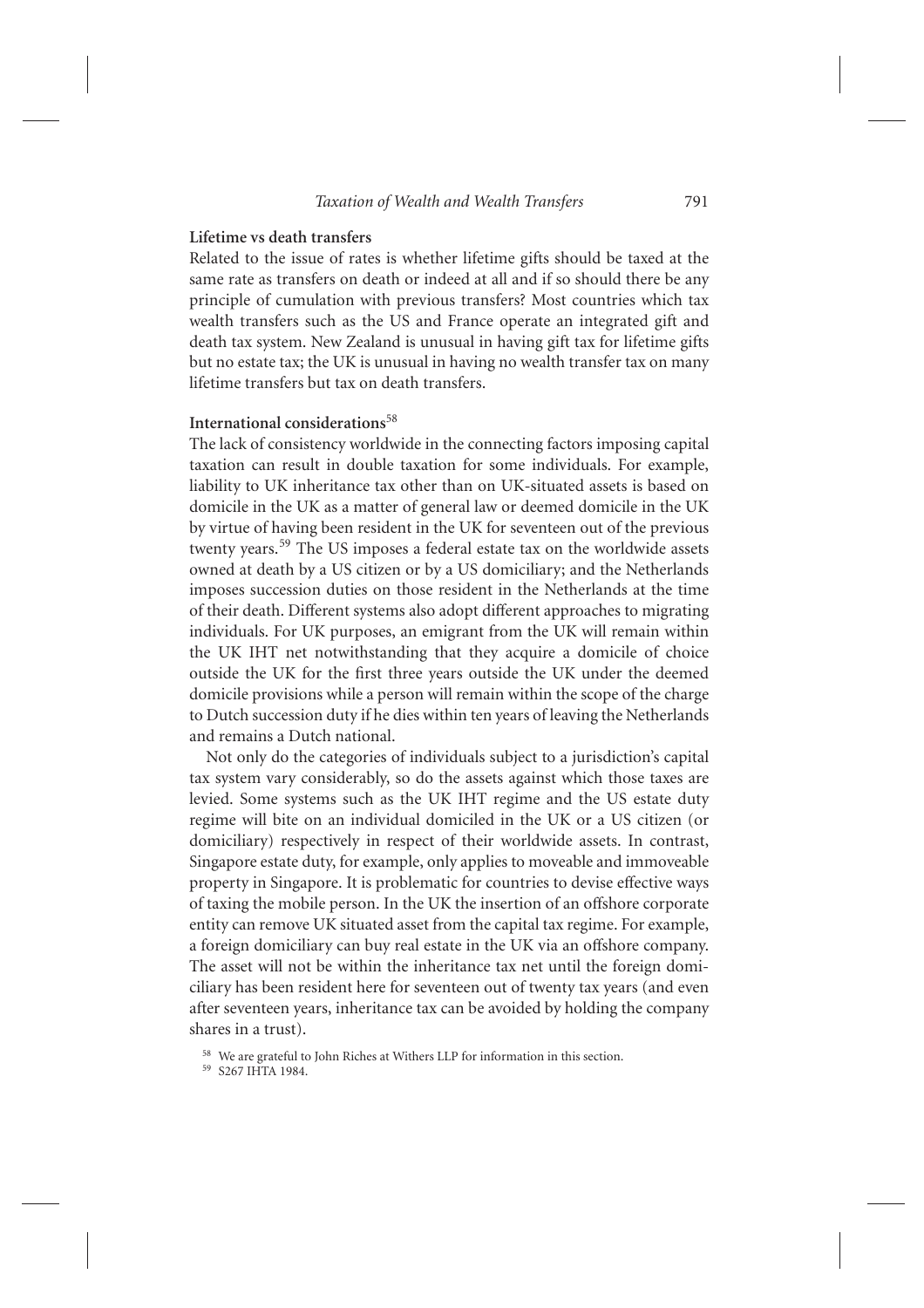**Lifetime vs death transfers**

Related to the issue of rates is whether lifetime gifts should be taxed at the same rate as transfers on death or indeed at all and if so should there be any principle of cumulation with previous transfers? Most countries which tax wealth transfers such as the US and France operate an integrated gift and death tax system. New Zealand is unusual in having gift tax for lifetime gifts but no estate tax; the UK is unusual in having no wealth transfer tax on many lifetime transfers but tax on death transfers.

**International considerations**[58]

The lack of consistency worldwide in the connecting factors imposing capital taxation can result in double taxation for some individuals. For example, liability to UK inheritance tax other than on UK-situated assets is based on domicile in the UK as a matter of general law or deemed domicile in the UK by virtue of having been resident in the UK for seventeen out of the previous twenty years.[59] The US imposes a federal estate tax on the worldwide assets owned at death by a US citizen or by a US domiciliary; and the Netherlands imposes succession duties on those resident in the Netherlands at the time of their death. Different systems also adopt different approaches to migrating individuals. For UK purposes, an emigrant from the UK will remain within the UK IHT net notwithstanding that they acquire a domicile of choice outside the UK for the first three years outside the UK under the deemed domicile provisions while a person will remain within the scope of the charge to Dutch succession duty if he dies within ten years of leaving the Netherlands and remains a Dutch national.

Not only do the categories of individuals subject to a jurisdiction's capital tax system vary considerably, so do the assets against which those taxes are levied. Some systems such as the UK IHT regime and the US estate duty regime will bite on an individual domiciled in the UK or a US citizen (or domiciliary) respectively in respect of their worldwide assets. In contrast, Singapore estate duty, for example, only applies to moveable and immoveable property in Singapore. It is problematic for countries to devise effective ways of taxing the mobile person. In the UK the insertion of an offshore corporate entity can remove UK situated asset from the capital tax regime. For example, a foreign domiciliary can buy real estate in the UK via an offshore company. The asset will not be within the inheritance tax net until the foreign domiciliary has been resident here for seventeen out of twenty tax years (and even after seventeen years, inheritance tax can be avoided by holding the company shares in a trust).

[58] We are grateful to John Riches at Withers LLP for information in this section.

[59] S267 IHTA 1984.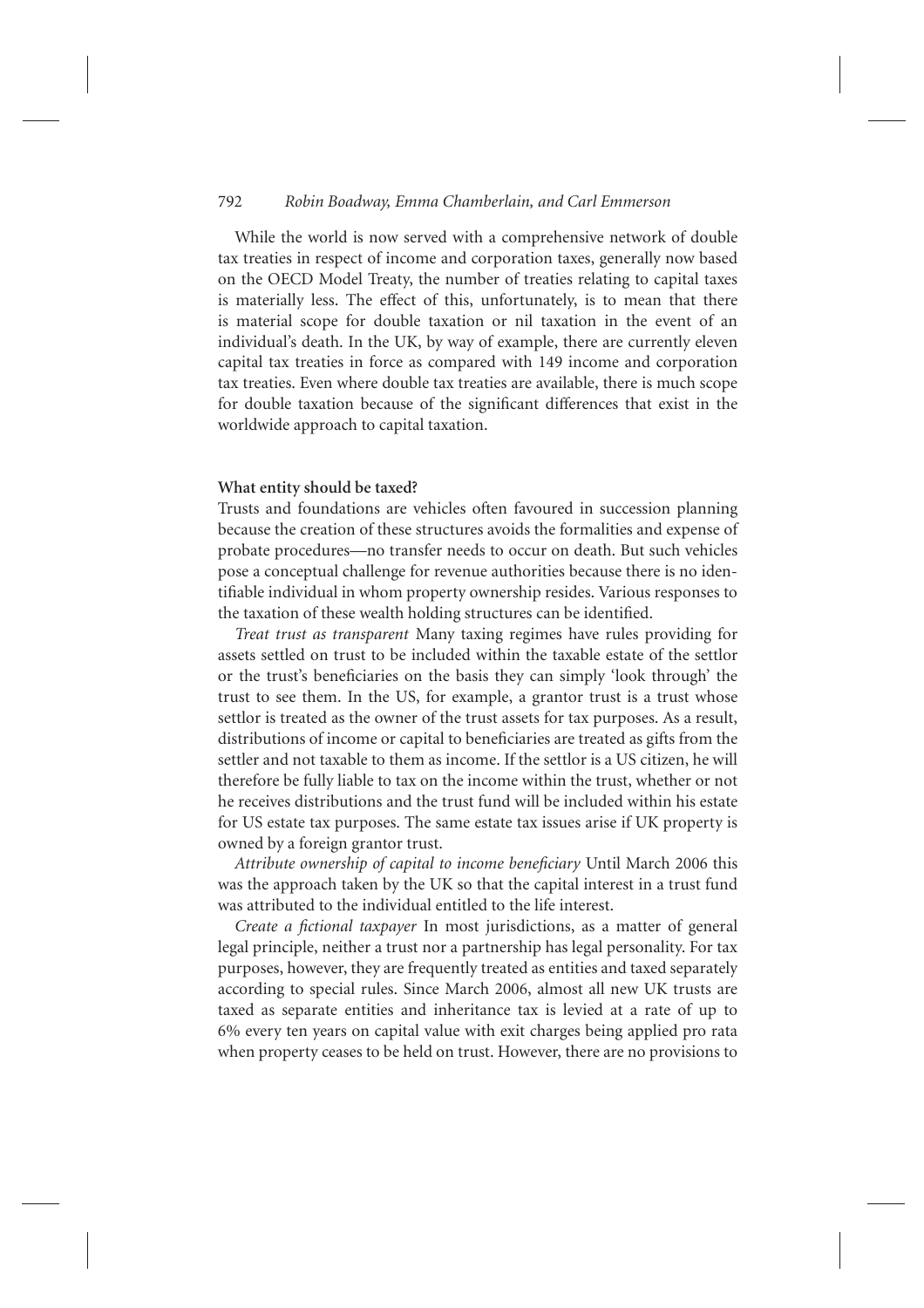While the world is now served with a comprehensive network of double tax treaties in respect of income and corporation taxes, generally now based on the OECD Model Treaty, the number of treaties relating to capital taxes is materially less. The effect of this, unfortunately, is to mean that there is material scope for double taxation or nil taxation in the event of an individual's death. In the UK, by way of example, there are currently eleven capital tax treaties in force as compared with 149 income and corporation tax treaties. Even where double tax treaties are available, there is much scope for double taxation because of the significant differences that exist in the worldwide approach to capital taxation.

**What entity should be taxed?**

Trusts and foundations are vehicles often favoured in succession planning because the creation of these structures avoids the formalities and expense of probate procedures—no transfer needs to occur on death. But such vehicles pose a conceptual challenge for revenue authorities because there is no identifiable individual in whom property ownership resides. Various responses to the taxation of these wealth holding structures can be identified.

*Treat trust as transparent* Many taxing regimes have rules providing for assets settled on trust to be included within the taxable estate of the settlor or the trust's beneficiaries on the basis they can simply 'look through' the trust to see them. In the US, for example, a grantor trust is a trust whose settlor is treated as the owner of the trust assets for tax purposes. As a result, distributions of income or capital to beneficiaries are treated as gifts from the settler and not taxable to them as income. If the settlor is a US citizen, he will therefore be fully liable to tax on the income within the trust, whether or not he receives distributions and the trust fund will be included within his estate for US estate tax purposes. The same estate tax issues arise if UK property is owned by a foreign grantor trust.

*Attribute ownership of capital to income beneficiary* Until March 2006 this was the approach taken by the UK so that the capital interest in a trust fund was attributed to the individual entitled to the life interest.

*Create a fictional taxpayer* In most jurisdictions, as a matter of general legal principle, neither a trust nor a partnership has legal personality. For tax purposes, however, they are frequently treated as entities and taxed separately according to special rules. Since March 2006, almost all new UK trusts are taxed as separate entities and inheritance tax is levied at a rate of up to 6% every ten years on capital value with exit charges being applied pro rata when property ceases to be held on trust. However, there are no provisions to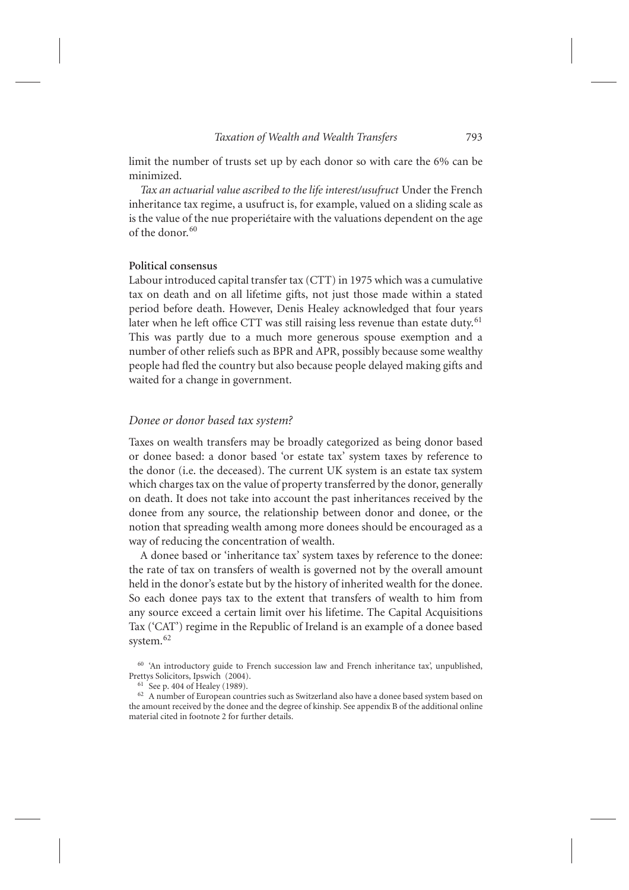limit the number of trusts set up by each donor so with care the 6% can be minimized.

*Tax an actuarial value ascribed to the life interest/usufruct* Under the French inheritance tax regime, a usufruct is, for example, valued on a sliding scale as is the value of the nue properiétaire with the valuations dependent on the age of the donor.[60]

**Political consensus**

Labour introduced capital transfer tax (CTT) in 1975 which was a cumulative tax on death and on all lifetime gifts, not just those made within a stated period before death. However, Denis Healey acknowledged that four years later when he left office CTT was still raising less revenue than estate duty.[61] This was partly due to a much more generous spouse exemption and a number of other reliefs such as BPR and APR, possibly because some wealthy people had fled the country but also because people delayed making gifts and waited for a change in government.

### *Donee or donor based tax system?*

Taxes on wealth transfers may be broadly categorized as being donor based or donee based: a donor based 'or estate tax' system taxes by reference to the donor (i.e. the deceased). The current UK system is an estate tax system which charges tax on the value of property transferred by the donor, generally on death. It does not take into account the past inheritances received by the donee from any source, the relationship between donor and donee, or the notion that spreading wealth among more donees should be encouraged as a way of reducing the concentration of wealth.

A donee based or 'inheritance tax' system taxes by reference to the donee: the rate of tax on transfers of wealth is governed not by the overall amount held in the donor's estate but by the history of inherited wealth for the donee. So each donee pays tax to the extent that transfers of wealth to him from any source exceed a certain limit over his lifetime. The Capital Acquisitions Tax ('CAT') regime in the Republic of Ireland is an example of a donee based system.[62]

[60] 'An introductory guide to French succession law and French inheritance tax', unpublished, Prettys Solicitors, Ipswich (2004).

[61] See p. 404 of Healey (1989).

[62] A number of European countries such as Switzerland also have a donee based system based on the amount received by the donee and the degree of kinship. See appendix B of the additional online material cited in footnote 2 for further details.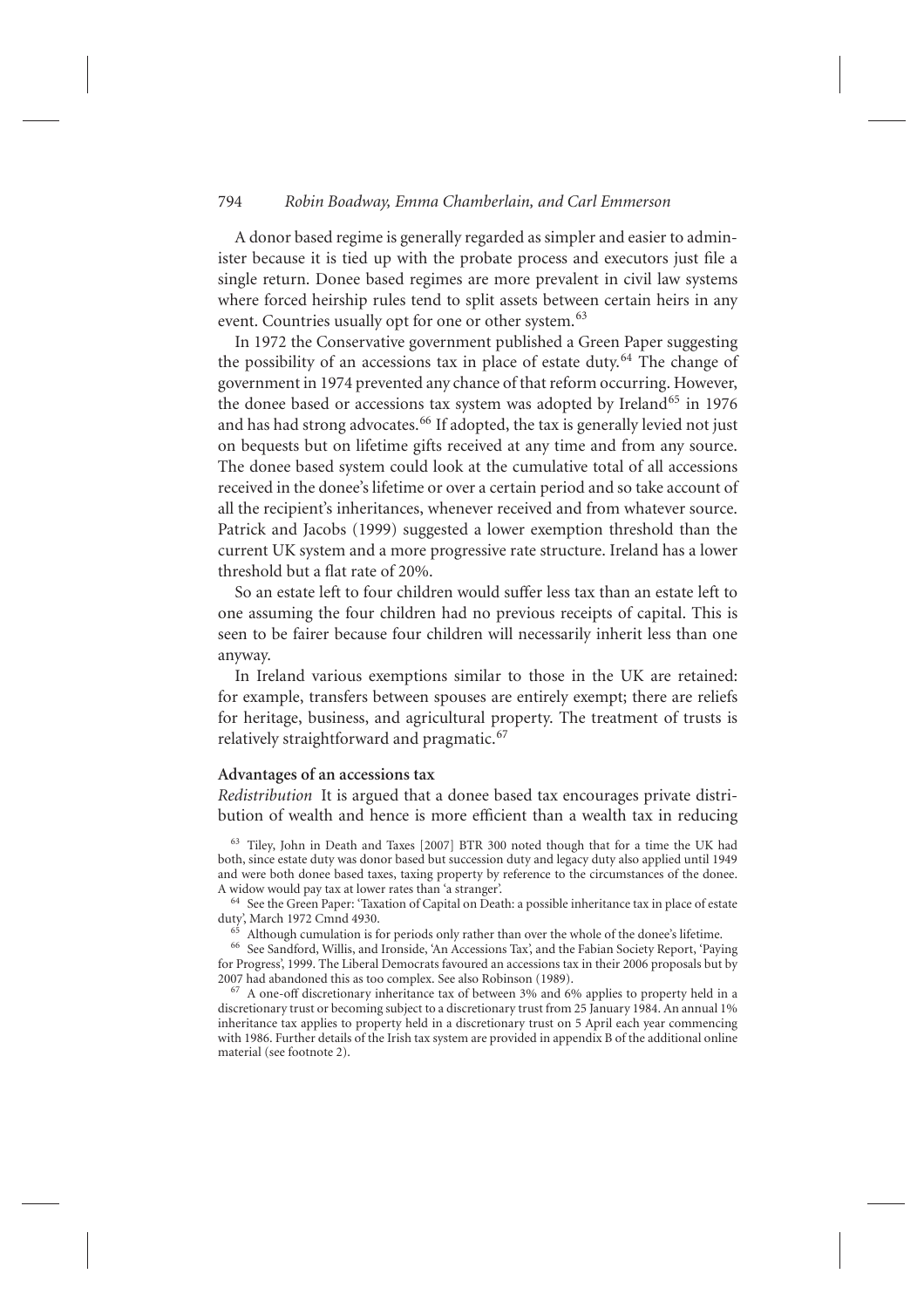A donor based regime is generally regarded as simpler and easier to administer because it is tied up with the probate process and executors just file a single return. Donee based regimes are more prevalent in civil law systems where forced heirship rules tend to split assets between certain heirs in any event. Countries usually opt for one or other system.[63]

In 1972 the Conservative government published a Green Paper suggesting the possibility of an accessions tax in place of estate duty.[64] The change of government in 1974 prevented any chance of that reform occurring. However, the donee based or accessions tax system was adopted by Ireland[65] in 1976 and has had strong advocates.[66] If adopted, the tax is generally levied not just on bequests but on lifetime gifts received at any time and from any source. The donee based system could look at the cumulative total of all accessions received in the donee's lifetime or over a certain period and so take account of all the recipient's inheritances, whenever received and from whatever source. Patrick and Jacobs (1999) suggested a lower exemption threshold than the current UK system and a more progressive rate structure. Ireland has a lower threshold but a flat rate of 20%.

So an estate left to four children would suffer less tax than an estate left to one assuming the four children had no previous receipts of capital. This is seen to be fairer because four children will necessarily inherit less than one anyway.

In Ireland various exemptions similar to those in the UK are retained: for example, transfers between spouses are entirely exempt; there are reliefs for heritage, business, and agricultural property. The treatment of trusts is relatively straightforward and pragmatic.[67]

**Advantages of an accessions tax**

*Redistribution* It is argued that a donee based tax encourages private distribution of wealth and hence is more efficient than a wealth tax in reducing

[63] Tiley, John in Death and Taxes [2007] BTR 300 noted though that for a time the UK had both, since estate duty was donor based but succession duty and legacy duty also applied until 1949 and were both donee based taxes, taxing property by reference to the circumstances of the donee. A widow would pay tax at lower rates than 'a stranger'.

[64] See the Green Paper: 'Taxation of Capital on Death: a possible inheritance tax in place of estate duty', March 1972 Cmnd 4930.

[65] Although cumulation is for periods only rather than over the whole of the donee's lifetime.

[66] See Sandford, Willis, and Ironside, 'An Accessions Tax', and the Fabian Society Report, 'Paying for Progress', 1999. The Liberal Democrats favoured an accessions tax in their 2006 proposals but by 2007 had abandoned this as too complex. See also Robinson (1989).

[67] A one-off discretionary inheritance tax of between 3% and 6% applies to property held in a discretionary trust or becoming subject to a discretionary trust from 25 January 1984. An annual 1% inheritance tax applies to property held in a discretionary trust on 5 April each year commencing with 1986. Further details of the Irish tax system are provided in appendix B of the additional online material (see footnote 2).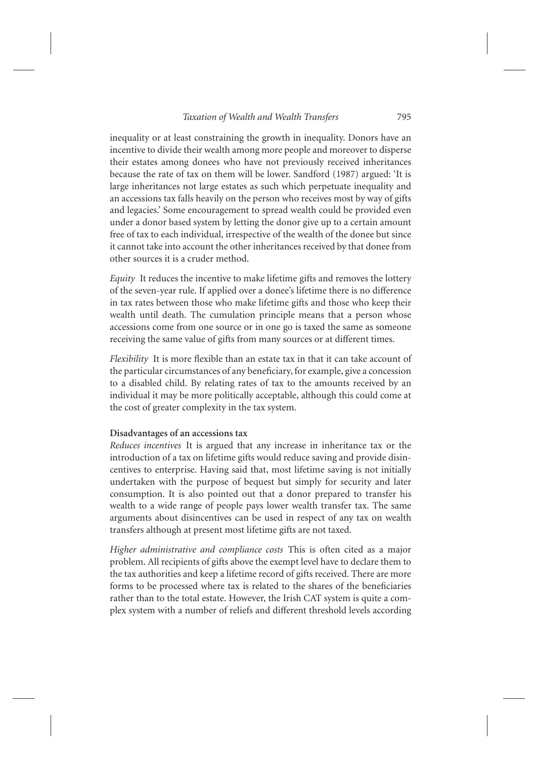inequality or at least constraining the growth in inequality. Donors have an incentive to divide their wealth among more people and moreover to disperse their estates among donees who have not previously received inheritances because the rate of tax on them will be lower. Sandford (1987) argued: 'It is large inheritances not large estates as such which perpetuate inequality and an accessions tax falls heavily on the person who receives most by way of gifts and legacies.' Some encouragement to spread wealth could be provided even under a donor based system by letting the donor give up to a certain amount free of tax to each individual, irrespective of the wealth of the donee but since it cannot take into account the other inheritances received by that donee from other sources it is a cruder method.

*Equity* It reduces the incentive to make lifetime gifts and removes the lottery of the seven-year rule. If applied over a donee's lifetime there is no difference in tax rates between those who make lifetime gifts and those who keep their wealth until death. The cumulation principle means that a person whose accessions come from one source or in one go is taxed the same as someone receiving the same value of gifts from many sources or at different times.

*Flexibility* It is more flexible than an estate tax in that it can take account of the particular circumstances of any beneficiary, for example, give a concession to a disabled child. By relating rates of tax to the amounts received by an individual it may be more politically acceptable, although this could come at the cost of greater complexity in the tax system.

**Disadvantages of an accessions tax**

*Reduces incentives* It is argued that any increase in inheritance tax or the introduction of a tax on lifetime gifts would reduce saving and provide disincentives to enterprise. Having said that, most lifetime saving is not initially undertaken with the purpose of bequest but simply for security and later consumption. It is also pointed out that a donor prepared to transfer his wealth to a wide range of people pays lower wealth transfer tax. The same arguments about disincentives can be used in respect of any tax on wealth transfers although at present most lifetime gifts are not taxed.

*Higher administrative and compliance costs* This is often cited as a major problem. All recipients of gifts above the exempt level have to declare them to the tax authorities and keep a lifetime record of gifts received. There are more forms to be processed where tax is related to the shares of the beneficiaries rather than to the total estate. However, the Irish CAT system is quite a complex system with a number of reliefs and different threshold levels according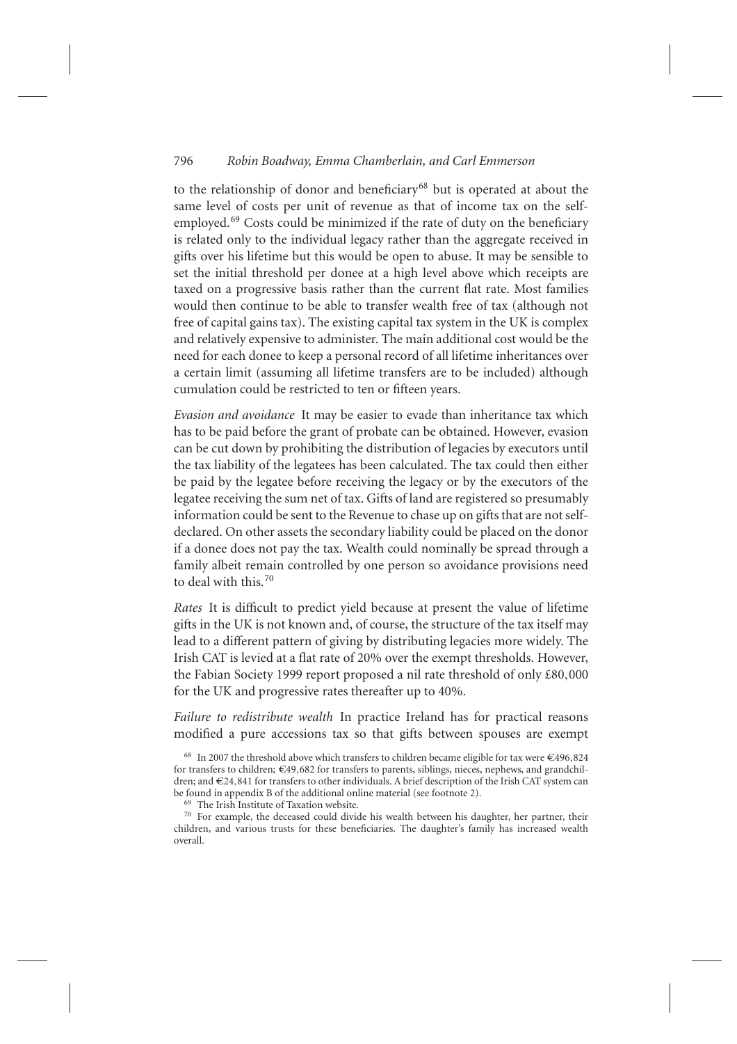to the relationship of donor and beneficiary[68] but is operated at about the same level of costs per unit of revenue as that of income tax on the self-employed.[69] Costs could be minimized if the rate of duty on the beneficiary is related only to the individual legacy rather than the aggregate received in gifts over his lifetime but this would be open to abuse. It may be sensible to set the initial threshold per donee at a high level above which receipts are taxed on a progressive basis rather than the current flat rate. Most families would then continue to be able to transfer wealth free of tax (although not free of capital gains tax). The existing capital tax system in the UK is complex and relatively expensive to administer. The main additional cost would be the need for each donee to keep a personal record of all lifetime inheritances over a certain limit (assuming all lifetime transfers are to be included) although cumulation could be restricted to ten or fifteen years.

*Evasion and avoidance* It may be easier to evade than inheritance tax which has to be paid before the grant of probate can be obtained. However, evasion can be cut down by prohibiting the distribution of legacies by executors until the tax liability of the legatees has been calculated. The tax could then either be paid by the legatee before receiving the legacy or by the executors of the legatee receiving the sum net of tax. Gifts of land are registered so presumably information could be sent to the Revenue to chase up on gifts that are not self-declared. On other assets the secondary liability could be placed on the donor if a donee does not pay the tax. Wealth could nominally be spread through a family albeit remain controlled by one person so avoidance provisions need to deal with this.[70]

*Rates* It is difficult to predict yield because at present the value of lifetime gifts in the UK is not known and, of course, the structure of the tax itself may lead to a different pattern of giving by distributing legacies more widely. The Irish CAT is levied at a flat rate of 20% over the exempt thresholds. However, the Fabian Society 1999 report proposed a nil rate threshold of only £80,000 for the UK and progressive rates thereafter up to 40%.

*Failure to redistribute wealth* In practice Ireland has for practical reasons modified a pure accessions tax so that gifts between spouses are exempt

---

[68] In 2007 the threshold above which transfers to children became eligible for tax were €496,824 for transfers to children; €49,682 for transfers to parents, siblings, nieces, nephews, and grandchildren; and €24,841 for transfers to other individuals. A brief description of the Irish CAT system can be found in appendix B of the additional online material (see footnote 2).

[69] The Irish Institute of Taxation website.

[70] For example, the deceased could divide his wealth between his daughter, her partner, their children, and various trusts for these beneficiaries. The daughter's family has increased wealth overall.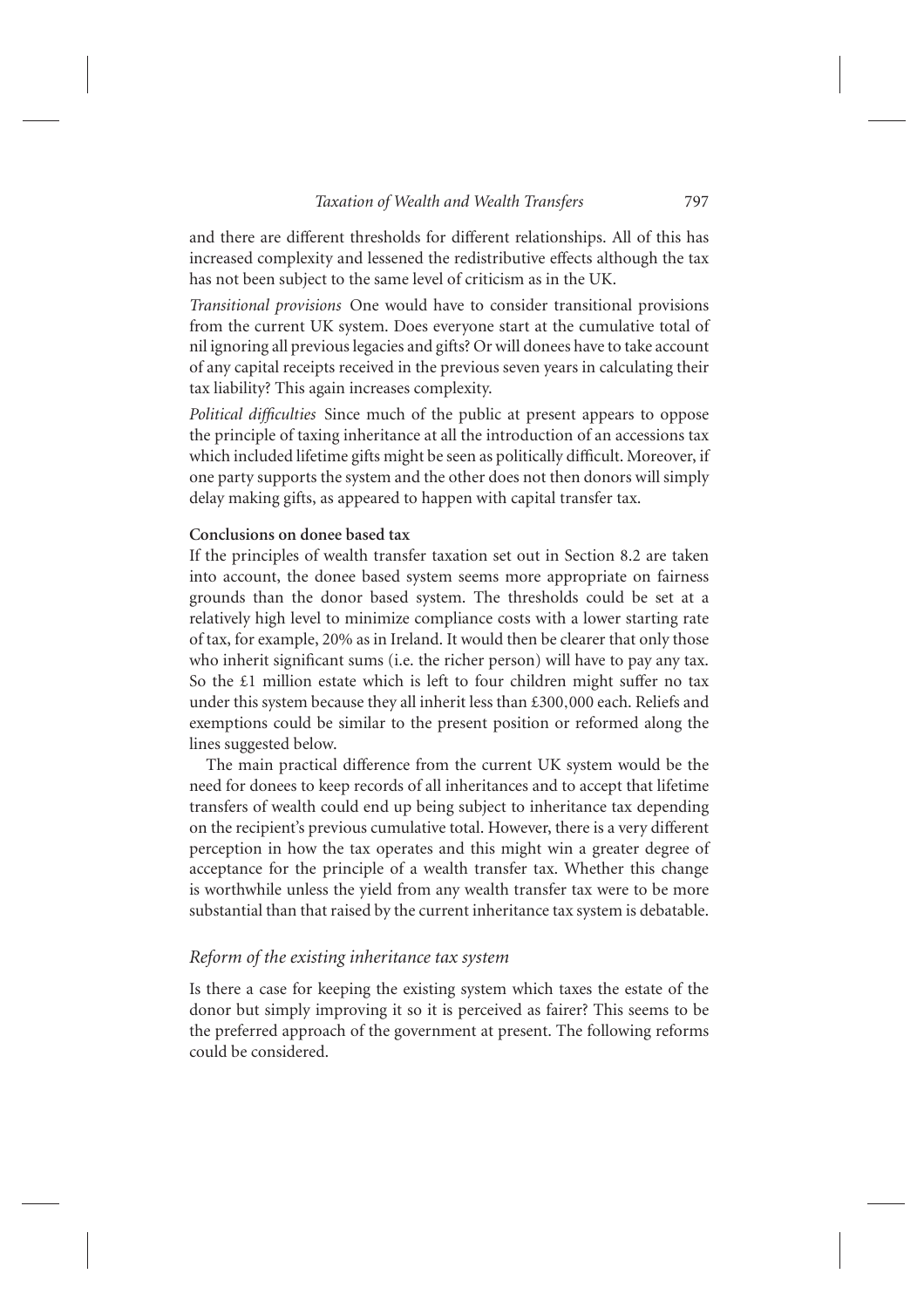and there are different thresholds for different relationships. All of this has increased complexity and lessened the redistributive effects although the tax has not been subject to the same level of criticism as in the UK.

*Transitional provisions* One would have to consider transitional provisions from the current UK system. Does everyone start at the cumulative total of nil ignoring all previous legacies and gifts? Or will donees have to take account of any capital receipts received in the previous seven years in calculating their tax liability? This again increases complexity.

*Political difficulties* Since much of the public at present appears to oppose the principle of taxing inheritance at all the introduction of an accessions tax which included lifetime gifts might be seen as politically difficult. Moreover, if one party supports the system and the other does not then donors will simply delay making gifts, as appeared to happen with capital transfer tax.

**Conclusions on donee based tax**

If the principles of wealth transfer taxation set out in Section 8.2 are taken into account, the donee based system seems more appropriate on fairness grounds than the donor based system. The thresholds could be set at a relatively high level to minimize compliance costs with a lower starting rate of tax, for example, 20% as in Ireland. It would then be clearer that only those who inherit significant sums (i.e. the richer person) will have to pay any tax. So the £1 million estate which is left to four children might suffer no tax under this system because they all inherit less than £300,000 each. Reliefs and exemptions could be similar to the present position or reformed along the lines suggested below.

The main practical difference from the current UK system would be the need for donees to keep records of all inheritances and to accept that lifetime transfers of wealth could end up being subject to inheritance tax depending on the recipient's previous cumulative total. However, there is a very different perception in how the tax operates and this might win a greater degree of acceptance for the principle of a wealth transfer tax. Whether this change is worthwhile unless the yield from any wealth transfer tax were to be more substantial than that raised by the current inheritance tax system is debatable.

### *Reform of the existing inheritance tax system*

Is there a case for keeping the existing system which taxes the estate of the donor but simply improving it so it is perceived as fairer? This seems to be the preferred approach of the government at present. The following reforms could be considered.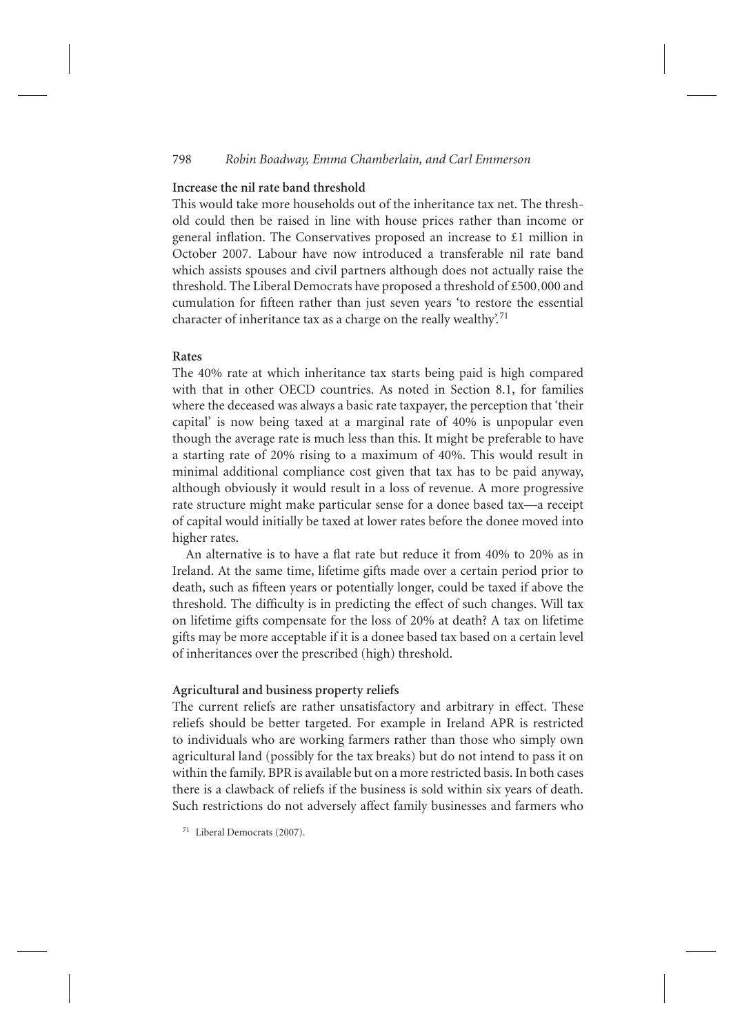**Increase the nil rate band threshold**

This would take more households out of the inheritance tax net. The threshold could then be raised in line with house prices rather than income or general inflation. The Conservatives proposed an increase to £1 million in October 2007. Labour have now introduced a transferable nil rate band which assists spouses and civil partners although does not actually raise the threshold. The Liberal Democrats have proposed a threshold of £500,000 and cumulation for fifteen rather than just seven years 'to restore the essential character of inheritance tax as a charge on the really wealthy'.[71]

**Rates**

The 40% rate at which inheritance tax starts being paid is high compared with that in other OECD countries. As noted in Section 8.1, for families where the deceased was always a basic rate taxpayer, the perception that 'their capital' is now being taxed at a marginal rate of 40% is unpopular even though the average rate is much less than this. It might be preferable to have a starting rate of 20% rising to a maximum of 40%. This would result in minimal additional compliance cost given that tax has to be paid anyway, although obviously it would result in a loss of revenue. A more progressive rate structure might make particular sense for a donee based tax—a receipt of capital would initially be taxed at lower rates before the donee moved into higher rates.

An alternative is to have a flat rate but reduce it from 40% to 20% as in Ireland. At the same time, lifetime gifts made over a certain period prior to death, such as fifteen years or potentially longer, could be taxed if above the threshold. The difficulty is in predicting the effect of such changes. Will tax on lifetime gifts compensate for the loss of 20% at death? A tax on lifetime gifts may be more acceptable if it is a donee based tax based on a certain level of inheritances over the prescribed (high) threshold.

**Agricultural and business property reliefs**

The current reliefs are rather unsatisfactory and arbitrary in effect. These reliefs should be better targeted. For example in Ireland APR is restricted to individuals who are working farmers rather than those who simply own agricultural land (possibly for the tax breaks) but do not intend to pass it on within the family. BPR is available but on a more restricted basis. In both cases there is a clawback of reliefs if the business is sold within six years of death. Such restrictions do not adversely affect family businesses and farmers who

[71] Liberal Democrats (2007).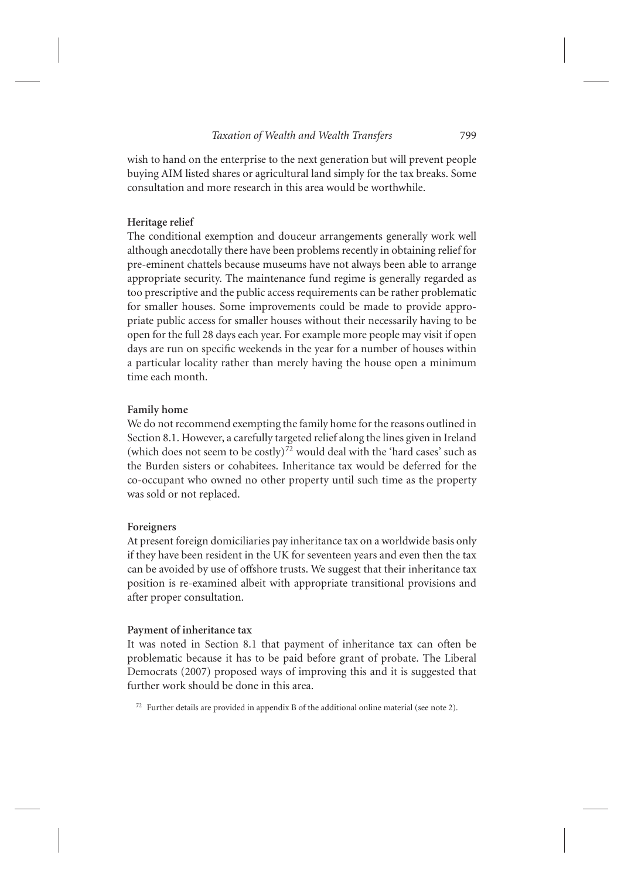wish to hand on the enterprise to the next generation but will prevent people buying AIM listed shares or agricultural land simply for the tax breaks. Some consultation and more research in this area would be worthwhile.

**Heritage relief**

The conditional exemption and douceur arrangements generally work well although anecdotally there have been problems recently in obtaining relief for pre-eminent chattels because museums have not always been able to arrange appropriate security. The maintenance fund regime is generally regarded as too prescriptive and the public access requirements can be rather problematic for smaller houses. Some improvements could be made to provide appropriate public access for smaller houses without their necessarily having to be open for the full 28 days each year. For example more people may visit if open days are run on specific weekends in the year for a number of houses within a particular locality rather than merely having the house open a minimum time each month.

**Family home**

We do not recommend exempting the family home for the reasons outlined in Section 8.1. However, a carefully targeted relief along the lines given in Ireland (which does not seem to be costly)[72] would deal with the 'hard cases' such as the Burden sisters or cohabitees. Inheritance tax would be deferred for the co-occupant who owned no other property until such time as the property was sold or not replaced.

**Foreigners**

At present foreign domiciliaries pay inheritance tax on a worldwide basis only if they have been resident in the UK for seventeen years and even then the tax can be avoided by use of offshore trusts. We suggest that their inheritance tax position is re-examined albeit with appropriate transitional provisions and after proper consultation.

**Payment of inheritance tax**

It was noted in Section 8.1 that payment of inheritance tax can often be problematic because it has to be paid before grant of probate. The Liberal Democrats (2007) proposed ways of improving this and it is suggested that further work should be done in this area.

[72] Further details are provided in appendix B of the additional online material (see note 2).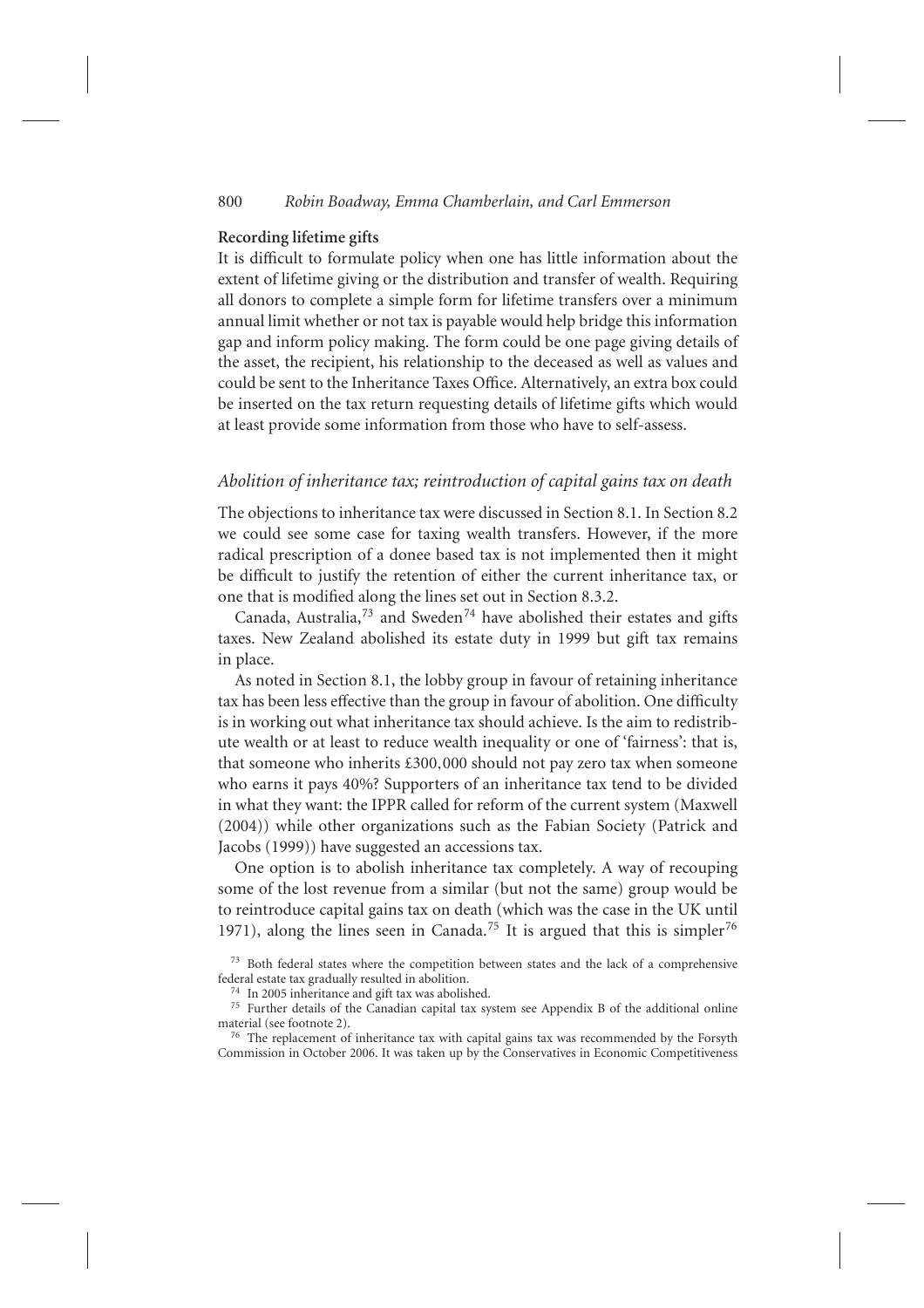**Recording lifetime gifts**

It is difficult to formulate policy when one has little information about the extent of lifetime giving or the distribution and transfer of wealth. Requiring all donors to complete a simple form for lifetime transfers over a minimum annual limit whether or not tax is payable would help bridge this information gap and inform policy making. The form could be one page giving details of the asset, the recipient, his relationship to the deceased as well as values and could be sent to the Inheritance Taxes Office. Alternatively, an extra box could be inserted on the tax return requesting details of lifetime gifts which would at least provide some information from those who have to self-assess.

### *Abolition of inheritance tax; reintroduction of capital gains tax on death*

The objections to inheritance tax were discussed in Section 8.1. In Section 8.2 we could see some case for taxing wealth transfers. However, if the more radical prescription of a donee based tax is not implemented then it might be difficult to justify the retention of either the current inheritance tax, or one that is modified along the lines set out in Section 8.3.2.

Canada, Australia,[73] and Sweden[74] have abolished their estates and gifts taxes. New Zealand abolished its estate duty in 1999 but gift tax remains in place.

As noted in Section 8.1, the lobby group in favour of retaining inheritance tax has been less effective than the group in favour of abolition. One difficulty is in working out what inheritance tax should achieve. Is the aim to redistribute wealth or at least to reduce wealth inequality or one of 'fairness': that is, that someone who inherits £300,000 should not pay zero tax when someone who earns it pays 40%? Supporters of an inheritance tax tend to be divided in what they want: the IPPR called for reform of the current system (Maxwell (2004)) while other organizations such as the Fabian Society (Patrick and Jacobs (1999)) have suggested an accessions tax.

One option is to abolish inheritance tax completely. A way of recouping some of the lost revenue from a similar (but not the same) group would be to reintroduce capital gains tax on death (which was the case in the UK until 1971), along the lines seen in Canada.[75] It is argued that this is simpler[76]

[73] Both federal states where the competition between states and the lack of a comprehensive federal estate tax gradually resulted in abolition.

[74] In 2005 inheritance and gift tax was abolished.

[75] Further details of the Canadian capital tax system see Appendix B of the additional online material (see footnote 2).

[76] The replacement of inheritance tax with capital gains tax was recommended by the Forsyth Commission in October 2006. It was taken up by the Conservatives in Economic Competitiveness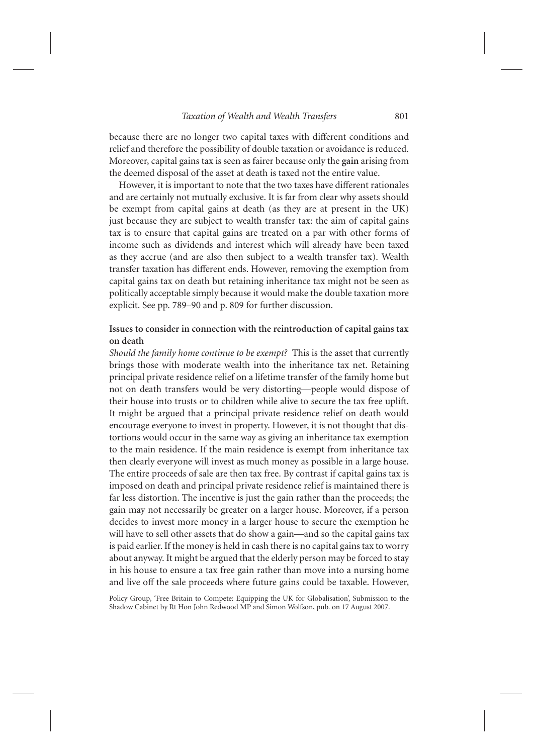because there are no longer two capital taxes with different conditions and relief and therefore the possibility of double taxation or avoidance is reduced. Moreover, capital gains tax is seen as fairer because only the **gain** arising from the deemed disposal of the asset at death is taxed not the entire value.

However, it is important to note that the two taxes have different rationales and are certainly not mutually exclusive. It is far from clear why assets should be exempt from capital gains at death (as they are at present in the UK) just because they are subject to wealth transfer tax: the aim of capital gains tax is to ensure that capital gains are treated on a par with other forms of income such as dividends and interest which will already have been taxed as they accrue (and are also then subject to a wealth transfer tax). Wealth transfer taxation has different ends. However, removing the exemption from capital gains tax on death but retaining inheritance tax might not be seen as politically acceptable simply because it would make the double taxation more explicit. See pp. 789–90 and p. 809 for further discussion.

**Issues to consider in connection with the reintroduction of capital gains tax on death**

*Should the family home continue to be exempt?* This is the asset that currently brings those with moderate wealth into the inheritance tax net. Retaining principal private residence relief on a lifetime transfer of the family home but not on death transfers would be very distorting—people would dispose of their house into trusts or to children while alive to secure the tax free uplift. It might be argued that a principal private residence relief on death would encourage everyone to invest in property. However, it is not thought that distortions would occur in the same way as giving an inheritance tax exemption to the main residence. If the main residence is exempt from inheritance tax then clearly everyone will invest as much money as possible in a large house. The entire proceeds of sale are then tax free. By contrast if capital gains tax is imposed on death and principal private residence relief is maintained there is far less distortion. The incentive is just the gain rather than the proceeds; the gain may not necessarily be greater on a larger house. Moreover, if a person decides to invest more money in a larger house to secure the exemption he will have to sell other assets that do show a gain—and so the capital gains tax is paid earlier. If the money is held in cash there is no capital gains tax to worry about anyway. It might be argued that the elderly person may be forced to stay in his house to ensure a tax free gain rather than move into a nursing home and live off the sale proceeds where future gains could be taxable. However,

Policy Group, 'Free Britain to Compete: Equipping the UK for Globalisation', Submission to the Shadow Cabinet by Rt Hon John Redwood MP and Simon Wolfson, pub. on 17 August 2007.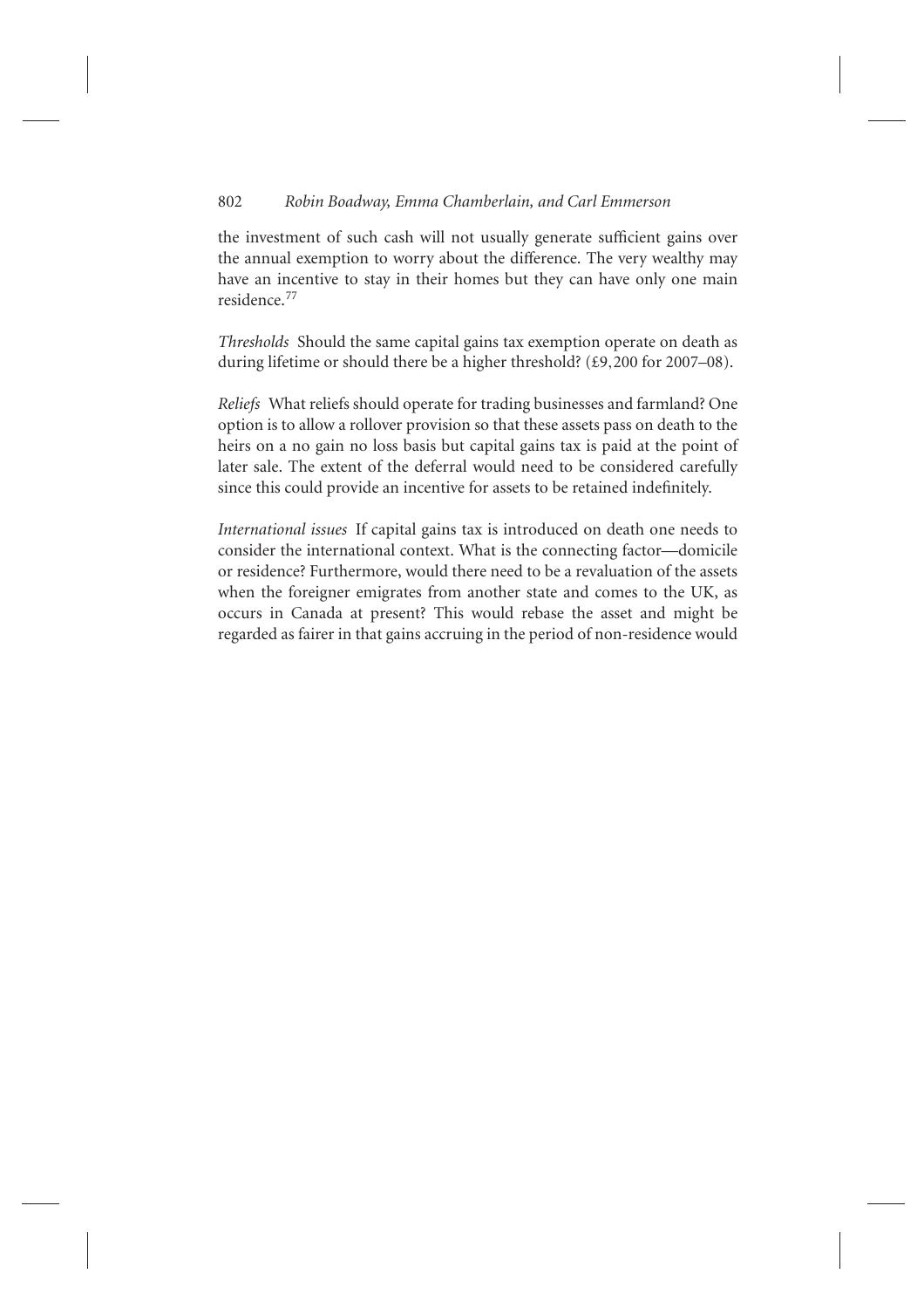the investment of such cash will not usually generate sufficient gains over the annual exemption to worry about the difference. The very wealthy may have an incentive to stay in their homes but they can have only one main residence.[77]

*Thresholds* Should the same capital gains tax exemption operate on death as during lifetime or should there be a higher threshold? (£9,200 for 2007–08).

*Reliefs* What reliefs should operate for trading businesses and farmland? One option is to allow a rollover provision so that these assets pass on death to the heirs on a no gain no loss basis but capital gains tax is paid at the point of later sale. The extent of the deferral would need to be considered carefully since this could provide an incentive for assets to be retained indefinitely.

*International issues* If capital gains tax is introduced on death one needs to consider the international context. What is the connecting factor—domicile or residence? Furthermore, would there need to be a revaluation of the assets when the foreigner emigrates from another state and comes to the UK, as occurs in Canada at present? This would rebase the asset and might be regarded as fairer in that gains accruing in the period of non-residence would